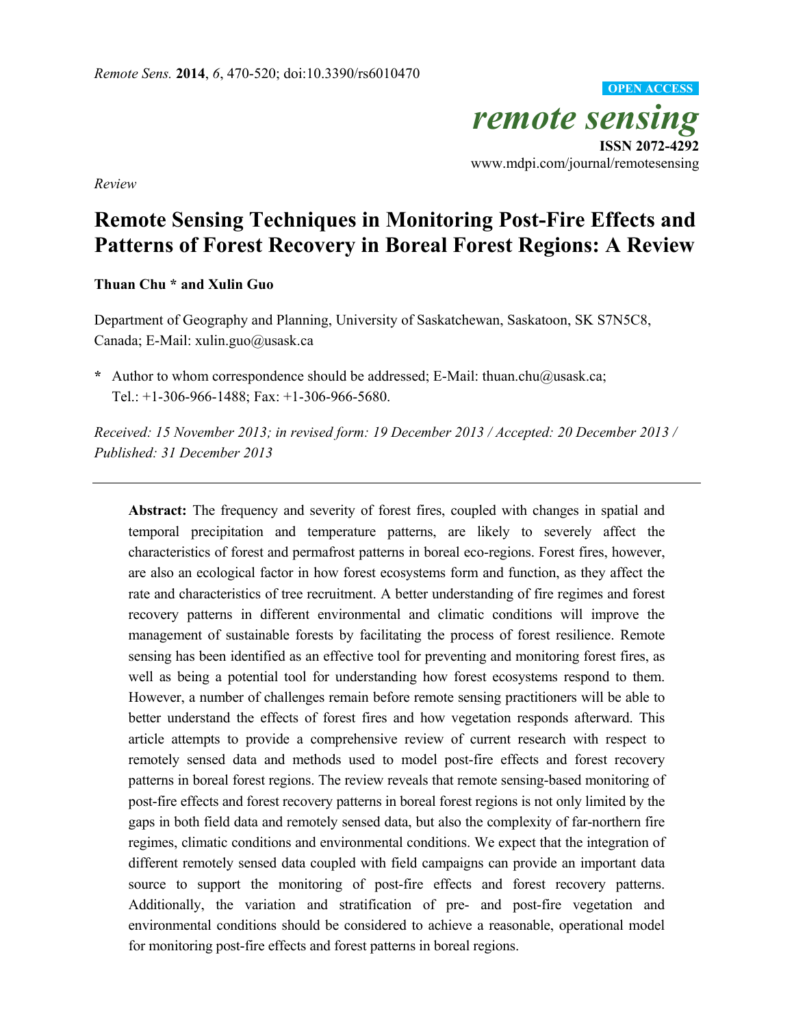OPEN ACCESS

*remote sensing*

**ISSN 2072-4292**

www.mdpi.com/journal/remotesensing

*Review*

# Remote Sensing Techniques in Monitoring Post-Fire Effects and Patterns of Forest Recovery in Boreal Forest Regions: A Review

**Thuan Chu * and Xulin Guo**

Department of Geography and Planning, University of Saskatchewan, Saskatoon, SK S7N5C8, Canada; E-Mail: xulin.guo@usask.ca

**\*** Author to whom correspondence should be addressed; E-Mail: thuan.chu@usask.ca; Tel.: +1-306-966-1488; Fax: +1-306-966-5680.

*Received: 15 November 2013; in revised form: 19 December 2013 / Accepted: 20 December 2013 / Published: 31 December 2013*

---

**Abstract:** The frequency and severity of forest fires, coupled with changes in spatial and temporal precipitation and temperature patterns, are likely to severely affect the characteristics of forest and permafrost patterns in boreal eco-regions. Forest fires, however, are also an ecological factor in how forest ecosystems form and function, as they affect the rate and characteristics of tree recruitment. A better understanding of fire regimes and forest recovery patterns in different environmental and climatic conditions will improve the management of sustainable forests by facilitating the process of forest resilience. Remote sensing has been identified as an effective tool for preventing and monitoring forest fires, as well as being a potential tool for understanding how forest ecosystems respond to them. However, a number of challenges remain before remote sensing practitioners will be able to better understand the effects of forest fires and how vegetation responds afterward. This article attempts to provide a comprehensive review of current research with respect to remotely sensed data and methods used to model post-fire effects and forest recovery patterns in boreal forest regions. The review reveals that remote sensing-based monitoring of post-fire effects and forest recovery patterns in boreal forest regions is not only limited by the gaps in both field data and remotely sensed data, but also the complexity of far-northern fire regimes, climatic conditions and environmental conditions. We expect that the integration of different remotely sensed data coupled with field campaigns can provide an important data source to support the monitoring of post-fire effects and forest recovery patterns. Additionally, the variation and stratification of pre- and post-fire vegetation and environmental conditions should be considered to achieve a reasonable, operational model for monitoring post-fire effects and forest patterns in boreal regions.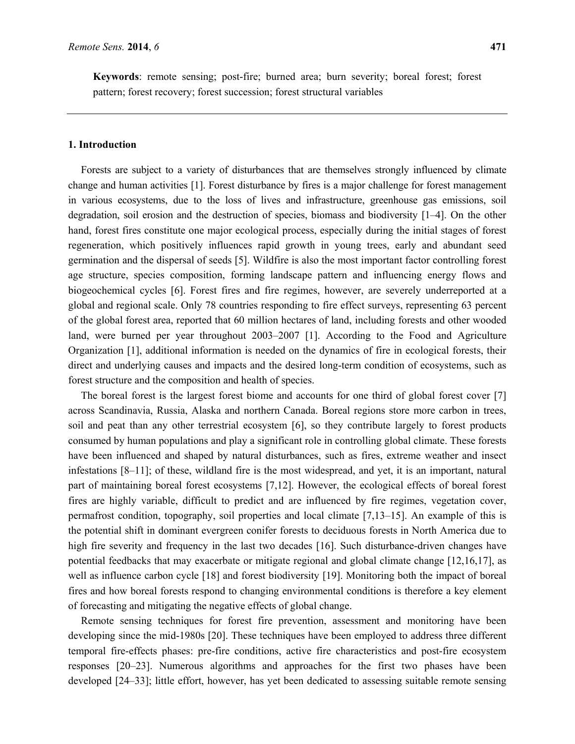**Keywords**: remote sensing; post-fire; burned area; burn severity; boreal forest; forest pattern; forest recovery; forest succession; forest structural variables

## 1. Introduction

Forests are subject to a variety of disturbances that are themselves strongly influenced by climate change and human activities [1]. Forest disturbance by fires is a major challenge for forest management in various ecosystems, due to the loss of lives and infrastructure, greenhouse gas emissions, soil degradation, soil erosion and the destruction of species, biomass and biodiversity [1–4]. On the other hand, forest fires constitute one major ecological process, especially during the initial stages of forest regeneration, which positively influences rapid growth in young trees, early and abundant seed germination and the dispersal of seeds [5]. Wildfire is also the most important factor controlling forest age structure, species composition, forming landscape pattern and influencing energy flows and biogeochemical cycles [6]. Forest fires and fire regimes, however, are severely underreported at a global and regional scale. Only 78 countries responding to fire effect surveys, representing 63 percent of the global forest area, reported that 60 million hectares of land, including forests and other wooded land, were burned per year throughout 2003–2007 [1]. According to the Food and Agriculture Organization [1], additional information is needed on the dynamics of fire in ecological forests, their direct and underlying causes and impacts and the desired long-term condition of ecosystems, such as forest structure and the composition and health of species.

The boreal forest is the largest forest biome and accounts for one third of global forest cover [7] across Scandinavia, Russia, Alaska and northern Canada. Boreal regions store more carbon in trees, soil and peat than any other terrestrial ecosystem [6], so they contribute largely to forest products consumed by human populations and play a significant role in controlling global climate. These forests have been influenced and shaped by natural disturbances, such as fires, extreme weather and insect infestations [8–11]; of these, wildland fire is the most widespread, and yet, it is an important, natural part of maintaining boreal forest ecosystems [7,12]. However, the ecological effects of boreal forest fires are highly variable, difficult to predict and are influenced by fire regimes, vegetation cover, permafrost condition, topography, soil properties and local climate [7,13–15]. An example of this is the potential shift in dominant evergreen conifer forests to deciduous forests in North America due to high fire severity and frequency in the last two decades [16]. Such disturbance-driven changes have potential feedbacks that may exacerbate or mitigate regional and global climate change [12,16,17], as well as influence carbon cycle [18] and forest biodiversity [19]. Monitoring both the impact of boreal fires and how boreal forests respond to changing environmental conditions is therefore a key element of forecasting and mitigating the negative effects of global change.

Remote sensing techniques for forest fire prevention, assessment and monitoring have been developing since the mid-1980s [20]. These techniques have been employed to address three different temporal fire-effects phases: pre-fire conditions, active fire characteristics and post-fire ecosystem responses [20–23]. Numerous algorithms and approaches for the first two phases have been developed [24–33]; little effort, however, has yet been dedicated to assessing suitable remote sensing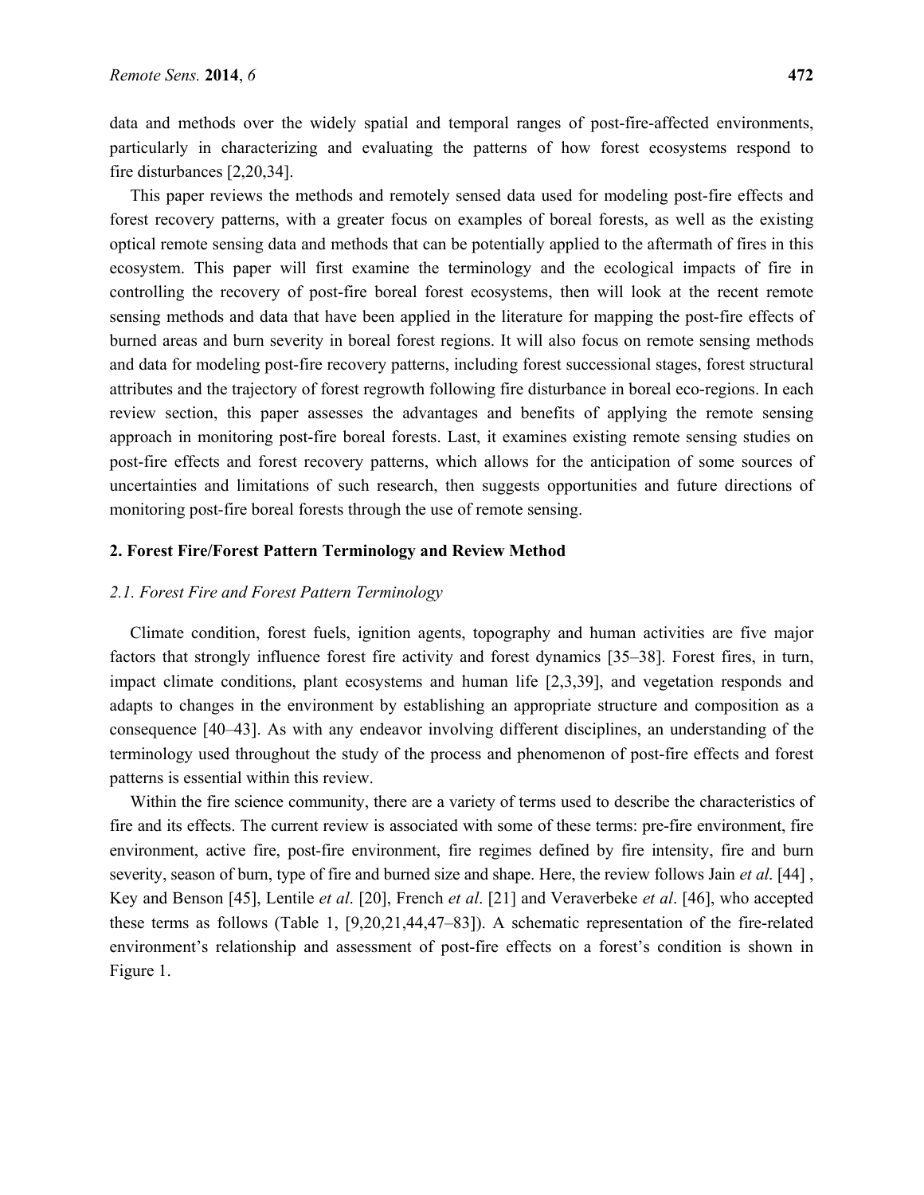data and methods over the widely spatial and temporal ranges of post-fire-affected environments, particularly in characterizing and evaluating the patterns of how forest ecosystems respond to fire disturbances [2,20,34].

This paper reviews the methods and remotely sensed data used for modeling post-fire effects and forest recovery patterns, with a greater focus on examples of boreal forests, as well as the existing optical remote sensing data and methods that can be potentially applied to the aftermath of fires in this ecosystem. This paper will first examine the terminology and the ecological impacts of fire in controlling the recovery of post-fire boreal forest ecosystems, then will look at the recent remote sensing methods and data that have been applied in the literature for mapping the post-fire effects of burned areas and burn severity in boreal forest regions. It will also focus on remote sensing methods and data for modeling post-fire recovery patterns, including forest successional stages, forest structural attributes and the trajectory of forest regrowth following fire disturbance in boreal eco-regions. In each review section, this paper assesses the advantages and benefits of applying the remote sensing approach in monitoring post-fire boreal forests. Last, it examines existing remote sensing studies on post-fire effects and forest recovery patterns, which allows for the anticipation of some sources of uncertainties and limitations of such research, then suggests opportunities and future directions of monitoring post-fire boreal forests through the use of remote sensing.

## 2. Forest Fire/Forest Pattern Terminology and Review Method

### *2.1. Forest Fire and Forest Pattern Terminology*

Climate condition, forest fuels, ignition agents, topography and human activities are five major factors that strongly influence forest fire activity and forest dynamics [35–38]. Forest fires, in turn, impact climate conditions, plant ecosystems and human life [2,3,39], and vegetation responds and adapts to changes in the environment by establishing an appropriate structure and composition as a consequence [40–43]. As with any endeavor involving different disciplines, an understanding of the terminology used throughout the study of the process and phenomenon of post-fire effects and forest patterns is essential within this review.

Within the fire science community, there are a variety of terms used to describe the characteristics of fire and its effects. The current review is associated with some of these terms: pre-fire environment, fire environment, active fire, post-fire environment, fire regimes defined by fire intensity, fire and burn severity, season of burn, type of fire and burned size and shape. Here, the review follows Jain *et al*. [44] , Key and Benson [45], Lentile *et al*. [20], French *et al*. [21] and Veraverbeke *et al*. [46], who accepted these terms as follows (Table 1, [9,20,21,44,47–83]). A schematic representation of the fire-related environment's relationship and assessment of post-fire effects on a forest's condition is shown in Figure 1.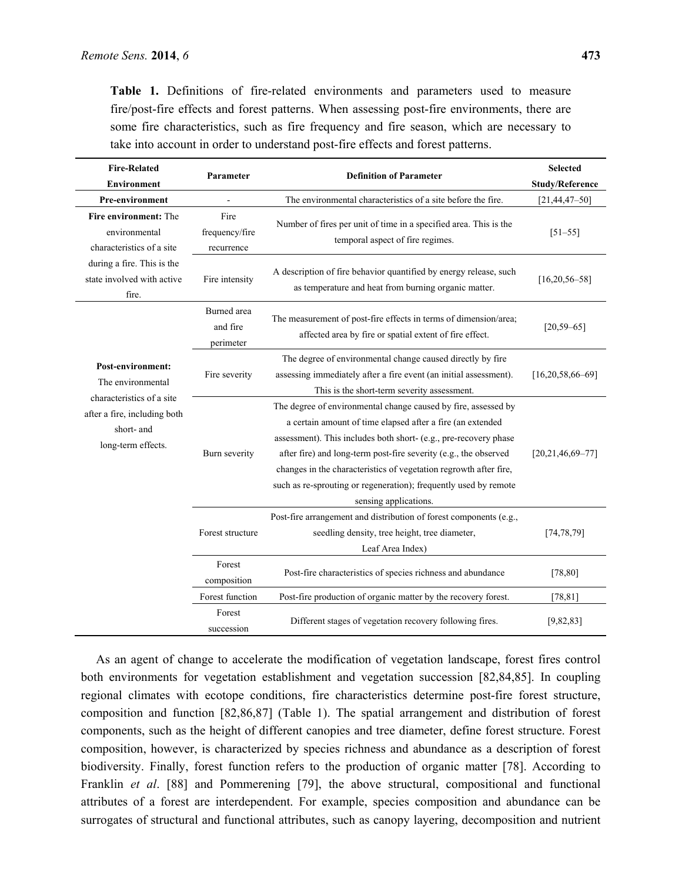**Table 1.** Definitions of fire-related environments and parameters used to measure fire/post-fire effects and forest patterns. When assessing post-fire environments, there are some fire characteristics, such as fire frequency and fire season, which are necessary to take into account in order to understand post-fire effects and forest patterns.

| Fire-Related Environment | Parameter | Definition of Parameter | Selected Study/Reference |
|---|---|---|---|
| **Pre-environment** | - | The environmental characteristics of a site before the fire. | [21,44,47–50] |
| **Fire environment:** The environmental characteristics of a site during a fire. This is the state involved with active fire. | Fire frequency/fire recurrence | Number of fires per unit of time in a specified area. This is the temporal aspect of fire regimes. | [51–55] |
| | Fire intensity | A description of fire behavior quantified by energy release, such as temperature and heat from burning organic matter. | [16,20,56–58] |
| **Post-environment:** The environmental characteristics of a site after a fire, including both short- and long-term effects. | Burned area and fire perimeter | The measurement of post-fire effects in terms of dimension/area; affected area by fire or spatial extent of fire effect. | [20,59–65] |
| | Fire severity | The degree of environmental change caused directly by fire assessing immediately after a fire event (an initial assessment). This is the short-term severity assessment. | [16,20,58,66–69] |
| | Burn severity | The degree of environmental change caused by fire, assessed by a certain amount of time elapsed after a fire (an extended assessment). This includes both short- (e.g., pre-recovery phase after fire) and long-term post-fire severity (e.g., the observed changes in the characteristics of vegetation regrowth after fire, such as re-sprouting or regeneration); frequently used by remote sensing applications. | [20,21,46,69–77] |
| | Forest structure | Post-fire arrangement and distribution of forest components (e.g., seedling density, tree height, tree diameter, Leaf Area Index) | [74,78,79] |
| | Forest composition | Post-fire characteristics of species richness and abundance | [78,80] |
| | Forest function | Post-fire production of organic matter by the recovery forest. | [78,81] |
| | Forest succession | Different stages of vegetation recovery following fires. | [9,82,83] |

As an agent of change to accelerate the modification of vegetation landscape, forest fires control both environments for vegetation establishment and vegetation succession [82,84,85]. In coupling regional climates with ecotope conditions, fire characteristics determine post-fire forest structure, composition and function [82,86,87] (Table 1). The spatial arrangement and distribution of forest components, such as the height of different canopies and tree diameter, define forest structure. Forest composition, however, is characterized by species richness and abundance as a description of forest biodiversity. Finally, forest function refers to the production of organic matter [78]. According to Franklin *et al*. [88] and Pommerening [79], the above structural, compositional and functional attributes of a forest are interdependent. For example, species composition and abundance can be surrogates of structural and functional attributes, such as canopy layering, decomposition and nutrient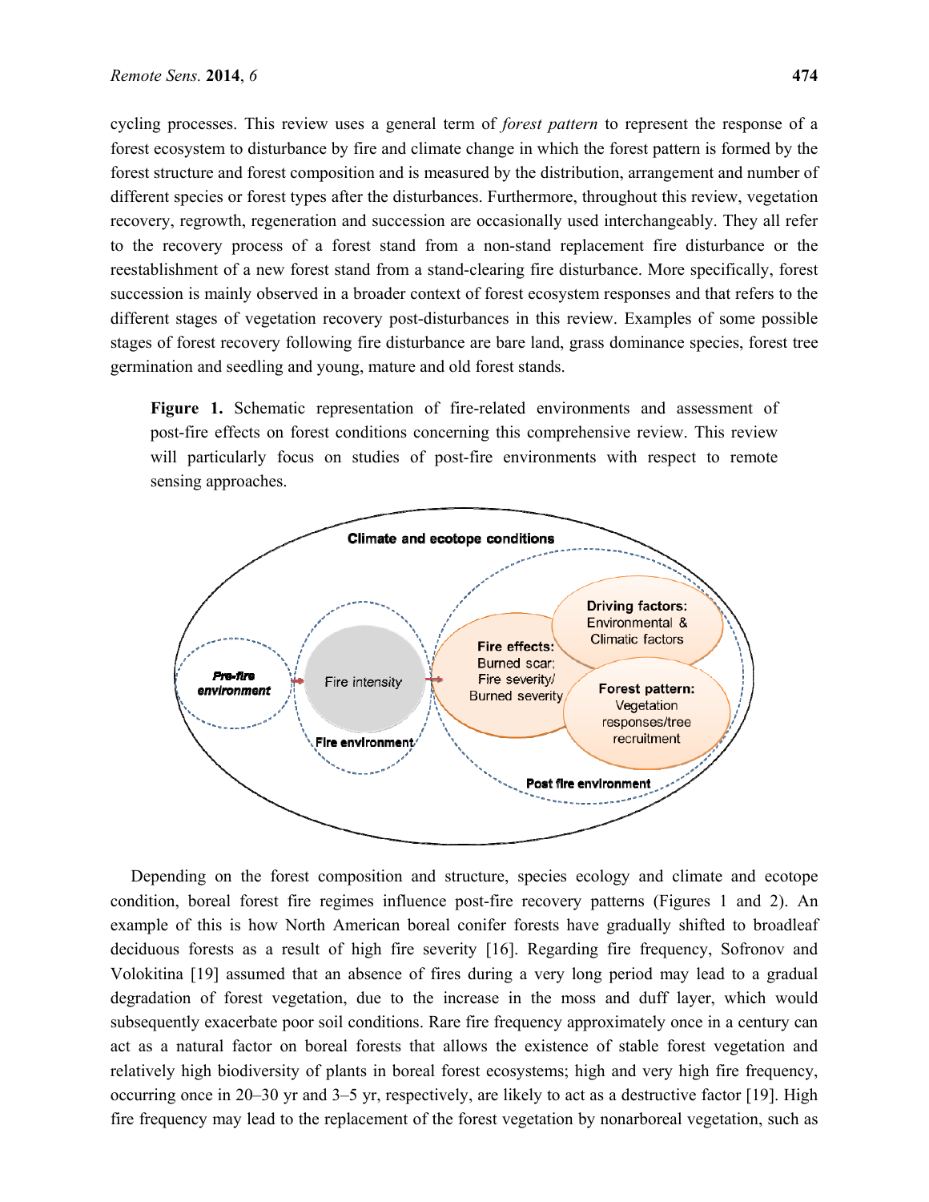cycling processes. This review uses a general term of *forest pattern* to represent the response of a forest ecosystem to disturbance by fire and climate change in which the forest pattern is formed by the forest structure and forest composition and is measured by the distribution, arrangement and number of different species or forest types after the disturbances. Furthermore, throughout this review, vegetation recovery, regrowth, regeneration and succession are occasionally used interchangeably. They all refer to the recovery process of a forest stand from a non-stand replacement fire disturbance or the reestablishment of a new forest stand from a stand-clearing fire disturbance. More specifically, forest succession is mainly observed in a broader context of forest ecosystem responses and that refers to the different stages of vegetation recovery post-disturbances in this review. Examples of some possible stages of forest recovery following fire disturbance are bare land, grass dominance species, forest tree germination and seedling and young, mature and old forest stands.

**Figure 1.** Schematic representation of fire-related environments and assessment of post-fire effects on forest conditions concerning this comprehensive review. This review will particularly focus on studies of post-fire environments with respect to remote sensing approaches.

Climate and ecotope conditions

Pre-fire environment

Fire intensity

Fire environment

Fire effects: Burned scar; Fire severity/ Burned severity

Driving factors: Environmental & Climatic factors

Forest pattern: Vegetation responses/tree recruitment

Post fire environment

Depending on the forest composition and structure, species ecology and climate and ecotope condition, boreal forest fire regimes influence post-fire recovery patterns (Figures 1 and 2). An example of this is how North American boreal conifer forests have gradually shifted to broadleaf deciduous forests as a result of high fire severity [16]. Regarding fire frequency, Sofronov and Volokitina [19] assumed that an absence of fires during a very long period may lead to a gradual degradation of forest vegetation, due to the increase in the moss and duff layer, which would subsequently exacerbate poor soil conditions. Rare fire frequency approximately once in a century can act as a natural factor on boreal forests that allows the existence of stable forest vegetation and relatively high biodiversity of plants in boreal forest ecosystems; high and very high fire frequency, occurring once in 20–30 yr and 3–5 yr, respectively, are likely to act as a destructive factor [19]. High fire frequency may lead to the replacement of the forest vegetation by nonarboreal vegetation, such as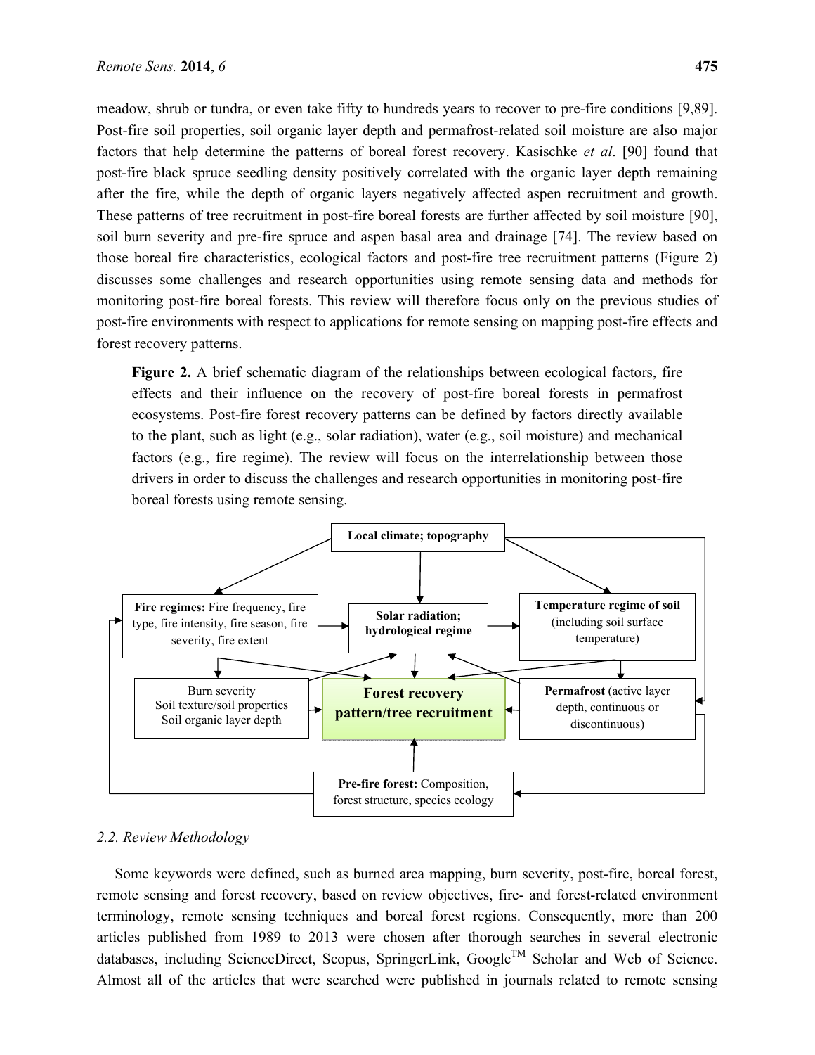meadow, shrub or tundra, or even take fifty to hundreds years to recover to pre-fire conditions [9,89]. Post-fire soil properties, soil organic layer depth and permafrost-related soil moisture are also major factors that help determine the patterns of boreal forest recovery. Kasischke *et al*. [90] found that post-fire black spruce seedling density positively correlated with the organic layer depth remaining after the fire, while the depth of organic layers negatively affected aspen recruitment and growth. These patterns of tree recruitment in post-fire boreal forests are further affected by soil moisture [90], soil burn severity and pre-fire spruce and aspen basal area and drainage [74]. The review based on those boreal fire characteristics, ecological factors and post-fire tree recruitment patterns (Figure 2) discusses some challenges and research opportunities using remote sensing data and methods for monitoring post-fire boreal forests. This review will therefore focus only on the previous studies of post-fire environments with respect to applications for remote sensing on mapping post-fire effects and forest recovery patterns.

**Figure 2.** A brief schematic diagram of the relationships between ecological factors, fire effects and their influence on the recovery of post-fire boreal forests in permafrost ecosystems. Post-fire forest recovery patterns can be defined by factors directly available to the plant, such as light (e.g., solar radiation), water (e.g., soil moisture) and mechanical factors (e.g., fire regime). The review will focus on the interrelationship between those drivers in order to discuss the challenges and research opportunities in monitoring post-fire boreal forests using remote sensing.

**Local climate; topography**

**Fire regimes:** Fire frequency, fire type, fire intensity, fire season, fire severity, fire extent

**Solar radiation; hydrological regime**

**Temperature regime of soil** (including soil surface temperature)

Burn severity
Soil texture/soil properties
Soil organic layer depth

**Forest recovery pattern/tree recruitment**

**Permafrost** (active layer depth, continuous or discontinuous)

**Pre-fire forest:** Composition, forest structure, species ecology

### *2.2. Review Methodology*

Some keywords were defined, such as burned area mapping, burn severity, post-fire, boreal forest, remote sensing and forest recovery, based on review objectives, fire- and forest-related environment terminology, remote sensing techniques and boreal forest regions. Consequently, more than 200 articles published from 1989 to 2013 were chosen after thorough searches in several electronic databases, including ScienceDirect, Scopus, SpringerLink, Google™ Scholar and Web of Science. Almost all of the articles that were searched were published in journals related to remote sensing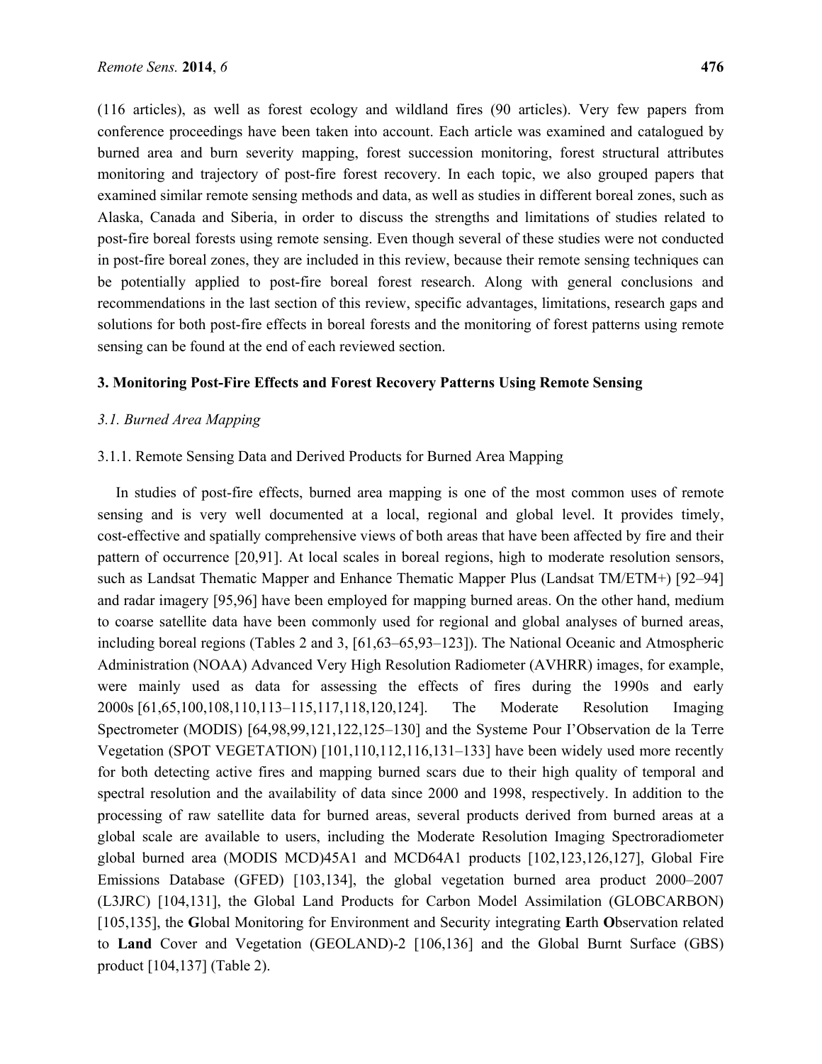(116 articles), as well as forest ecology and wildland fires (90 articles). Very few papers from conference proceedings have been taken into account. Each article was examined and catalogued by burned area and burn severity mapping, forest succession monitoring, forest structural attributes monitoring and trajectory of post-fire forest recovery. In each topic, we also grouped papers that examined similar remote sensing methods and data, as well as studies in different boreal zones, such as Alaska, Canada and Siberia, in order to discuss the strengths and limitations of studies related to post-fire boreal forests using remote sensing. Even though several of these studies were not conducted in post-fire boreal zones, they are included in this review, because their remote sensing techniques can be potentially applied to post-fire boreal forest research. Along with general conclusions and recommendations in the last section of this review, specific advantages, limitations, research gaps and solutions for both post-fire effects in boreal forests and the monitoring of forest patterns using remote sensing can be found at the end of each reviewed section.

## 3. Monitoring Post-Fire Effects and Forest Recovery Patterns Using Remote Sensing

### *3.1. Burned Area Mapping*

#### 3.1.1. Remote Sensing Data and Derived Products for Burned Area Mapping

In studies of post-fire effects, burned area mapping is one of the most common uses of remote sensing and is very well documented at a local, regional and global level. It provides timely, cost-effective and spatially comprehensive views of both areas that have been affected by fire and their pattern of occurrence [20,91]. At local scales in boreal regions, high to moderate resolution sensors, such as Landsat Thematic Mapper and Enhance Thematic Mapper Plus (Landsat TM/ETM+) [92–94] and radar imagery [95,96] have been employed for mapping burned areas. On the other hand, medium to coarse satellite data have been commonly used for regional and global analyses of burned areas, including boreal regions (Tables 2 and 3, [61,63–65,93–123]). The National Oceanic and Atmospheric Administration (NOAA) Advanced Very High Resolution Radiometer (AVHRR) images, for example, were mainly used as data for assessing the effects of fires during the 1990s and early 2000s [61,65,100,108,110,113–115,117,118,120,124]. The Moderate Resolution Imaging Spectrometer (MODIS) [64,98,99,121,122,125–130] and the Systeme Pour I'Observation de la Terre Vegetation (SPOT VEGETATION) [101,110,112,116,131–133] have been widely used more recently for both detecting active fires and mapping burned scars due to their high quality of temporal and spectral resolution and the availability of data since 2000 and 1998, respectively. In addition to the processing of raw satellite data for burned areas, several products derived from burned areas at a global scale are available to users, including the Moderate Resolution Imaging Spectroradiometer global burned area (MODIS MCD)45A1 and MCD64A1 products [102,123,126,127], Global Fire Emissions Database (GFED) [103,134], the global vegetation burned area product 2000–2007 (L3JRC) [104,131], the Global Land Products for Carbon Model Assimilation (GLOBCARBON) [105,135], the **G**lobal Monitoring for Environment and Security integrating **E**arth **O**bservation related to **Land** Cover and Vegetation (GEOLAND)-2 [106,136] and the Global Burnt Surface (GBS) product [104,137] (Table 2).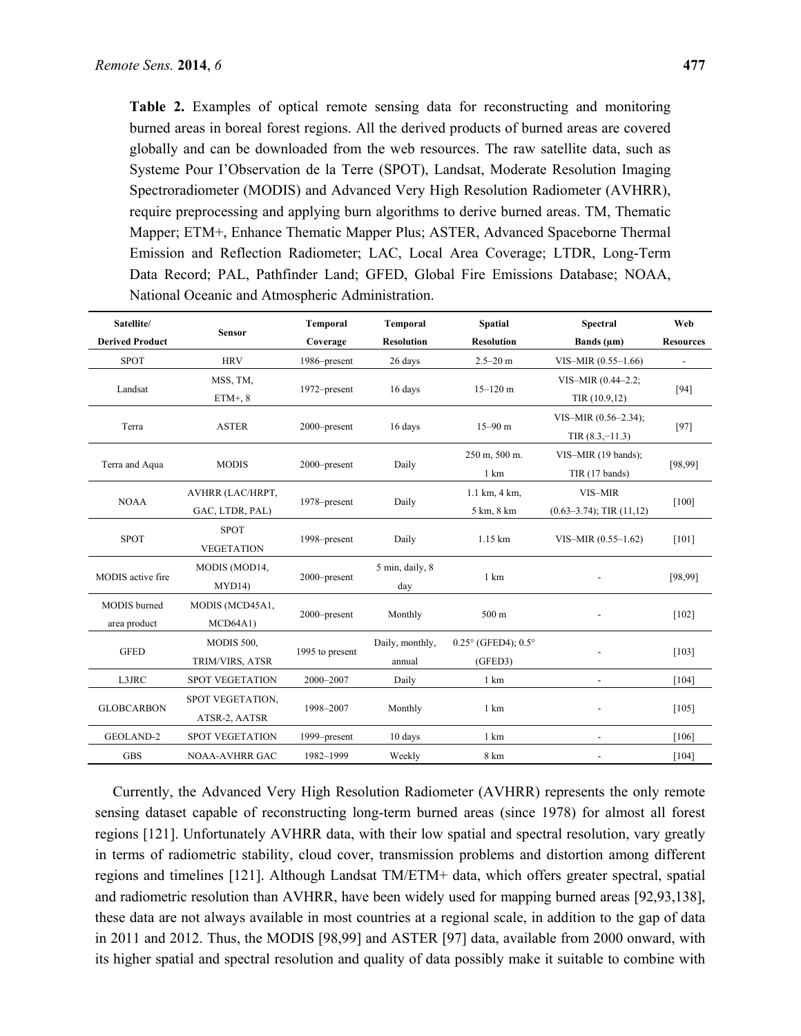**Table 2.** Examples of optical remote sensing data for reconstructing and monitoring burned areas in boreal forest regions. All the derived products of burned areas are covered globally and can be downloaded from the web resources. The raw satellite data, such as Systeme Pour I'Observation de la Terre (SPOT), Landsat, Moderate Resolution Imaging Spectroradiometer (MODIS) and Advanced Very High Resolution Radiometer (AVHRR), require preprocessing and applying burn algorithms to derive burned areas. TM, Thematic Mapper; ETM+, Enhance Thematic Mapper Plus; ASTER, Advanced Spaceborne Thermal Emission and Reflection Radiometer; LAC, Local Area Coverage; LTDR, Long-Term Data Record; PAL, Pathfinder Land; GFED, Global Fire Emissions Database; NOAA, National Oceanic and Atmospheric Administration.

| Satellite/ Derived Product | Sensor | Temporal Coverage | Temporal Resolution | Spatial Resolution | Spectral Bands (μm) | Web Resources |
|---|---|---|---|---|---|---|
| SPOT | HRV | 1986–present | 26 days | 2.5–20 m | VIS–MIR (0.55–1.66) | - |
| Landsat | MSS, TM, ETM+, 8 | 1972–present | 16 days | 15–120 m | VIS–MIR (0.44–2.2; TIR (10.9,12) | [94] |
| Terra | ASTER | 2000–present | 16 days | 15–90 m | VIS–MIR (0.56–2.34); TIR (8.3,–11.3) | [97] |
| Terra and Aqua | MODIS | 2000–present | Daily | 250 m, 500 m. 1 km | VIS–MIR (19 bands); TIR (17 bands) | [98,99] |
| NOAA | AVHRR (LAC/HRPT, GAC, LTDR, PAL) | 1978–present | Daily | 1.1 km, 4 km, 5 km, 8 km | VIS–MIR (0.63–3.74); TIR (11,12) | [100] |
| SPOT | SPOT VEGETATION | 1998–present | Daily | 1.15 km | VIS–MIR (0.55–1.62) | [101] |
| MODIS active fire | MODIS (MOD14, MYD14) | 2000–present | 5 min, daily, 8 day | 1 km | - | [98,99] |
| MODIS burned area product | MODIS (MCD45A1, MCD64A1) | 2000–present | Monthly | 500 m | - | [102] |
| GFED | MODIS 500, TRIM/VIRS, ATSR | 1995 to present | Daily, monthly, annual | 0.25° (GFED4); 0.5° (GFED3) | - | [103] |
| L3JRC | SPOT VEGETATION | 2000–2007 | Daily | 1 km | - | [104] |
| GLOBCARBON | SPOT VEGETATION, ATSR-2, AATSR | 1998–2007 | Monthly | 1 km | - | [105] |
| GEOLAND-2 | SPOT VEGETATION | 1999–present | 10 days | 1 km | - | [106] |
| GBS | NOAA-AVHRR GAC | 1982–1999 | Weekly | 8 km | - | [104] |

Currently, the Advanced Very High Resolution Radiometer (AVHRR) represents the only remote sensing dataset capable of reconstructing long-term burned areas (since 1978) for almost all forest regions [121]. Unfortunately AVHRR data, with their low spatial and spectral resolution, vary greatly in terms of radiometric stability, cloud cover, transmission problems and distortion among different regions and timelines [121]. Although Landsat TM/ETM+ data, which offers greater spectral, spatial and radiometric resolution than AVHRR, have been widely used for mapping burned areas [92,93,138], these data are not always available in most countries at a regional scale, in addition to the gap of data in 2011 and 2012. Thus, the MODIS [98,99] and ASTER [97] data, available from 2000 onward, with its higher spatial and spectral resolution and quality of data possibly make it suitable to combine with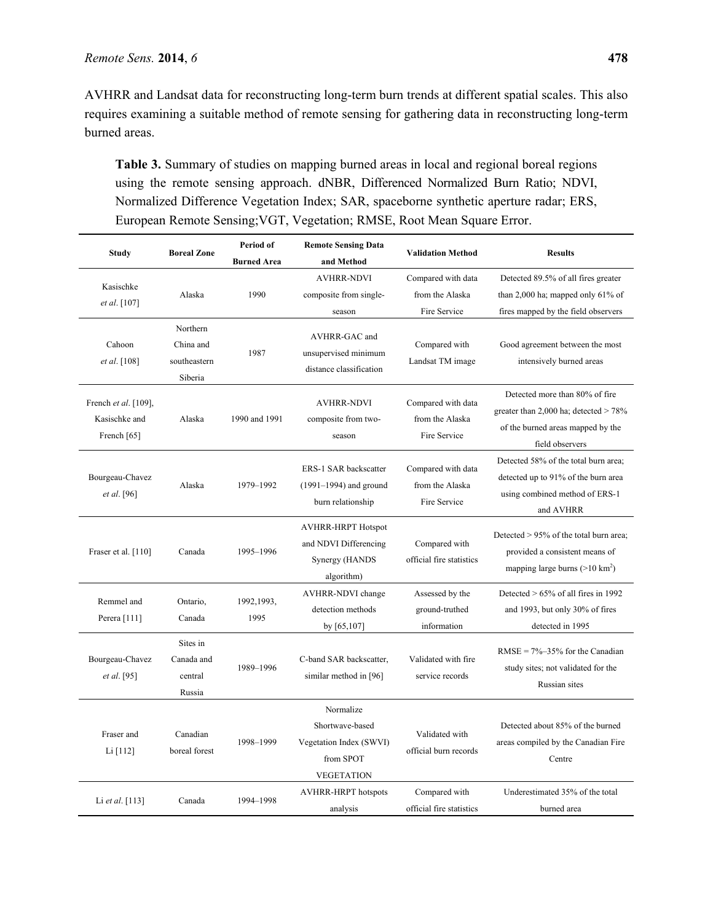AVHRR and Landsat data for reconstructing long-term burn trends at different spatial scales. This also requires examining a suitable method of remote sensing for gathering data in reconstructing long-term burned areas.

**Table 3.** Summary of studies on mapping burned areas in local and regional boreal regions using the remote sensing approach. dNBR, Differenced Normalized Burn Ratio; NDVI, Normalized Difference Vegetation Index; SAR, spaceborne synthetic aperture radar; ERS, European Remote Sensing;VGT, Vegetation; RMSE, Root Mean Square Error.

| Study | Boreal Zone | Period of Burned Area | Remote Sensing Data and Method | Validation Method | Results |
|---|---|---|---|---|---|
| Kasischke *et al*. [107] | Alaska | 1990 | AVHRR-NDVI composite from single-season | Compared with data from the Alaska Fire Service | Detected 89.5% of all fires greater than 2,000 ha; mapped only 61% of fires mapped by the field observers |
| Cahoon *et al*. [108] | Northern China and southeastern Siberia | 1987 | AVHRR-GAC and unsupervised minimum distance classification | Compared with Landsat TM image | Good agreement between the most intensively burned areas |
| French *et al*. [109], Kasischke and French [65] | Alaska | 1990 and 1991 | AVHRR-NDVI composite from two-season | Compared with data from the Alaska Fire Service | Detected more than 80% of fire greater than 2,000 ha; detected > 78% of the burned areas mapped by the field observers |
| Bourgeau-Chavez *et al*. [96] | Alaska | 1979–1992 | ERS-1 SAR backscatter (1991–1994) and ground burn relationship | Compared with data from the Alaska Fire Service | Detected 58% of the total burn area; detected up to 91% of the burn area using combined method of ERS-1 and AVHRR |
| Fraser et al. [110] | Canada | 1995–1996 | AVHRR-HRPT Hotspot and NDVI Differencing Synergy (HANDS algorithm) | Compared with official fire statistics | Detected > 95% of the total burn area; provided a consistent means of mapping large burns (>10 km$^2$) |
| Remmel and Perera [111] | Ontario, Canada | 1992,1993, 1995 | AVHRR-NDVI change detection methods by [65,107] | Assessed by the ground-truthed information | Detected > 65% of all fires in 1992 and 1993, but only 30% of fires detected in 1995 |
| Bourgeau-Chavez *et al*. [95] | Sites in Canada and central Russia | 1989–1996 | C-band SAR backscatter, similar method in [96] | Validated with fire service records | RMSE = 7%–35% for the Canadian study sites; not validated for the Russian sites |
| Fraser and Li [112] | Canadian boreal forest | 1998–1999 | Normalize Shortwave-based Vegetation Index (SWVI) from SPOT VEGETATION | Validated with official burn records | Detected about 85% of the burned areas compiled by the Canadian Fire Centre |
| Li *et al*. [113] | Canada | 1994–1998 | AVHRR-HRPT hotspots analysis | Compared with official fire statistics | Underestimated 35% of the total burned area |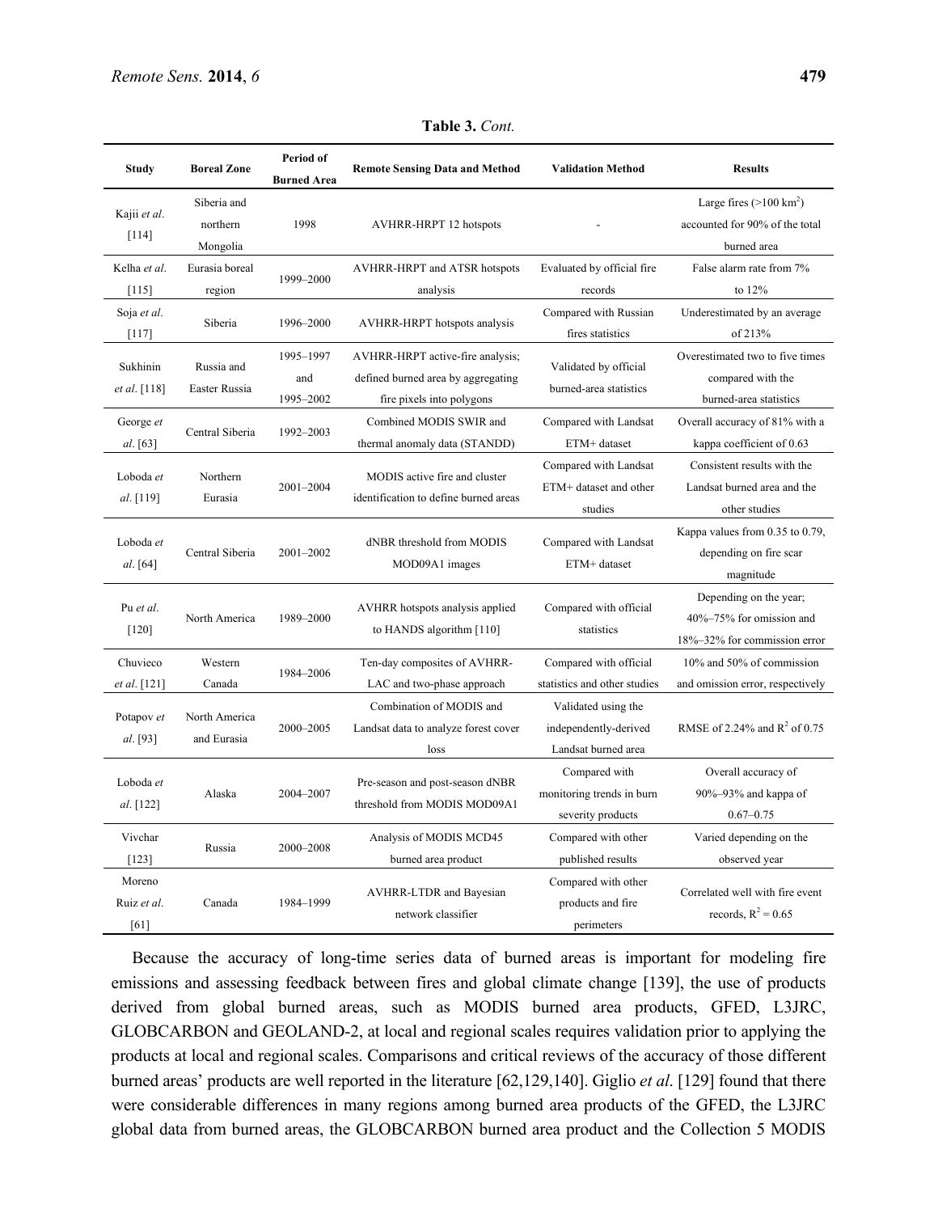**Table 3.** *Cont.*

| Study | Boreal Zone | Period of Burned Area | Remote Sensing Data and Method | Validation Method | Results |
|---|---|---|---|---|---|
| Kajii *et al*. [114] | Siberia and northern Mongolia | 1998 | AVHRR-HRPT 12 hotspots | - | Large fires (>100 $km^2$) accounted for 90% of the total burned area |
| Kelha *et al*. [115] | Eurasia boreal region | 1999–2000 | AVHRR-HRPT and ATSR hotspots analysis | Evaluated by official fire records | False alarm rate from 7% to 12% |
| Soja *et al*. [117] | Siberia | 1996–2000 | AVHRR-HRPT hotspots analysis | Compared with Russian fires statistics | Underestimated by an average of 213% |
| Sukhinin *et al*. [118] | Russia and Easter Russia | 1995–1997 and 1995–2002 | AVHRR-HRPT active-fire analysis; defined burned area by aggregating fire pixels into polygons | Validated by official burned-area statistics | Overestimated two to five times compared with the burned-area statistics |
| George *et al*. [63] | Central Siberia | 1992–2003 | Combined MODIS SWIR and thermal anomaly data (STANDD) | Compared with Landsat ETM+ dataset | Overall accuracy of 81% with a kappa coefficient of 0.63 |
| Loboda *et al*. [119] | Northern Eurasia | 2001–2004 | MODIS active fire and cluster identification to define burned areas | Compared with Landsat ETM+ dataset and other studies | Consistent results with the Landsat burned area and the other studies |
| Loboda *et al*. [64] | Central Siberia | 2001–2002 | dNBR threshold from MODIS MOD09A1 images | Compared with Landsat ETM+ dataset | Kappa values from 0.35 to 0.79, depending on fire scar magnitude |
| Pu *et al*. [120] | North America | 1989–2000 | AVHRR hotspots analysis applied to HANDS algorithm [110] | Compared with official statistics | Depending on the year; 40%–75% for omission and 18%–32% for commission error |
| Chuvieco *et al*. [121] | Western Canada | 1984–2006 | Ten-day composites of AVHRR-LAC and two-phase approach | Compared with official statistics and other studies | 10% and 50% of commission and omission error, respectively |
| Potapov *et al*. [93] | North America and Eurasia | 2000–2005 | Combination of MODIS and Landsat data to analyze forest cover loss | Validated using the independently-derived Landsat burned area | RMSE of 2.24% and $R^2$ of 0.75 |
| Loboda *et al*. [122] | Alaska | 2004–2007 | Pre-season and post-season dNBR threshold from MODIS MOD09A1 | Compared with monitoring trends in burn severity products | Overall accuracy of 90%–93% and kappa of 0.67–0.75 |
| Vivchar [123] | Russia | 2000–2008 | Analysis of MODIS MCD45 burned area product | Compared with other published results | Varied depending on the observed year |
| Moreno Ruiz *et al*. [61] | Canada | 1984–1999 | AVHRR-LTDR and Bayesian network classifier | Compared with other products and fire perimeters | Correlated well with fire event records, $R^2 = 0.65$ |

Because the accuracy of long-time series data of burned areas is important for modeling fire emissions and assessing feedback between fires and global climate change [139], the use of products derived from global burned areas, such as MODIS burned area products, GFED, L3JRC, GLOBCARBON and GEOLAND-2, at local and regional scales requires validation prior to applying the products at local and regional scales. Comparisons and critical reviews of the accuracy of those different burned areas' products are well reported in the literature [62,129,140]. Giglio *et al*. [129] found that there were considerable differences in many regions among burned area products of the GFED, the L3JRC global data from burned areas, the GLOBCARBON burned area product and the Collection 5 MODIS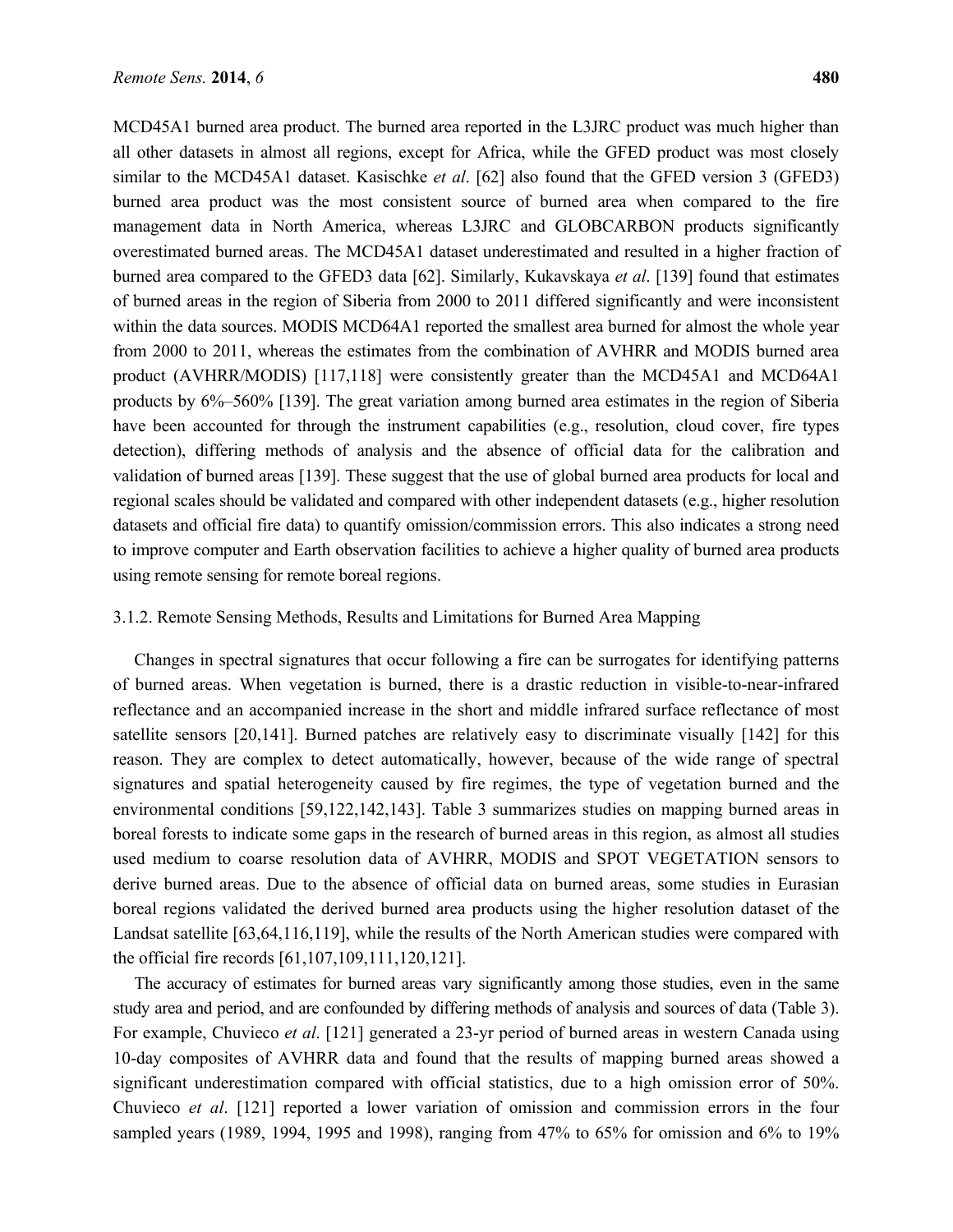MCD45A1 burned area product. The burned area reported in the L3JRC product was much higher than all other datasets in almost all regions, except for Africa, while the GFED product was most closely similar to the MCD45A1 dataset. Kasischke *et al*. [62] also found that the GFED version 3 (GFED3) burned area product was the most consistent source of burned area when compared to the fire management data in North America, whereas L3JRC and GLOBCARBON products significantly overestimated burned areas. The MCD45A1 dataset underestimated and resulted in a higher fraction of burned area compared to the GFED3 data [62]. Similarly, Kukavskaya *et al*. [139] found that estimates of burned areas in the region of Siberia from 2000 to 2011 differed significantly and were inconsistent within the data sources. MODIS MCD64A1 reported the smallest area burned for almost the whole year from 2000 to 2011, whereas the estimates from the combination of AVHRR and MODIS burned area product (AVHRR/MODIS) [117,118] were consistently greater than the MCD45A1 and MCD64A1 products by 6%–560% [139]. The great variation among burned area estimates in the region of Siberia have been accounted for through the instrument capabilities (e.g., resolution, cloud cover, fire types detection), differing methods of analysis and the absence of official data for the calibration and validation of burned areas [139]. These suggest that the use of global burned area products for local and regional scales should be validated and compared with other independent datasets (e.g., higher resolution datasets and official fire data) to quantify omission/commission errors. This also indicates a strong need to improve computer and Earth observation facilities to achieve a higher quality of burned area products using remote sensing for remote boreal regions.

### 3.1.2. Remote Sensing Methods, Results and Limitations for Burned Area Mapping

Changes in spectral signatures that occur following a fire can be surrogates for identifying patterns of burned areas. When vegetation is burned, there is a drastic reduction in visible-to-near-infrared reflectance and an accompanied increase in the short and middle infrared surface reflectance of most satellite sensors [20,141]. Burned patches are relatively easy to discriminate visually [142] for this reason. They are complex to detect automatically, however, because of the wide range of spectral signatures and spatial heterogeneity caused by fire regimes, the type of vegetation burned and the environmental conditions [59,122,142,143]. Table 3 summarizes studies on mapping burned areas in boreal forests to indicate some gaps in the research of burned areas in this region, as almost all studies used medium to coarse resolution data of AVHRR, MODIS and SPOT VEGETATION sensors to derive burned areas. Due to the absence of official data on burned areas, some studies in Eurasian boreal regions validated the derived burned area products using the higher resolution dataset of the Landsat satellite [63,64,116,119], while the results of the North American studies were compared with the official fire records [61,107,109,111,120,121].

The accuracy of estimates for burned areas vary significantly among those studies, even in the same study area and period, and are confounded by differing methods of analysis and sources of data (Table 3). For example, Chuvieco *et al*. [121] generated a 23-yr period of burned areas in western Canada using 10-day composites of AVHRR data and found that the results of mapping burned areas showed a significant underestimation compared with official statistics, due to a high omission error of 50%. Chuvieco *et al*. [121] reported a lower variation of omission and commission errors in the four sampled years (1989, 1994, 1995 and 1998), ranging from 47% to 65% for omission and 6% to 19%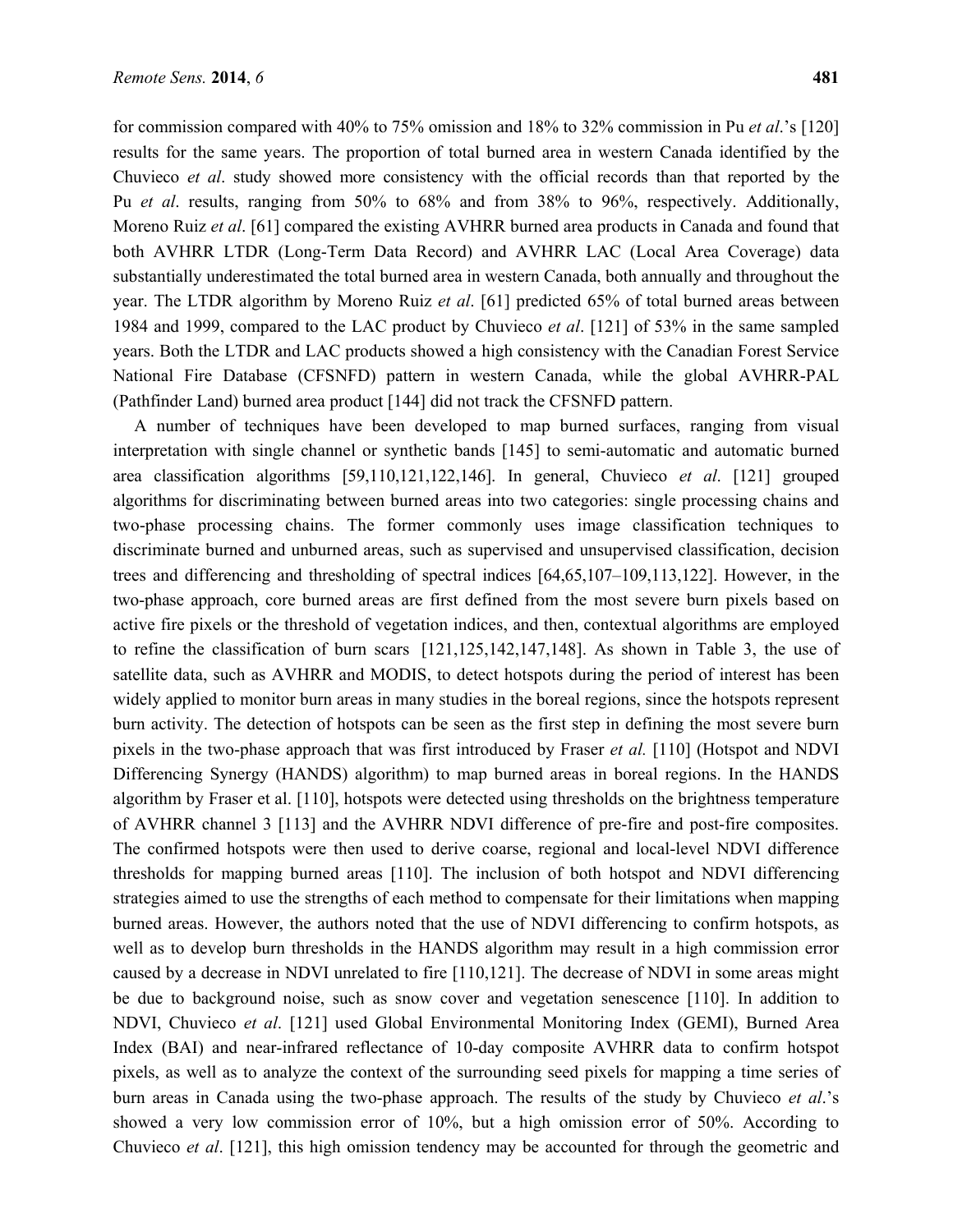for commission compared with 40% to 75% omission and 18% to 32% commission in Pu *et al*.'s [120] results for the same years. The proportion of total burned area in western Canada identified by the Chuvieco *et al*. study showed more consistency with the official records than that reported by the Pu *et al*. results, ranging from 50% to 68% and from 38% to 96%, respectively. Additionally, Moreno Ruiz *et al*. [61] compared the existing AVHRR burned area products in Canada and found that both AVHRR LTDR (Long-Term Data Record) and AVHRR LAC (Local Area Coverage) data substantially underestimated the total burned area in western Canada, both annually and throughout the year. The LTDR algorithm by Moreno Ruiz *et al*. [61] predicted 65% of total burned areas between 1984 and 1999, compared to the LAC product by Chuvieco *et al*. [121] of 53% in the same sampled years. Both the LTDR and LAC products showed a high consistency with the Canadian Forest Service National Fire Database (CFSNFD) pattern in western Canada, while the global AVHRR-PAL (Pathfinder Land) burned area product [144] did not track the CFSNFD pattern.

A number of techniques have been developed to map burned surfaces, ranging from visual interpretation with single channel or synthetic bands [145] to semi-automatic and automatic burned area classification algorithms [59,110,121,122,146]. In general, Chuvieco *et al*. [121] grouped algorithms for discriminating between burned areas into two categories: single processing chains and two-phase processing chains. The former commonly uses image classification techniques to discriminate burned and unburned areas, such as supervised and unsupervised classification, decision trees and differencing and thresholding of spectral indices [64,65,107–109,113,122]. However, in the two-phase approach, core burned areas are first defined from the most severe burn pixels based on active fire pixels or the threshold of vegetation indices, and then, contextual algorithms are employed to refine the classification of burn scars [121,125,142,147,148]. As shown in Table 3, the use of satellite data, such as AVHRR and MODIS, to detect hotspots during the period of interest has been widely applied to monitor burn areas in many studies in the boreal regions, since the hotspots represent burn activity. The detection of hotspots can be seen as the first step in defining the most severe burn pixels in the two-phase approach that was first introduced by Fraser *et al.* [110] (Hotspot and NDVI Differencing Synergy (HANDS) algorithm) to map burned areas in boreal regions. In the HANDS algorithm by Fraser et al. [110], hotspots were detected using thresholds on the brightness temperature of AVHRR channel 3 [113] and the AVHRR NDVI difference of pre-fire and post-fire composites. The confirmed hotspots were then used to derive coarse, regional and local-level NDVI difference thresholds for mapping burned areas [110]. The inclusion of both hotspot and NDVI differencing strategies aimed to use the strengths of each method to compensate for their limitations when mapping burned areas. However, the authors noted that the use of NDVI differencing to confirm hotspots, as well as to develop burn thresholds in the HANDS algorithm may result in a high commission error caused by a decrease in NDVI unrelated to fire [110,121]. The decrease of NDVI in some areas might be due to background noise, such as snow cover and vegetation senescence [110]. In addition to NDVI, Chuvieco *et al*. [121] used Global Environmental Monitoring Index (GEMI), Burned Area Index (BAI) and near-infrared reflectance of 10-day composite AVHRR data to confirm hotspot pixels, as well as to analyze the context of the surrounding seed pixels for mapping a time series of burn areas in Canada using the two-phase approach. The results of the study by Chuvieco *et al*.'s showed a very low commission error of 10%, but a high omission error of 50%. According to Chuvieco *et al*. [121], this high omission tendency may be accounted for through the geometric and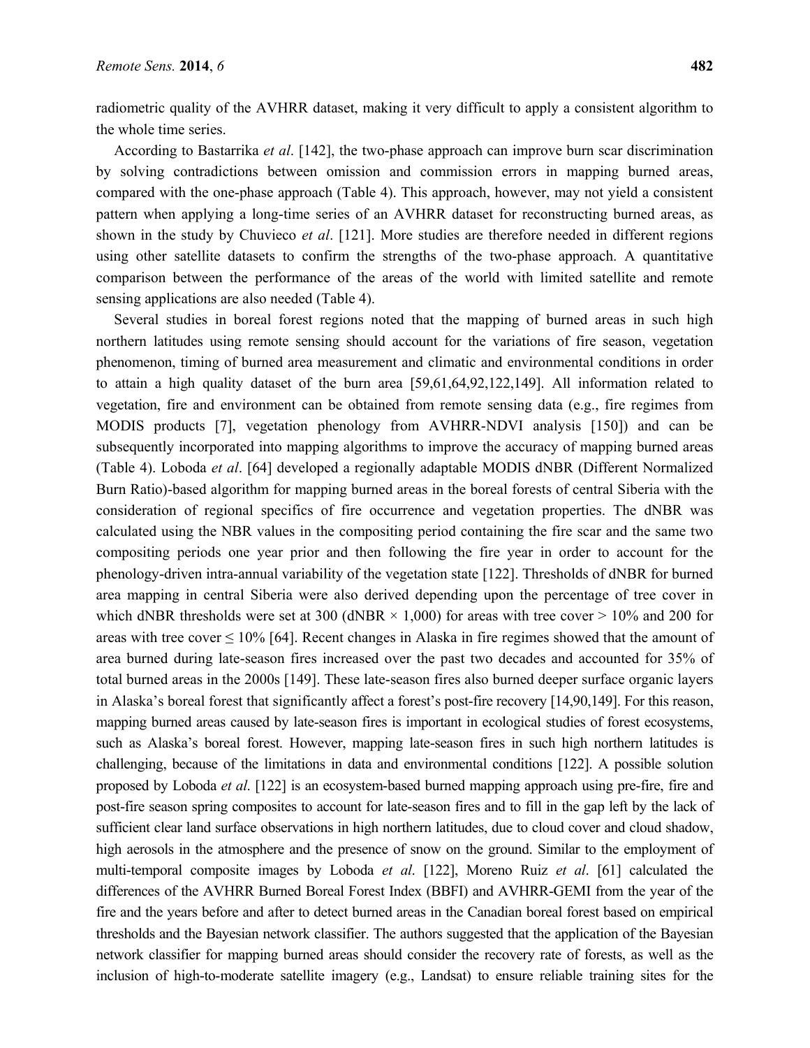radiometric quality of the AVHRR dataset, making it very difficult to apply a consistent algorithm to the whole time series.

According to Bastarrika *et al*. [142], the two-phase approach can improve burn scar discrimination by solving contradictions between omission and commission errors in mapping burned areas, compared with the one-phase approach (Table 4). This approach, however, may not yield a consistent pattern when applying a long-time series of an AVHRR dataset for reconstructing burned areas, as shown in the study by Chuvieco *et al*. [121]. More studies are therefore needed in different regions using other satellite datasets to confirm the strengths of the two-phase approach. A quantitative comparison between the performance of the areas of the world with limited satellite and remote sensing applications are also needed (Table 4).

Several studies in boreal forest regions noted that the mapping of burned areas in such high northern latitudes using remote sensing should account for the variations of fire season, vegetation phenomenon, timing of burned area measurement and climatic and environmental conditions in order to attain a high quality dataset of the burn area [59,61,64,92,122,149]. All information related to vegetation, fire and environment can be obtained from remote sensing data (e.g., fire regimes from MODIS products [7], vegetation phenology from AVHRR-NDVI analysis [150]) and can be subsequently incorporated into mapping algorithms to improve the accuracy of mapping burned areas (Table 4). Loboda *et al*. [64] developed a regionally adaptable MODIS dNBR (Different Normalized Burn Ratio)-based algorithm for mapping burned areas in the boreal forests of central Siberia with the consideration of regional specifics of fire occurrence and vegetation properties. The dNBR was calculated using the NBR values in the compositing period containing the fire scar and the same two compositing periods one year prior and then following the fire year in order to account for the phenology-driven intra-annual variability of the vegetation state [122]. Thresholds of dNBR for burned area mapping in central Siberia were also derived depending upon the percentage of tree cover in which dNBR thresholds were set at 300 (dNBR $\times$ 1,000) for areas with tree cover > 10% and 200 for areas with tree cover $\leq$ 10% [64]. Recent changes in Alaska in fire regimes showed that the amount of area burned during late-season fires increased over the past two decades and accounted for 35% of total burned areas in the 2000s [149]. These late-season fires also burned deeper surface organic layers in Alaska's boreal forest that significantly affect a forest's post-fire recovery [14,90,149]. For this reason, mapping burned areas caused by late-season fires is important in ecological studies of forest ecosystems, such as Alaska's boreal forest. However, mapping late-season fires in such high northern latitudes is challenging, because of the limitations in data and environmental conditions [122]. A possible solution proposed by Loboda *et al*. [122] is an ecosystem-based burned mapping approach using pre-fire, fire and post-fire season spring composites to account for late-season fires and to fill in the gap left by the lack of sufficient clear land surface observations in high northern latitudes, due to cloud cover and cloud shadow, high aerosols in the atmosphere and the presence of snow on the ground. Similar to the employment of multi-temporal composite images by Loboda *et al*. [122], Moreno Ruiz *et al*. [61] calculated the differences of the AVHRR Burned Boreal Forest Index (BBFI) and AVHRR-GEMI from the year of the fire and the years before and after to detect burned areas in the Canadian boreal forest based on empirical thresholds and the Bayesian network classifier. The authors suggested that the application of the Bayesian network classifier for mapping burned areas should consider the recovery rate of forests, as well as the inclusion of high-to-moderate satellite imagery (e.g., Landsat) to ensure reliable training sites for the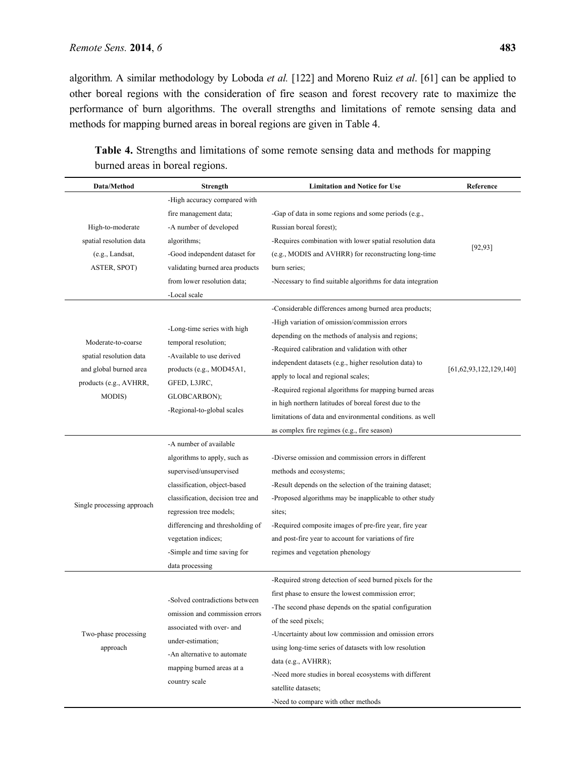algorithm. A similar methodology by Loboda *et al.* [122] and Moreno Ruiz *et al*. [61] can be applied to other boreal regions with the consideration of fire season and forest recovery rate to maximize the performance of burn algorithms. The overall strengths and limitations of remote sensing data and methods for mapping burned areas in boreal regions are given in Table 4.

**Table 4.** Strengths and limitations of some remote sensing data and methods for mapping burned areas in boreal regions.

| Data/Method | Strength | Limitation and Notice for Use | Reference |
|---|---|---|---|
| High-to-moderate spatial resolution data (e.g., Landsat, ASTER, SPOT) | -High accuracy compared with fire management data;<br>-A number of developed algorithms;<br>-Good independent dataset for validating burned area products from lower resolution data;<br>-Local scale | -Gap of data in some regions and some periods (e.g., Russian boreal forest);<br>-Requires combination with lower spatial resolution data (e.g., MODIS and AVHRR) for reconstructing long-time burn series;<br>-Necessary to find suitable algorithms for data integration | [92,93] |
| Moderate-to-coarse spatial resolution data and global burned area products (e.g., AVHRR, MODIS) | -Long-time series with high temporal resolution;<br>-Available to use derived products (e.g., MOD45A1, GFED, L3JRC, GLOBCARBON);<br>-Regional-to-global scales | -Considerable differences among burned area products;<br>-High variation of omission/commission errors depending on the methods of analysis and regions;<br>-Required calibration and validation with other independent datasets (e.g., higher resolution data) to apply to local and regional scales;<br>-Required regional algorithms for mapping burned areas in high northern latitudes of boreal forest due to the limitations of data and environmental conditions. as well as complex fire regimes (e.g., fire season) | [61,62,93,122,129,140] |
| Single processing approach | -A number of available algorithms to apply, such as supervised/unsupervised classification, object-based classification, decision tree and regression tree models; differencing and thresholding of vegetation indices;<br>-Simple and time saving for data processing | -Diverse omission and commission errors in different methods and ecosystems;<br>-Result depends on the selection of the training dataset;<br>-Proposed algorithms may be inapplicable to other study sites;<br>-Required composite images of pre-fire year, fire year and post-fire year to account for variations of fire regimes and vegetation phenology | |
| Two-phase processing approach | -Solved contradictions between omission and commission errors associated with over- and under-estimation;<br>-An alternative to automate mapping burned areas at a country scale | -Required strong detection of seed burned pixels for the first phase to ensure the lowest commission error;<br>-The second phase depends on the spatial configuration of the seed pixels;<br>-Uncertainty about low commission and omission errors using long-time series of datasets with low resolution data (e.g., AVHRR);<br>-Need more studies in boreal ecosystems with different satellite datasets;<br>-Need to compare with other methods | |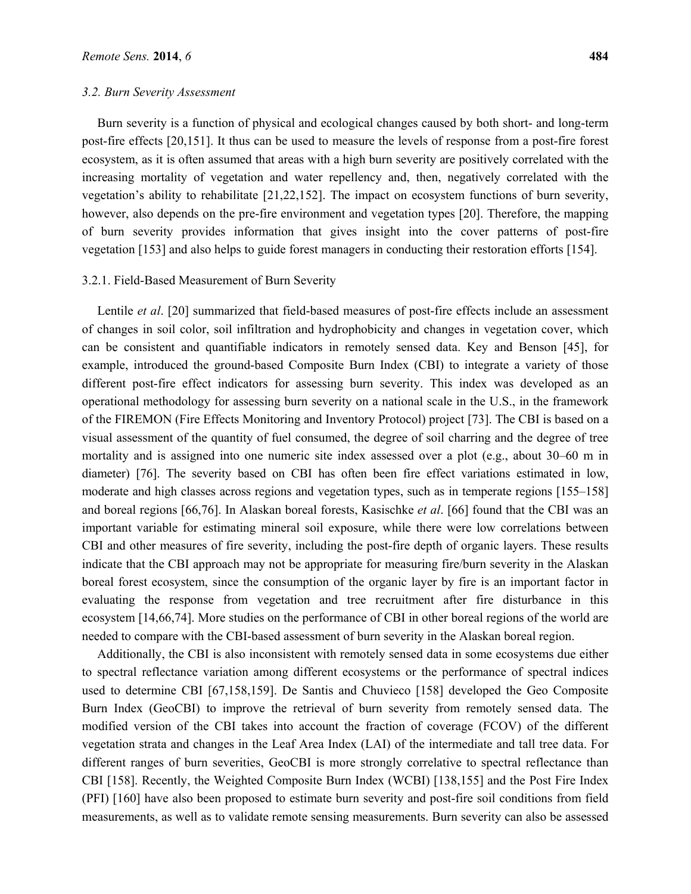### 3.2. Burn Severity Assessment

Burn severity is a function of physical and ecological changes caused by both short- and long-term post-fire effects [20,151]. It thus can be used to measure the levels of response from a post-fire forest ecosystem, as it is often assumed that areas with a high burn severity are positively correlated with the increasing mortality of vegetation and water repellency and, then, negatively correlated with the vegetation's ability to rehabilitate [21,22,152]. The impact on ecosystem functions of burn severity, however, also depends on the pre-fire environment and vegetation types [20]. Therefore, the mapping of burn severity provides information that gives insight into the cover patterns of post-fire vegetation [153] and also helps to guide forest managers in conducting their restoration efforts [154].

#### 3.2.1. Field-Based Measurement of Burn Severity

Lentile *et al*. [20] summarized that field-based measures of post-fire effects include an assessment of changes in soil color, soil infiltration and hydrophobicity and changes in vegetation cover, which can be consistent and quantifiable indicators in remotely sensed data. Key and Benson [45], for example, introduced the ground-based Composite Burn Index (CBI) to integrate a variety of those different post-fire effect indicators for assessing burn severity. This index was developed as an operational methodology for assessing burn severity on a national scale in the U.S., in the framework of the FIREMON (Fire Effects Monitoring and Inventory Protocol) project [73]. The CBI is based on a visual assessment of the quantity of fuel consumed, the degree of soil charring and the degree of tree mortality and is assigned into one numeric site index assessed over a plot (e.g., about 30–60 m in diameter) [76]. The severity based on CBI has often been fire effect variations estimated in low, moderate and high classes across regions and vegetation types, such as in temperate regions [155–158] and boreal regions [66,76]. In Alaskan boreal forests, Kasischke *et al*. [66] found that the CBI was an important variable for estimating mineral soil exposure, while there were low correlations between CBI and other measures of fire severity, including the post-fire depth of organic layers. These results indicate that the CBI approach may not be appropriate for measuring fire/burn severity in the Alaskan boreal forest ecosystem, since the consumption of the organic layer by fire is an important factor in evaluating the response from vegetation and tree recruitment after fire disturbance in this ecosystem [14,66,74]. More studies on the performance of CBI in other boreal regions of the world are needed to compare with the CBI-based assessment of burn severity in the Alaskan boreal region.

Additionally, the CBI is also inconsistent with remotely sensed data in some ecosystems due either to spectral reflectance variation among different ecosystems or the performance of spectral indices used to determine CBI [67,158,159]. De Santis and Chuvieco [158] developed the Geo Composite Burn Index (GeoCBI) to improve the retrieval of burn severity from remotely sensed data. The modified version of the CBI takes into account the fraction of coverage (FCOV) of the different vegetation strata and changes in the Leaf Area Index (LAI) of the intermediate and tall tree data. For different ranges of burn severities, GeoCBI is more strongly correlative to spectral reflectance than CBI [158]. Recently, the Weighted Composite Burn Index (WCBI) [138,155] and the Post Fire Index (PFI) [160] have also been proposed to estimate burn severity and post-fire soil conditions from field measurements, as well as to validate remote sensing measurements. Burn severity can also be assessed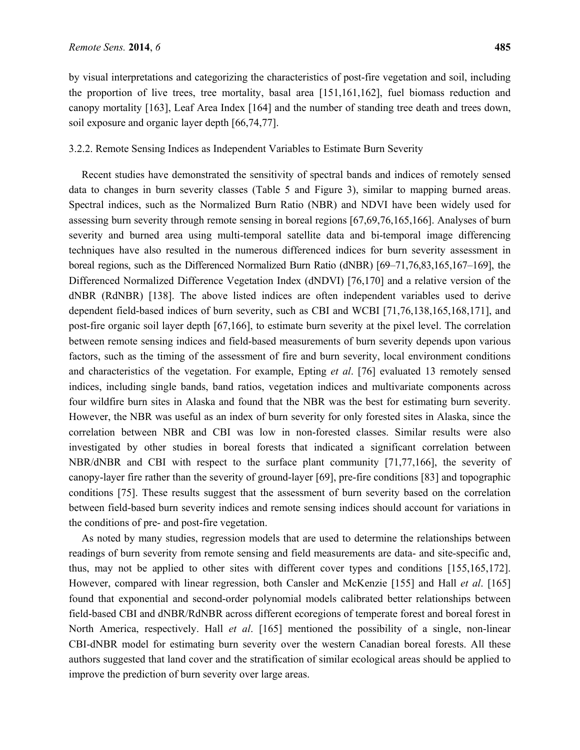by visual interpretations and categorizing the characteristics of post-fire vegetation and soil, including the proportion of live trees, tree mortality, basal area [151,161,162], fuel biomass reduction and canopy mortality [163], Leaf Area Index [164] and the number of standing tree death and trees down, soil exposure and organic layer depth [66,74,77].

#### 3.2.2. Remote Sensing Indices as Independent Variables to Estimate Burn Severity

Recent studies have demonstrated the sensitivity of spectral bands and indices of remotely sensed data to changes in burn severity classes (Table 5 and Figure 3), similar to mapping burned areas. Spectral indices, such as the Normalized Burn Ratio (NBR) and NDVI have been widely used for assessing burn severity through remote sensing in boreal regions [67,69,76,165,166]. Analyses of burn severity and burned area using multi-temporal satellite data and bi-temporal image differencing techniques have also resulted in the numerous differenced indices for burn severity assessment in boreal regions, such as the Differenced Normalized Burn Ratio (dNBR) [69–71,76,83,165,167–169], the Differenced Normalized Difference Vegetation Index (dNDVI) [76,170] and a relative version of the dNBR (RdNBR) [138]. The above listed indices are often independent variables used to derive dependent field-based indices of burn severity, such as CBI and WCBI [71,76,138,165,168,171], and post-fire organic soil layer depth [67,166], to estimate burn severity at the pixel level. The correlation between remote sensing indices and field-based measurements of burn severity depends upon various factors, such as the timing of the assessment of fire and burn severity, local environment conditions and characteristics of the vegetation. For example, Epting *et al*. [76] evaluated 13 remotely sensed indices, including single bands, band ratios, vegetation indices and multivariate components across four wildfire burn sites in Alaska and found that the NBR was the best for estimating burn severity. However, the NBR was useful as an index of burn severity for only forested sites in Alaska, since the correlation between NBR and CBI was low in non-forested classes. Similar results were also investigated by other studies in boreal forests that indicated a significant correlation between NBR/dNBR and CBI with respect to the surface plant community [71,77,166], the severity of canopy-layer fire rather than the severity of ground-layer [69], pre-fire conditions [83] and topographic conditions [75]. These results suggest that the assessment of burn severity based on the correlation between field-based burn severity indices and remote sensing indices should account for variations in the conditions of pre- and post-fire vegetation.

As noted by many studies, regression models that are used to determine the relationships between readings of burn severity from remote sensing and field measurements are data- and site-specific and, thus, may not be applied to other sites with different cover types and conditions [155,165,172]. However, compared with linear regression, both Cansler and McKenzie [155] and Hall *et al*. [165] found that exponential and second-order polynomial models calibrated better relationships between field-based CBI and dNBR/RdNBR across different ecoregions of temperate forest and boreal forest in North America, respectively. Hall *et al*. [165] mentioned the possibility of a single, non-linear CBI-dNBR model for estimating burn severity over the western Canadian boreal forests. All these authors suggested that land cover and the stratification of similar ecological areas should be applied to improve the prediction of burn severity over large areas.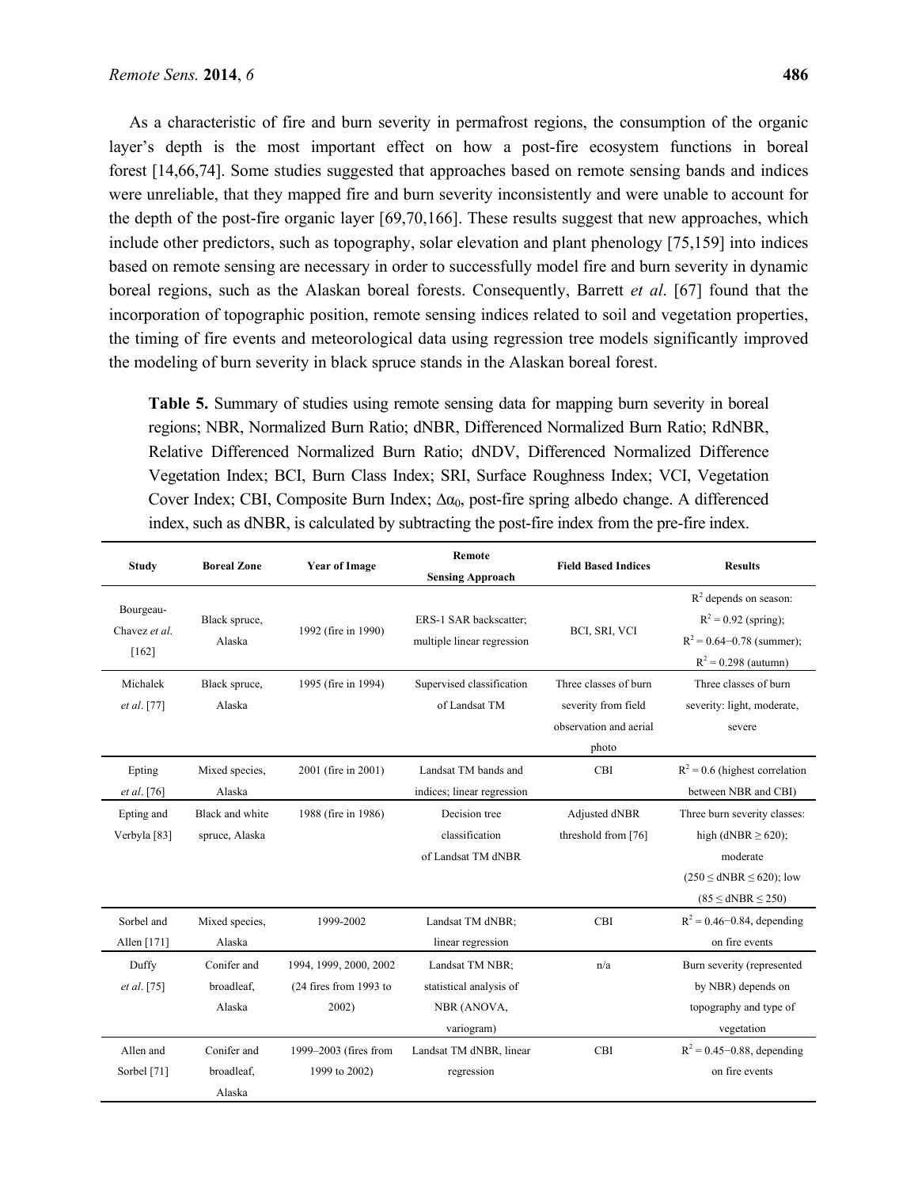As a characteristic of fire and burn severity in permafrost regions, the consumption of the organic layer's depth is the most important effect on how a post-fire ecosystem functions in boreal forest [14,66,74]. Some studies suggested that approaches based on remote sensing bands and indices were unreliable, that they mapped fire and burn severity inconsistently and were unable to account for the depth of the post-fire organic layer [69,70,166]. These results suggest that new approaches, which include other predictors, such as topography, solar elevation and plant phenology [75,159] into indices based on remote sensing are necessary in order to successfully model fire and burn severity in dynamic boreal regions, such as the Alaskan boreal forests. Consequently, Barrett *et al*. [67] found that the incorporation of topographic position, remote sensing indices related to soil and vegetation properties, the timing of fire events and meteorological data using regression tree models significantly improved the modeling of burn severity in black spruce stands in the Alaskan boreal forest.

**Table 5.** Summary of studies using remote sensing data for mapping burn severity in boreal regions; NBR, Normalized Burn Ratio; dNBR, Differenced Normalized Burn Ratio; RdNBR, Relative Differenced Normalized Burn Ratio; dNDV, Differenced Normalized Difference Vegetation Index; BCI, Burn Class Index; SRI, Surface Roughness Index; VCI, Vegetation Cover Index; CBI, Composite Burn Index; $\Delta\alpha_0$, post-fire spring albedo change. A differenced index, such as dNBR, is calculated by subtracting the post-fire index from the pre-fire index.

| Study | Boreal Zone | Year of Image | Remote Sensing Approach | Field Based Indices | Results |
|---|---|---|---|---|---|
| Bourgeau-Chavez *et al*. [162] | Black spruce, Alaska | 1992 (fire in 1990) | ERS-1 SAR backscatter; multiple linear regression | BCI, SRI, VCI | $R^2$ depends on season: $R^2 = 0.92$ (spring); $R^2 = 0.64{-}0.78$ (summer); $R^2 = 0.298$ (autumn) |
| Michalek *et al*. [77] | Black spruce, Alaska | 1995 (fire in 1994) | Supervised classification of Landsat TM | Three classes of burn severity from field observation and aerial photo | Three classes of burn severity: light, moderate, severe |
| Epting *et al*. [76] | Mixed species, Alaska | 2001 (fire in 2001) | Landsat TM bands and indices; linear regression | CBI | $R^2 = 0.6$ (highest correlation between NBR and CBI) |
| Epting and Verbyla [83] | Black and white spruce, Alaska | 1988 (fire in 1986) | Decision tree classification of Landsat TM dNBR | Adjusted dNBR threshold from [76] | Three burn severity classes: high (dNBR ≥ 620); moderate (250 ≤ dNBR ≤ 620); low (85 ≤ dNBR ≤ 250) |
| Sorbel and Allen [171] | Mixed species, Alaska | 1999-2002 | Landsat TM dNBR; linear regression | CBI | $R^2 = 0.46{-}0.84$, depending on fire events |
| Duffy *et al*. [75] | Conifer and broadleaf, Alaska | 1994, 1999, 2000, 2002 (24 fires from 1993 to 2002) | Landsat TM NBR; statistical analysis of NBR (ANOVA, variogram) | n/a | Burn severity (represented by NBR) depends on topography and type of vegetation |
| Allen and Sorbel [71] | Conifer and broadleaf, Alaska | 1999–2003 (fires from 1999 to 2002) | Landsat TM dNBR, linear regression | CBI | $R^2 = 0.45{-}0.88$, depending on fire events |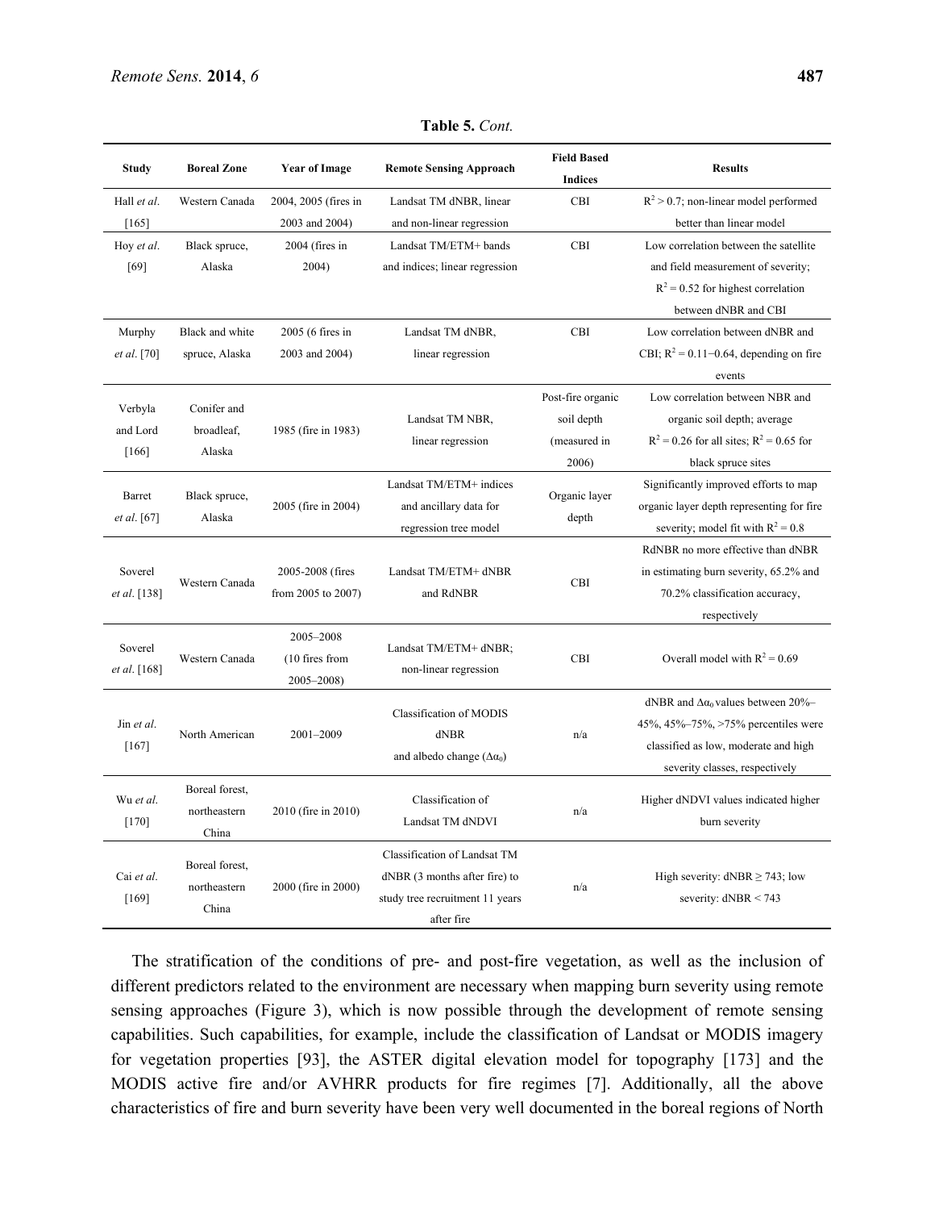**Table 5.** *Cont.*

| Study | Boreal Zone | Year of Image | Remote Sensing Approach | Field Based Indices | Results |
|---|---|---|---|---|---|
| Hall *et al.* [165] | Western Canada | 2004, 2005 (fires in 2003 and 2004) | Landsat TM dNBR, linear and non-linear regression | CBI | $R^2 > 0.7$; non-linear model performed better than linear model |
| Hoy *et al.* [69] | Black spruce, Alaska | 2004 (fires in 2004) | Landsat TM/ETM+ bands and indices; linear regression | CBI | Low correlation between the satellite and field measurement of severity; $R^2 = 0.52$ for highest correlation between dNBR and CBI |
| Murphy *et al.* [70] | Black and white spruce, Alaska | 2005 (6 fires in 2003 and 2004) | Landsat TM dNBR, linear regression | CBI | Low correlation between dNBR and CBI; $R^2 = 0.11–0.64$, depending on fire events |
| Verbyla and Lord [166] | Conifer and broadleaf, Alaska | 1985 (fire in 1983) | Landsat TM NBR, linear regression | Post-fire organic soil depth (measured in 2006) | Low correlation between NBR and organic soil depth; average $R^2 = 0.26$ for all sites; $R^2 = 0.65$ for black spruce sites |
| Barret *et al.* [67] | Black spruce, Alaska | 2005 (fire in 2004) | Landsat TM/ETM+ indices and ancillary data for regression tree model | Organic layer depth | Significantly improved efforts to map organic layer depth representing for fire severity; model fit with $R^2 = 0.8$ |
| Soverel *et al.* [138] | Western Canada | 2005-2008 (fires from 2005 to 2007) | Landsat TM/ETM+ dNBR and RdNBR | CBI | RdNBR no more effective than dNBR in estimating burn severity, 65.2% and 70.2% classification accuracy, respectively |
| Soverel *et al.* [168] | Western Canada | 2005–2008 (10 fires from 2005–2008) | Landsat TM/ETM+ dNBR; non-linear regression | CBI | Overall model with $R^2 = 0.69$ |
| Jin *et al.* [167] | North American | 2001–2009 | Classification of MODIS dNBR and albedo change ($\Delta\alpha_0$) | n/a | dNBR and $\Delta\alpha_0$ values between 20%–45%, 45%–75%, >75% percentiles were classified as low, moderate and high severity classes, respectively |
| Wu *et al.* [170] | Boreal forest, northeastern China | 2010 (fire in 2010) | Classification of Landsat TM dNDVI | n/a | Higher dNDVI values indicated higher burn severity |
| Cai *et al.* [169] | Boreal forest, northeastern China | 2000 (fire in 2000) | Classification of Landsat TM dNBR (3 months after fire) to study tree recruitment 11 years after fire | n/a | High severity: dNBR ≥ 743; low severity: dNBR < 743 |

The stratification of the conditions of pre- and post-fire vegetation, as well as the inclusion of different predictors related to the environment are necessary when mapping burn severity using remote sensing approaches (Figure 3), which is now possible through the development of remote sensing capabilities. Such capabilities, for example, include the classification of Landsat or MODIS imagery for vegetation properties [93], the ASTER digital elevation model for topography [173] and the MODIS active fire and/or AVHRR products for fire regimes [7]. Additionally, all the above characteristics of fire and burn severity have been very well documented in the boreal regions of North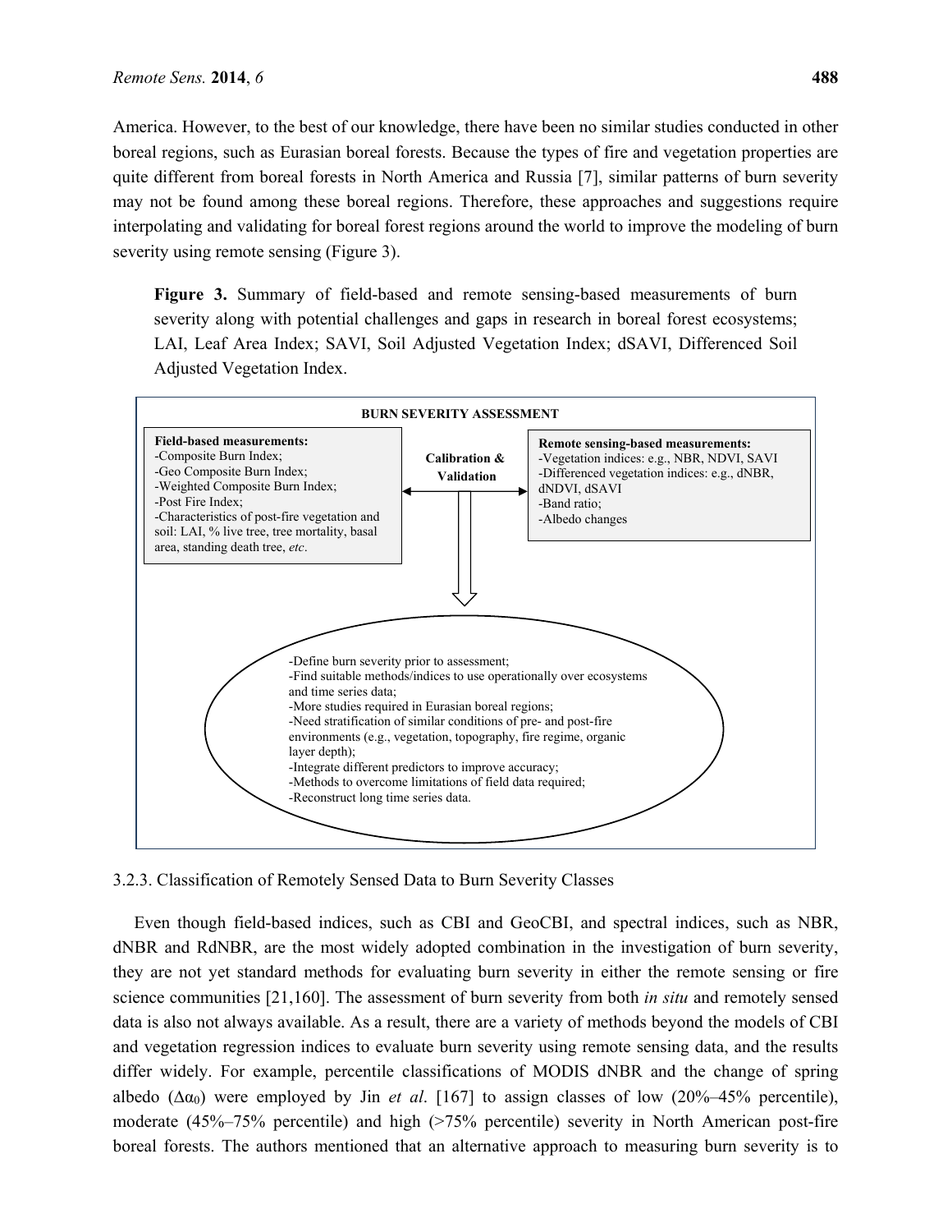America. However, to the best of our knowledge, there have been no similar studies conducted in other boreal regions, such as Eurasian boreal forests. Because the types of fire and vegetation properties are quite different from boreal forests in North America and Russia [7], similar patterns of burn severity may not be found among these boreal regions. Therefore, these approaches and suggestions require interpolating and validating for boreal forest regions around the world to improve the modeling of burn severity using remote sensing (Figure 3).

**Figure 3.** Summary of field-based and remote sensing-based measurements of burn severity along with potential challenges and gaps in research in boreal forest ecosystems; LAI, Leaf Area Index; SAVI, Soil Adjusted Vegetation Index; dSAVI, Differenced Soil Adjusted Vegetation Index.

**BURN SEVERITY ASSESSMENT**

**Field-based measurements:**
- Composite Burn Index;
- Geo Composite Burn Index;
- Weighted Composite Burn Index;
- Post Fire Index;
- Characteristics of post-fire vegetation and soil: LAI, % live tree, tree mortality, basal area, standing death tree, *etc*.

**Calibration & Validation**

**Remote sensing-based measurements:**
- Vegetation indices: e.g., NBR, NDVI, SAVI
- Differenced vegetation indices: e.g., dNBR, dNDVI, dSAVI
- Band ratio;
- Albedo changes

- Define burn severity prior to assessment;
- Find suitable methods/indices to use operationally over ecosystems and time series data;
- More studies required in Eurasian boreal regions;
- Need stratification of similar conditions of pre- and post-fire environments (e.g., vegetation, topography, fire regime, organic layer depth);
- Integrate different predictors to improve accuracy;
- Methods to overcome limitations of field data required;
- Reconstruct long time series data.

### 3.2.3. Classification of Remotely Sensed Data to Burn Severity Classes

Even though field-based indices, such as CBI and GeoCBI, and spectral indices, such as NBR, dNBR and RdNBR, are the most widely adopted combination in the investigation of burn severity, they are not yet standard methods for evaluating burn severity in either the remote sensing or fire science communities [21,160]. The assessment of burn severity from both *in situ* and remotely sensed data is also not always available. As a result, there are a variety of methods beyond the models of CBI and vegetation regression indices to evaluate burn severity using remote sensing data, and the results differ widely. For example, percentile classifications of MODIS dNBR and the change of spring albedo ($\Delta\alpha_0$) were employed by Jin *et al*. [167] to assign classes of low (20%–45% percentile), moderate (45%–75% percentile) and high (>75% percentile) severity in North American post-fire boreal forests. The authors mentioned that an alternative approach to measuring burn severity is to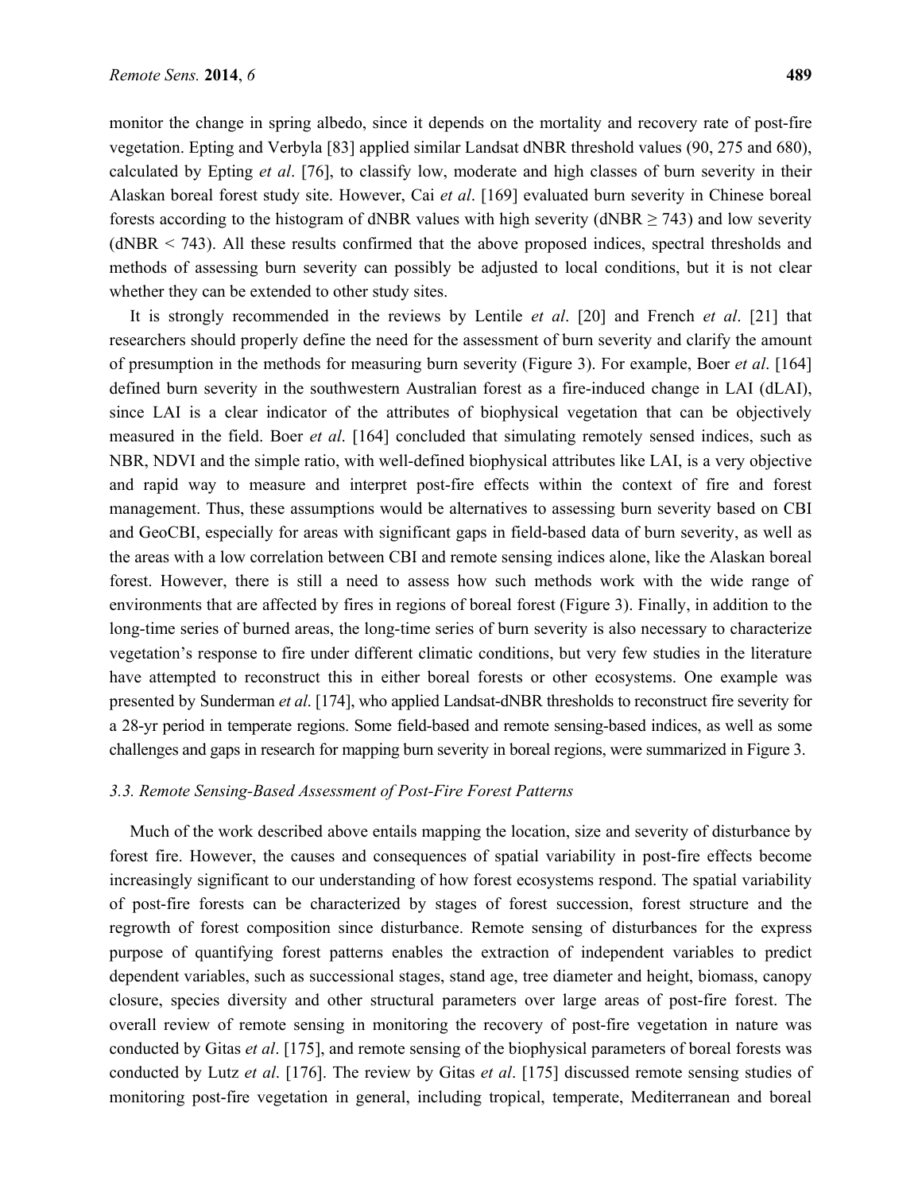monitor the change in spring albedo, since it depends on the mortality and recovery rate of post-fire vegetation. Epting and Verbyla [83] applied similar Landsat dNBR threshold values (90, 275 and 680), calculated by Epting *et al*. [76], to classify low, moderate and high classes of burn severity in their Alaskan boreal forest study site. However, Cai *et al*. [169] evaluated burn severity in Chinese boreal forests according to the histogram of dNBR values with high severity (dNBR ≥ 743) and low severity (dNBR < 743). All these results confirmed that the above proposed indices, spectral thresholds and methods of assessing burn severity can possibly be adjusted to local conditions, but it is not clear whether they can be extended to other study sites.

It is strongly recommended in the reviews by Lentile *et al*. [20] and French *et al*. [21] that researchers should properly define the need for the assessment of burn severity and clarify the amount of presumption in the methods for measuring burn severity (Figure 3). For example, Boer *et al*. [164] defined burn severity in the southwestern Australian forest as a fire-induced change in LAI (dLAI), since LAI is a clear indicator of the attributes of biophysical vegetation that can be objectively measured in the field. Boer *et al*. [164] concluded that simulating remotely sensed indices, such as NBR, NDVI and the simple ratio, with well-defined biophysical attributes like LAI, is a very objective and rapid way to measure and interpret post-fire effects within the context of fire and forest management. Thus, these assumptions would be alternatives to assessing burn severity based on CBI and GeoCBI, especially for areas with significant gaps in field-based data of burn severity, as well as the areas with a low correlation between CBI and remote sensing indices alone, like the Alaskan boreal forest. However, there is still a need to assess how such methods work with the wide range of environments that are affected by fires in regions of boreal forest (Figure 3). Finally, in addition to the long-time series of burned areas, the long-time series of burn severity is also necessary to characterize vegetation's response to fire under different climatic conditions, but very few studies in the literature have attempted to reconstruct this in either boreal forests or other ecosystems. One example was presented by Sunderman *et al*. [174], who applied Landsat-dNBR thresholds to reconstruct fire severity for a 28-yr period in temperate regions. Some field-based and remote sensing-based indices, as well as some challenges and gaps in research for mapping burn severity in boreal regions, were summarized in Figure 3.

### *3.3. Remote Sensing-Based Assessment of Post-Fire Forest Patterns*

Much of the work described above entails mapping the location, size and severity of disturbance by forest fire. However, the causes and consequences of spatial variability in post-fire effects become increasingly significant to our understanding of how forest ecosystems respond. The spatial variability of post-fire forests can be characterized by stages of forest succession, forest structure and the regrowth of forest composition since disturbance. Remote sensing of disturbances for the express purpose of quantifying forest patterns enables the extraction of independent variables to predict dependent variables, such as successional stages, stand age, tree diameter and height, biomass, canopy closure, species diversity and other structural parameters over large areas of post-fire forest. The overall review of remote sensing in monitoring the recovery of post-fire vegetation in nature was conducted by Gitas *et al*. [175], and remote sensing of the biophysical parameters of boreal forests was conducted by Lutz *et al*. [176]. The review by Gitas *et al*. [175] discussed remote sensing studies of monitoring post-fire vegetation in general, including tropical, temperate, Mediterranean and boreal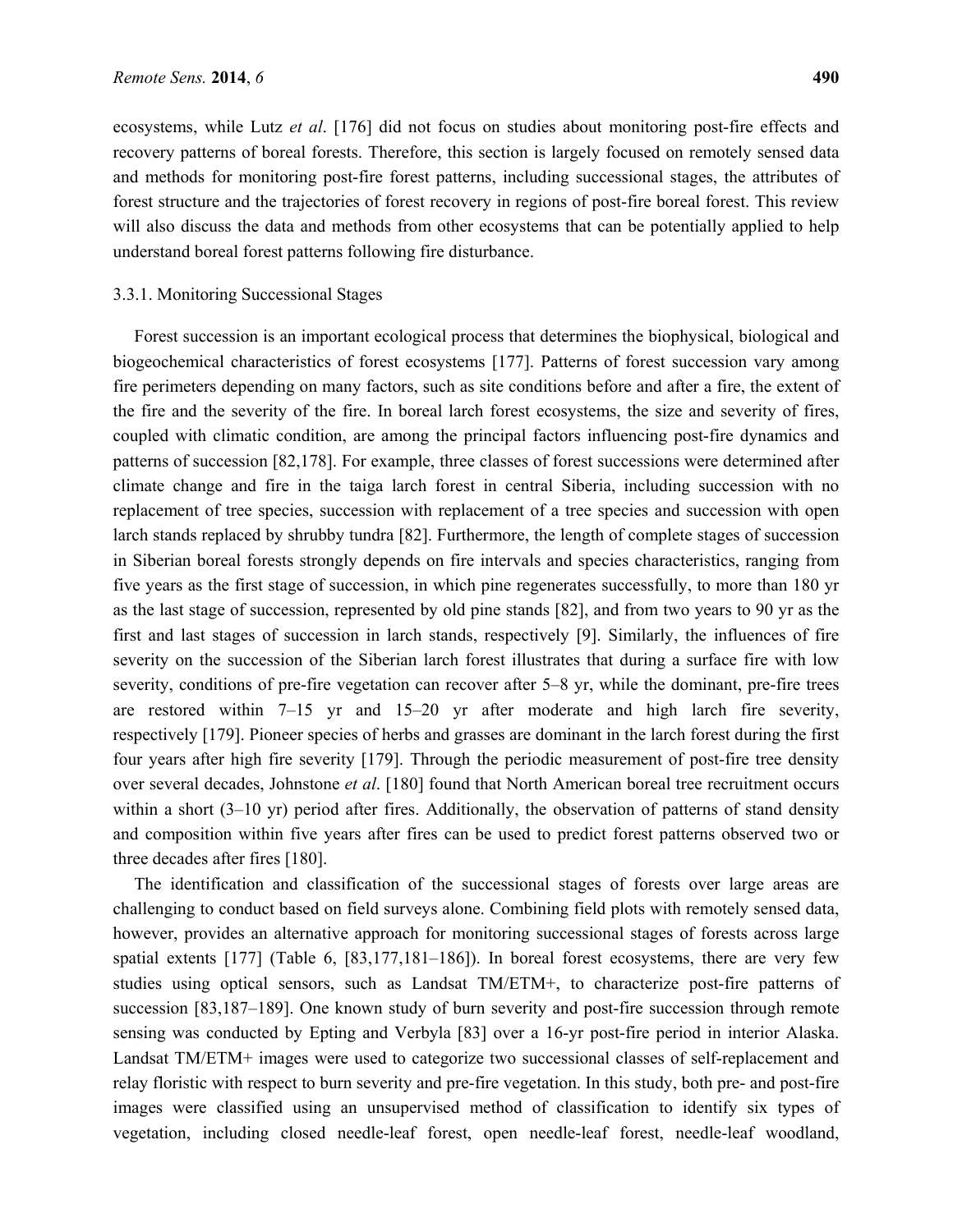ecosystems, while Lutz *et al*. [176] did not focus on studies about monitoring post-fire effects and recovery patterns of boreal forests. Therefore, this section is largely focused on remotely sensed data and methods for monitoring post-fire forest patterns, including successional stages, the attributes of forest structure and the trajectories of forest recovery in regions of post-fire boreal forest. This review will also discuss the data and methods from other ecosystems that can be potentially applied to help understand boreal forest patterns following fire disturbance.

#### 3.3.1. Monitoring Successional Stages

Forest succession is an important ecological process that determines the biophysical, biological and biogeochemical characteristics of forest ecosystems [177]. Patterns of forest succession vary among fire perimeters depending on many factors, such as site conditions before and after a fire, the extent of the fire and the severity of the fire. In boreal larch forest ecosystems, the size and severity of fires, coupled with climatic condition, are among the principal factors influencing post-fire dynamics and patterns of succession [82,178]. For example, three classes of forest successions were determined after climate change and fire in the taiga larch forest in central Siberia, including succession with no replacement of tree species, succession with replacement of a tree species and succession with open larch stands replaced by shrubby tundra [82]. Furthermore, the length of complete stages of succession in Siberian boreal forests strongly depends on fire intervals and species characteristics, ranging from five years as the first stage of succession, in which pine regenerates successfully, to more than 180 yr as the last stage of succession, represented by old pine stands [82], and from two years to 90 yr as the first and last stages of succession in larch stands, respectively [9]. Similarly, the influences of fire severity on the succession of the Siberian larch forest illustrates that during a surface fire with low severity, conditions of pre-fire vegetation can recover after 5–8 yr, while the dominant, pre-fire trees are restored within 7–15 yr and 15–20 yr after moderate and high larch fire severity, respectively [179]. Pioneer species of herbs and grasses are dominant in the larch forest during the first four years after high fire severity [179]. Through the periodic measurement of post-fire tree density over several decades, Johnstone *et al*. [180] found that North American boreal tree recruitment occurs within a short (3–10 yr) period after fires. Additionally, the observation of patterns of stand density and composition within five years after fires can be used to predict forest patterns observed two or three decades after fires [180].

The identification and classification of the successional stages of forests over large areas are challenging to conduct based on field surveys alone. Combining field plots with remotely sensed data, however, provides an alternative approach for monitoring successional stages of forests across large spatial extents [177] (Table 6, [83,177,181–186]). In boreal forest ecosystems, there are very few studies using optical sensors, such as Landsat TM/ETM+, to characterize post-fire patterns of succession [83,187–189]. One known study of burn severity and post-fire succession through remote sensing was conducted by Epting and Verbyla [83] over a 16-yr post-fire period in interior Alaska. Landsat TM/ETM+ images were used to categorize two successional classes of self-replacement and relay floristic with respect to burn severity and pre-fire vegetation. In this study, both pre- and post-fire images were classified using an unsupervised method of classification to identify six types of vegetation, including closed needle-leaf forest, open needle-leaf forest, needle-leaf woodland,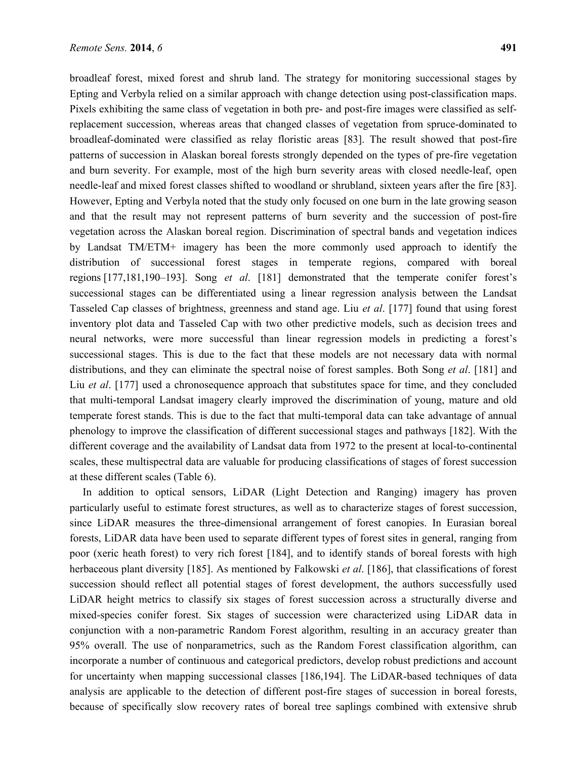broadleaf forest, mixed forest and shrub land. The strategy for monitoring successional stages by Epting and Verbyla relied on a similar approach with change detection using post-classification maps. Pixels exhibiting the same class of vegetation in both pre- and post-fire images were classified as self-replacement succession, whereas areas that changed classes of vegetation from spruce-dominated to broadleaf-dominated were classified as relay floristic areas [83]. The result showed that post-fire patterns of succession in Alaskan boreal forests strongly depended on the types of pre-fire vegetation and burn severity. For example, most of the high burn severity areas with closed needle-leaf, open needle-leaf and mixed forest classes shifted to woodland or shrubland, sixteen years after the fire [83]. However, Epting and Verbyla noted that the study only focused on one burn in the late growing season and that the result may not represent patterns of burn severity and the succession of post-fire vegetation across the Alaskan boreal region. Discrimination of spectral bands and vegetation indices by Landsat TM/ETM+ imagery has been the more commonly used approach to identify the distribution of successional forest stages in temperate regions, compared with boreal regions [177,181,190–193]. Song *et al*. [181] demonstrated that the temperate conifer forest's successional stages can be differentiated using a linear regression analysis between the Landsat Tasseled Cap classes of brightness, greenness and stand age. Liu *et al*. [177] found that using forest inventory plot data and Tasseled Cap with two other predictive models, such as decision trees and neural networks, were more successful than linear regression models in predicting a forest's successional stages. This is due to the fact that these models are not necessary data with normal distributions, and they can eliminate the spectral noise of forest samples. Both Song *et al*. [181] and Liu *et al*. [177] used a chronosequence approach that substitutes space for time, and they concluded that multi-temporal Landsat imagery clearly improved the discrimination of young, mature and old temperate forest stands. This is due to the fact that multi-temporal data can take advantage of annual phenology to improve the classification of different successional stages and pathways [182]. With the different coverage and the availability of Landsat data from 1972 to the present at local-to-continental scales, these multispectral data are valuable for producing classifications of stages of forest succession at these different scales (Table 6).

In addition to optical sensors, LiDAR (Light Detection and Ranging) imagery has proven particularly useful to estimate forest structures, as well as to characterize stages of forest succession, since LiDAR measures the three-dimensional arrangement of forest canopies. In Eurasian boreal forests, LiDAR data have been used to separate different types of forest sites in general, ranging from poor (xeric heath forest) to very rich forest [184], and to identify stands of boreal forests with high herbaceous plant diversity [185]. As mentioned by Falkowski *et al*. [186], that classifications of forest succession should reflect all potential stages of forest development, the authors successfully used LiDAR height metrics to classify six stages of forest succession across a structurally diverse and mixed-species conifer forest. Six stages of succession were characterized using LiDAR data in conjunction with a non-parametric Random Forest algorithm, resulting in an accuracy greater than 95% overall. The use of nonparametrics, such as the Random Forest classification algorithm, can incorporate a number of continuous and categorical predictors, develop robust predictions and account for uncertainty when mapping successional classes [186,194]. The LiDAR-based techniques of data analysis are applicable to the detection of different post-fire stages of succession in boreal forests, because of specifically slow recovery rates of boreal tree saplings combined with extensive shrub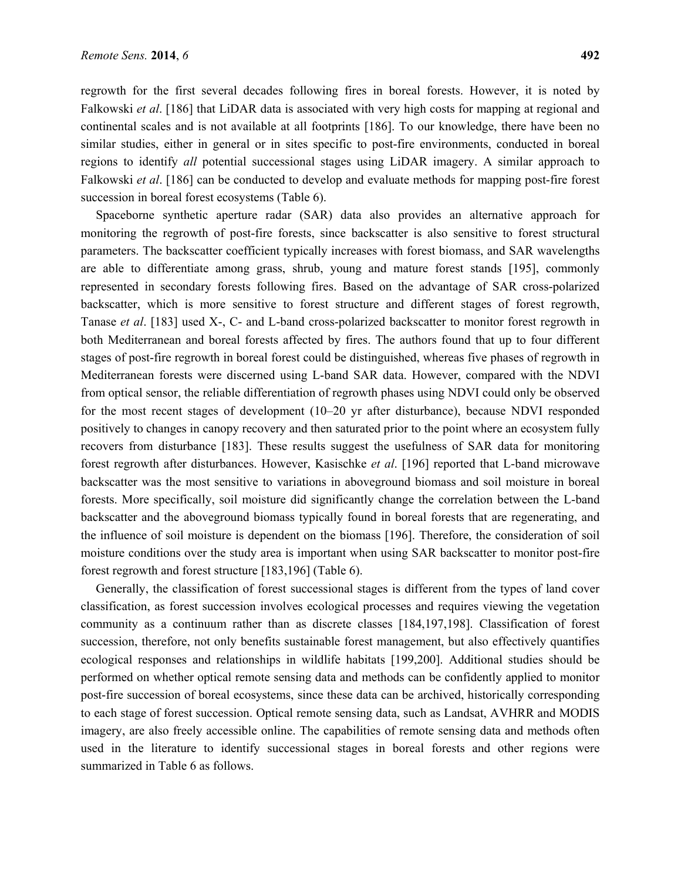regrowth for the first several decades following fires in boreal forests. However, it is noted by Falkowski *et al*. [186] that LiDAR data is associated with very high costs for mapping at regional and continental scales and is not available at all footprints [186]. To our knowledge, there have been no similar studies, either in general or in sites specific to post-fire environments, conducted in boreal regions to identify *all* potential successional stages using LiDAR imagery. A similar approach to Falkowski *et al*. [186] can be conducted to develop and evaluate methods for mapping post-fire forest succession in boreal forest ecosystems (Table 6).

Spaceborne synthetic aperture radar (SAR) data also provides an alternative approach for monitoring the regrowth of post-fire forests, since backscatter is also sensitive to forest structural parameters. The backscatter coefficient typically increases with forest biomass, and SAR wavelengths are able to differentiate among grass, shrub, young and mature forest stands [195], commonly represented in secondary forests following fires. Based on the advantage of SAR cross-polarized backscatter, which is more sensitive to forest structure and different stages of forest regrowth, Tanase *et al*. [183] used X-, C- and L-band cross-polarized backscatter to monitor forest regrowth in both Mediterranean and boreal forests affected by fires. The authors found that up to four different stages of post-fire regrowth in boreal forest could be distinguished, whereas five phases of regrowth in Mediterranean forests were discerned using L-band SAR data. However, compared with the NDVI from optical sensor, the reliable differentiation of regrowth phases using NDVI could only be observed for the most recent stages of development (10–20 yr after disturbance), because NDVI responded positively to changes in canopy recovery and then saturated prior to the point where an ecosystem fully recovers from disturbance [183]. These results suggest the usefulness of SAR data for monitoring forest regrowth after disturbances. However, Kasischke *et al*. [196] reported that L-band microwave backscatter was the most sensitive to variations in aboveground biomass and soil moisture in boreal forests. More specifically, soil moisture did significantly change the correlation between the L-band backscatter and the aboveground biomass typically found in boreal forests that are regenerating, and the influence of soil moisture is dependent on the biomass [196]. Therefore, the consideration of soil moisture conditions over the study area is important when using SAR backscatter to monitor post-fire forest regrowth and forest structure [183,196] (Table 6).

Generally, the classification of forest successional stages is different from the types of land cover classification, as forest succession involves ecological processes and requires viewing the vegetation community as a continuum rather than as discrete classes [184,197,198]. Classification of forest succession, therefore, not only benefits sustainable forest management, but also effectively quantifies ecological responses and relationships in wildlife habitats [199,200]. Additional studies should be performed on whether optical remote sensing data and methods can be confidently applied to monitor post-fire succession of boreal ecosystems, since these data can be archived, historically corresponding to each stage of forest succession. Optical remote sensing data, such as Landsat, AVHRR and MODIS imagery, are also freely accessible online. The capabilities of remote sensing data and methods often used in the literature to identify successional stages in boreal forests and other regions were summarized in Table 6 as follows.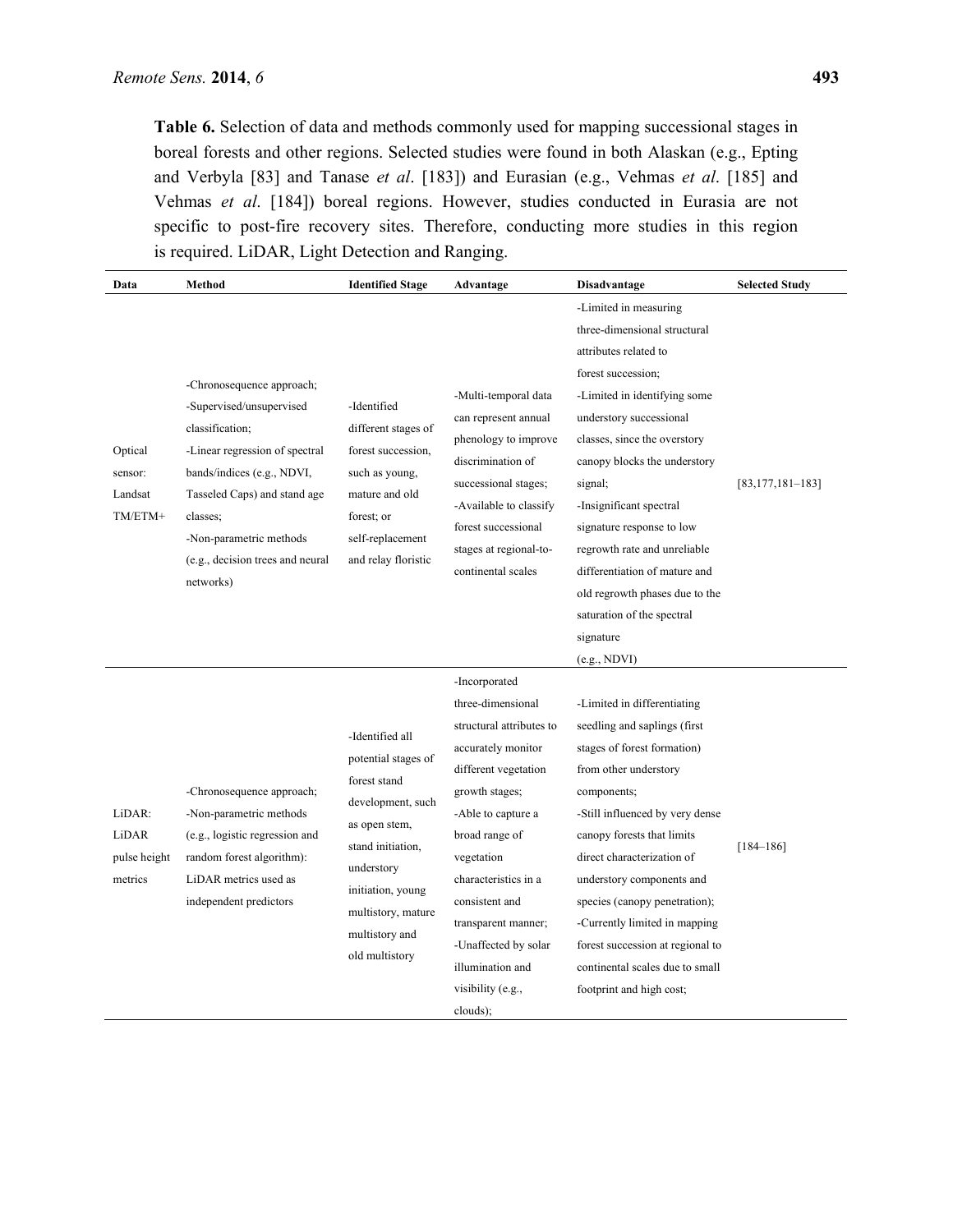**Table 6.** Selection of data and methods commonly used for mapping successional stages in boreal forests and other regions. Selected studies were found in both Alaskan (e.g., Epting and Verbyla [83] and Tanase *et al*. [183]) and Eurasian (e.g., Vehmas *et al*. [185] and Vehmas *et al*. [184]) boreal regions. However, studies conducted in Eurasia are not specific to post-fire recovery sites. Therefore, conducting more studies in this region is required. LiDAR, Light Detection and Ranging.

| Data | Method | Identified Stage | Advantage | Disadvantage | Selected Study |
|---|---|---|---|---|---|
| Optical sensor: Landsat TM/ETM+ | -Chronosequence approach; -Supervised/unsupervised classification; -Linear regression of spectral bands/indices (e.g., NDVI, Tasseled Caps) and stand age classes; -Non-parametric methods (e.g., decision trees and neural networks) | -Identified different stages of forest succession, such as young, mature and old forest; or self-replacement and relay floristic | -Multi-temporal data can represent annual phenology to improve discrimination of successional stages; -Available to classify forest successional stages at regional-to-continental scales | -Limited in measuring three-dimensional structural attributes related to forest succession; -Limited in identifying some understory successional classes, since the overstory canopy blocks the understory signal; -Insignificant spectral signature response to low regrowth rate and unreliable differentiation of mature and old regrowth phases due to the saturation of the spectral signature (e.g., NDVI) | [83,177,181–183] |
| LiDAR: LiDAR pulse height metrics | -Chronosequence approach; -Non-parametric methods (e.g., logistic regression and random forest algorithm): LiDAR metrics used as independent predictors | -Identified all potential stages of forest stand development, such as open stem, stand initiation, understory initiation, young multistory, mature multistory and old multistory | -Incorporated three-dimensional structural attributes to accurately monitor different vegetation growth stages; -Able to capture a broad range of vegetation characteristics in a consistent and transparent manner; -Unaffected by solar illumination and visibility (e.g., clouds); | -Limited in differentiating seedling and saplings (first stages of forest formation) from other understory components; -Still influenced by very dense canopy forests that limits direct characterization of understory components and species (canopy penetration); -Currently limited in mapping forest succession at regional to continental scales due to small footprint and high cost; | [184–186] |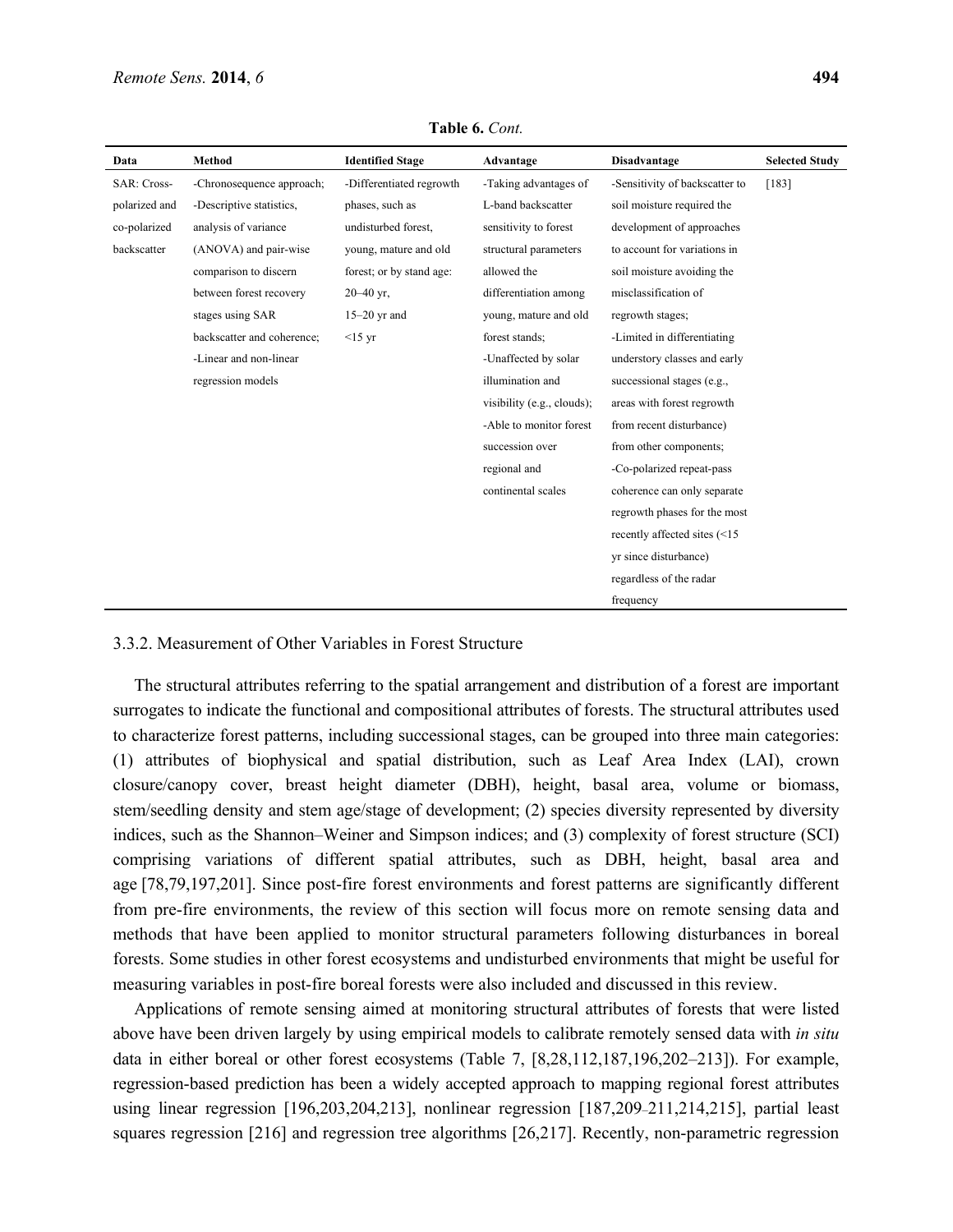**Table 6.** *Cont.*

| Data | Method | Identified Stage | Advantage | Disadvantage | Selected Study |
|---|---|---|---|---|---|
| SAR: Cross-polarized and co-polarized backscatter | -Chronosequence approach; -Descriptive statistics, analysis of variance (ANOVA) and pair-wise comparison to discern between forest recovery stages using SAR backscatter and coherence; -Linear and non-linear regression models | -Differentiated regrowth phases, such as undisturbed forest, young, mature and old forest; or by stand age: 20–40 yr, 15–20 yr and <15 yr | -Taking advantages of L-band backscatter sensitivity to forest structural parameters allowed the differentiation among young, mature and old forest stands; -Unaffected by solar illumination and visibility (e.g., clouds); -Able to monitor forest succession over regional and continental scales | -Sensitivity of backscatter to soil moisture required the development of approaches to account for variations in soil moisture avoiding the misclassification of regrowth stages; -Limited in differentiating understory classes and early successional stages (e.g., areas with forest regrowth from recent disturbance) from other components; -Co-polarized repeat-pass coherence can only separate regrowth phases for the most recently affected sites (<15 yr since disturbance) regardless of the radar frequency | [183] |

### 3.3.2. Measurement of Other Variables in Forest Structure

The structural attributes referring to the spatial arrangement and distribution of a forest are important surrogates to indicate the functional and compositional attributes of forests. The structural attributes used to characterize forest patterns, including successional stages, can be grouped into three main categories: (1) attributes of biophysical and spatial distribution, such as Leaf Area Index (LAI), crown closure/canopy cover, breast height diameter (DBH), height, basal area, volume or biomass, stem/seedling density and stem age/stage of development; (2) species diversity represented by diversity indices, such as the Shannon–Weiner and Simpson indices; and (3) complexity of forest structure (SCI) comprising variations of different spatial attributes, such as DBH, height, basal area and age [78,79,197,201]. Since post-fire forest environments and forest patterns are significantly different from pre-fire environments, the review of this section will focus more on remote sensing data and methods that have been applied to monitor structural parameters following disturbances in boreal forests. Some studies in other forest ecosystems and undisturbed environments that might be useful for measuring variables in post-fire boreal forests were also included and discussed in this review.

Applications of remote sensing aimed at monitoring structural attributes of forests that were listed above have been driven largely by using empirical models to calibrate remotely sensed data with *in situ* data in either boreal or other forest ecosystems (Table 7, [8,28,112,187,196,202–213]). For example, regression-based prediction has been a widely accepted approach to mapping regional forest attributes using linear regression [196,203,204,213], nonlinear regression [187,209–211,214,215], partial least squares regression [216] and regression tree algorithms [26,217]. Recently, non-parametric regression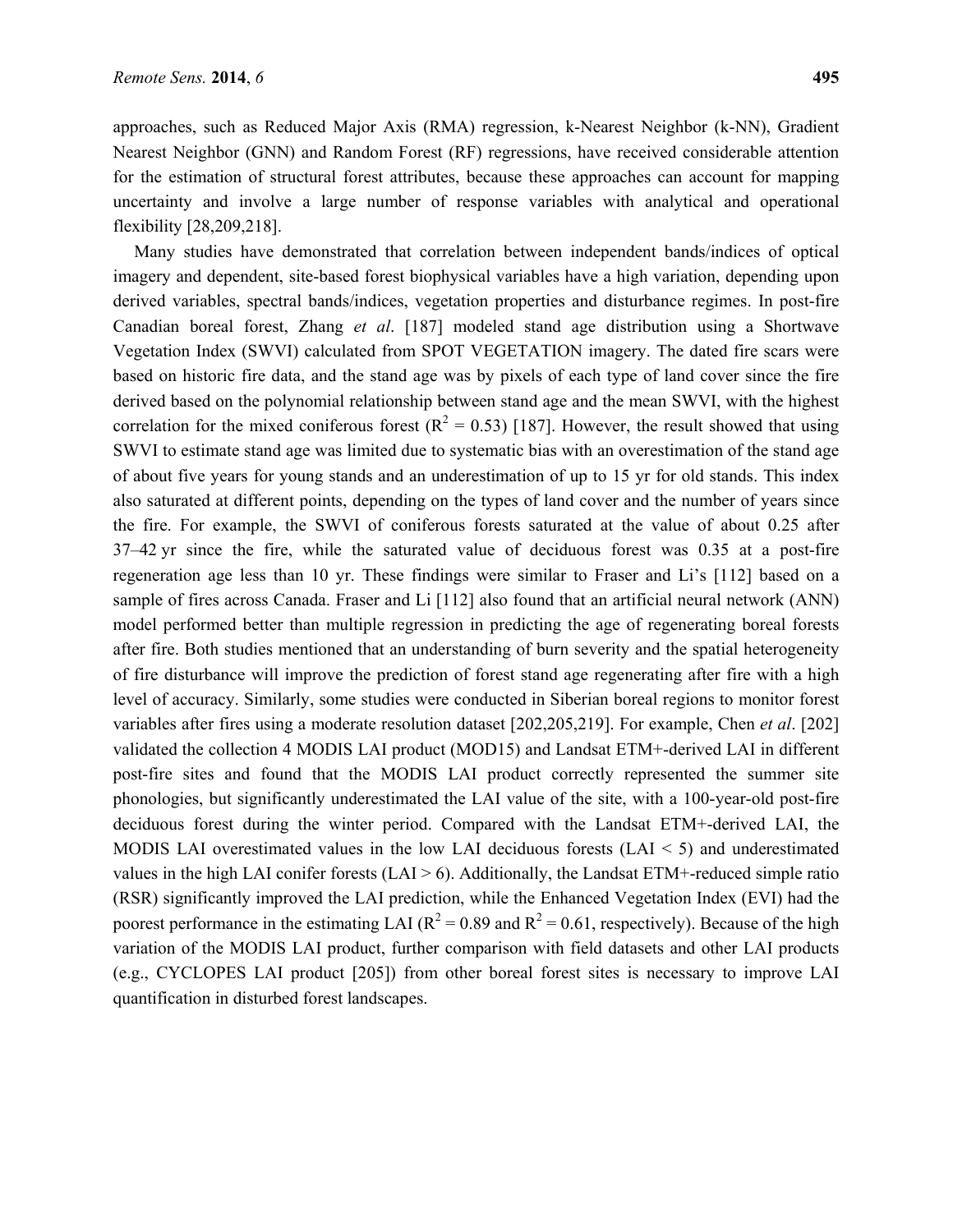approaches, such as Reduced Major Axis (RMA) regression, k-Nearest Neighbor (k-NN), Gradient Nearest Neighbor (GNN) and Random Forest (RF) regressions, have received considerable attention for the estimation of structural forest attributes, because these approaches can account for mapping uncertainty and involve a large number of response variables with analytical and operational flexibility [28,209,218].

Many studies have demonstrated that correlation between independent bands/indices of optical imagery and dependent, site-based forest biophysical variables have a high variation, depending upon derived variables, spectral bands/indices, vegetation properties and disturbance regimes. In post-fire Canadian boreal forest, Zhang *et al*. [187] modeled stand age distribution using a Shortwave Vegetation Index (SWVI) calculated from SPOT VEGETATION imagery. The dated fire scars were based on historic fire data, and the stand age was by pixels of each type of land cover since the fire derived based on the polynomial relationship between stand age and the mean SWVI, with the highest correlation for the mixed coniferous forest ($R^2$ = 0.53) [187]. However, the result showed that using SWVI to estimate stand age was limited due to systematic bias with an overestimation of the stand age of about five years for young stands and an underestimation of up to 15 yr for old stands. This index also saturated at different points, depending on the types of land cover and the number of years since the fire. For example, the SWVI of coniferous forests saturated at the value of about 0.25 after 37–42 yr since the fire, while the saturated value of deciduous forest was 0.35 at a post-fire regeneration age less than 10 yr. These findings were similar to Fraser and Li's [112] based on a sample of fires across Canada. Fraser and Li [112] also found that an artificial neural network (ANN) model performed better than multiple regression in predicting the age of regenerating boreal forests after fire. Both studies mentioned that an understanding of burn severity and the spatial heterogeneity of fire disturbance will improve the prediction of forest stand age regenerating after fire with a high level of accuracy. Similarly, some studies were conducted in Siberian boreal regions to monitor forest variables after fires using a moderate resolution dataset [202,205,219]. For example, Chen *et al*. [202] validated the collection 4 MODIS LAI product (MOD15) and Landsat ETM+-derived LAI in different post-fire sites and found that the MODIS LAI product correctly represented the summer site phonologies, but significantly underestimated the LAI value of the site, with a 100-year-old post-fire deciduous forest during the winter period. Compared with the Landsat ETM+-derived LAI, the MODIS LAI overestimated values in the low LAI deciduous forests (LAI < 5) and underestimated values in the high LAI conifer forests (LAI > 6). Additionally, the Landsat ETM+-reduced simple ratio (RSR) significantly improved the LAI prediction, while the Enhanced Vegetation Index (EVI) had the poorest performance in the estimating LAI ($R^2$ = 0.89 and $R^2$ = 0.61, respectively). Because of the high variation of the MODIS LAI product, further comparison with field datasets and other LAI products (e.g., CYCLOPES LAI product [205]) from other boreal forest sites is necessary to improve LAI quantification in disturbed forest landscapes.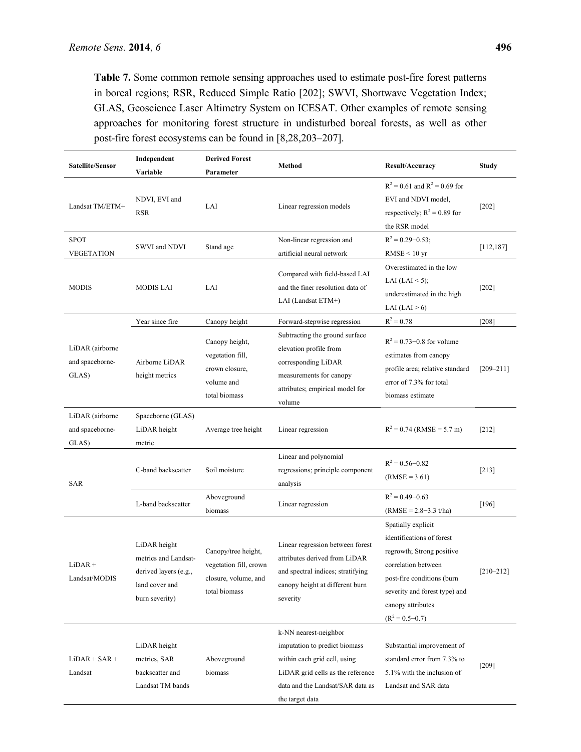**Table 7.** Some common remote sensing approaches used to estimate post-fire forest patterns in boreal regions; RSR, Reduced Simple Ratio [202]; SWVI, Shortwave Vegetation Index; GLAS, Geoscience Laser Altimetry System on ICESAT. Other examples of remote sensing approaches for monitoring forest structure in undisturbed boreal forests, as well as other post-fire forest ecosystems can be found in [8,28,203–207].

| Satellite/Sensor | Independent Variable | Derived Forest Parameter | Method | Result/Accuracy | Study |
|---|---|---|---|---|---|
| Landsat TM/ETM+ | NDVI, EVI and RSR | LAI | Linear regression models | $R^2 = 0.61$ and $R^2 = 0.69$ for EVI and NDVI model, respectively; $R^2 = 0.89$ for the RSR model | [202] |
| SPOT VEGETATION | SWVI and NDVI | Stand age | Non-linear regression and artificial neural network | $R^2 = 0.29–0.53$; RMSE < 10 yr | [112,187] |
| MODIS | MODIS LAI | LAI | Compared with field-based LAI and the finer resolution data of LAI (Landsat ETM+) | Overestimated in the low LAI (LAI < 5); underestimated in the high LAI (LAI > 6) | [202] |
| LiDAR (airborne and spaceborne-GLAS) | Year since fire | Canopy height | Forward-stepwise regression | $R^2 = 0.78$ | [208] |
| | Airborne LiDAR height metrics | Canopy height, vegetation fill, crown closure, volume and total biomass | Subtracting the ground surface elevation profile from corresponding LiDAR measurements for canopy attributes; empirical model for volume | $R^2 = 0.73–0.8$ for volume estimates from canopy profile area; relative standard error of 7.3% for total biomass estimate | [209–211] |
| LiDAR (airborne and spaceborne-GLAS) | Spaceborne (GLAS) LiDAR height metric | Average tree height | Linear regression | $R^2 = 0.74$ (RMSE = 5.7 m) | [212] |
| SAR | C-band backscatter | Soil moisture | Linear and polynomial regressions; principle component analysis | $R^2 = 0.56–0.82$ (RMSE = 3.61) | [213] |
| | L-band backscatter | Aboveground biomass | Linear regression | $R^2 = 0.49–0.63$ (RMSE = 2.8–3.3 t/ha) | [196] |
| LiDAR + Landsat/MODIS | LiDAR height metrics and Landsat-derived layers (e.g., land cover and burn severity) | Canopy/tree height, vegetation fill, crown closure, volume, and total biomass | Linear regression between forest attributes derived from LiDAR and spectral indices; stratifying canopy height at different burn severity | Spatially explicit identifications of forest regrowth; Strong positive correlation between post-fire conditions (burn severity and forest type) and canopy attributes ($R^2 = 0.5–0.7$) | [210–212] |
| LiDAR + SAR + Landsat | LiDAR height metrics, SAR backscatter and Landsat TM bands | Aboveground biomass | k-NN nearest-neighbor imputation to predict biomass within each grid cell, using LiDAR grid cells as the reference data and the Landsat/SAR data as the target data | Substantial improvement of standard error from 7.3% to 5.1% with the inclusion of Landsat and SAR data | [209] |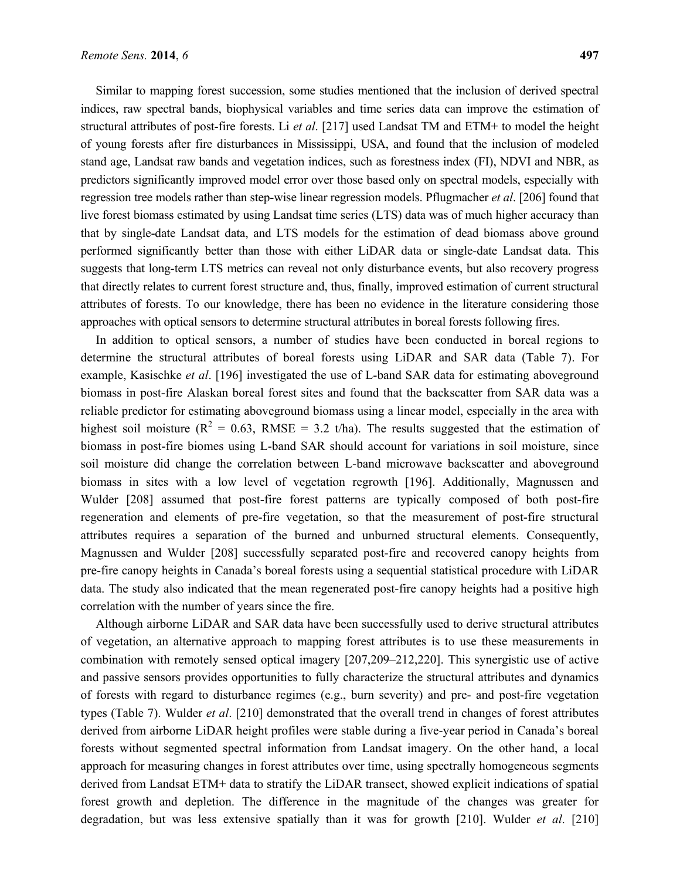Similar to mapping forest succession, some studies mentioned that the inclusion of derived spectral indices, raw spectral bands, biophysical variables and time series data can improve the estimation of structural attributes of post-fire forests. Li *et al*. [217] used Landsat TM and ETM+ to model the height of young forests after fire disturbances in Mississippi, USA, and found that the inclusion of modeled stand age, Landsat raw bands and vegetation indices, such as forestness index (FI), NDVI and NBR, as predictors significantly improved model error over those based only on spectral models, especially with regression tree models rather than step-wise linear regression models. Pflugmacher *et al*. [206] found that live forest biomass estimated by using Landsat time series (LTS) data was of much higher accuracy than that by single-date Landsat data, and LTS models for the estimation of dead biomass above ground performed significantly better than those with either LiDAR data or single-date Landsat data. This suggests that long-term LTS metrics can reveal not only disturbance events, but also recovery progress that directly relates to current forest structure and, thus, finally, improved estimation of current structural attributes of forests. To our knowledge, there has been no evidence in the literature considering those approaches with optical sensors to determine structural attributes in boreal forests following fires.

In addition to optical sensors, a number of studies have been conducted in boreal regions to determine the structural attributes of boreal forests using LiDAR and SAR data (Table 7). For example, Kasischke *et al*. [196] investigated the use of L-band SAR data for estimating aboveground biomass in post-fire Alaskan boreal forest sites and found that the backscatter from SAR data was a reliable predictor for estimating aboveground biomass using a linear model, especially in the area with highest soil moisture ($R^2$ = 0.63, RMSE = 3.2 t/ha). The results suggested that the estimation of biomass in post-fire biomes using L-band SAR should account for variations in soil moisture, since soil moisture did change the correlation between L-band microwave backscatter and aboveground biomass in sites with a low level of vegetation regrowth [196]. Additionally, Magnussen and Wulder [208] assumed that post-fire forest patterns are typically composed of both post-fire regeneration and elements of pre-fire vegetation, so that the measurement of post-fire structural attributes requires a separation of the burned and unburned structural elements. Consequently, Magnussen and Wulder [208] successfully separated post-fire and recovered canopy heights from pre-fire canopy heights in Canada's boreal forests using a sequential statistical procedure with LiDAR data. The study also indicated that the mean regenerated post-fire canopy heights had a positive high correlation with the number of years since the fire.

Although airborne LiDAR and SAR data have been successfully used to derive structural attributes of vegetation, an alternative approach to mapping forest attributes is to use these measurements in combination with remotely sensed optical imagery [207,209–212,220]. This synergistic use of active and passive sensors provides opportunities to fully characterize the structural attributes and dynamics of forests with regard to disturbance regimes (e.g., burn severity) and pre- and post-fire vegetation types (Table 7). Wulder *et al*. [210] demonstrated that the overall trend in changes of forest attributes derived from airborne LiDAR height profiles were stable during a five-year period in Canada's boreal forests without segmented spectral information from Landsat imagery. On the other hand, a local approach for measuring changes in forest attributes over time, using spectrally homogeneous segments derived from Landsat ETM+ data to stratify the LiDAR transect, showed explicit indications of spatial forest growth and depletion. The difference in the magnitude of the changes was greater for degradation, but was less extensive spatially than it was for growth [210]. Wulder *et al*. [210]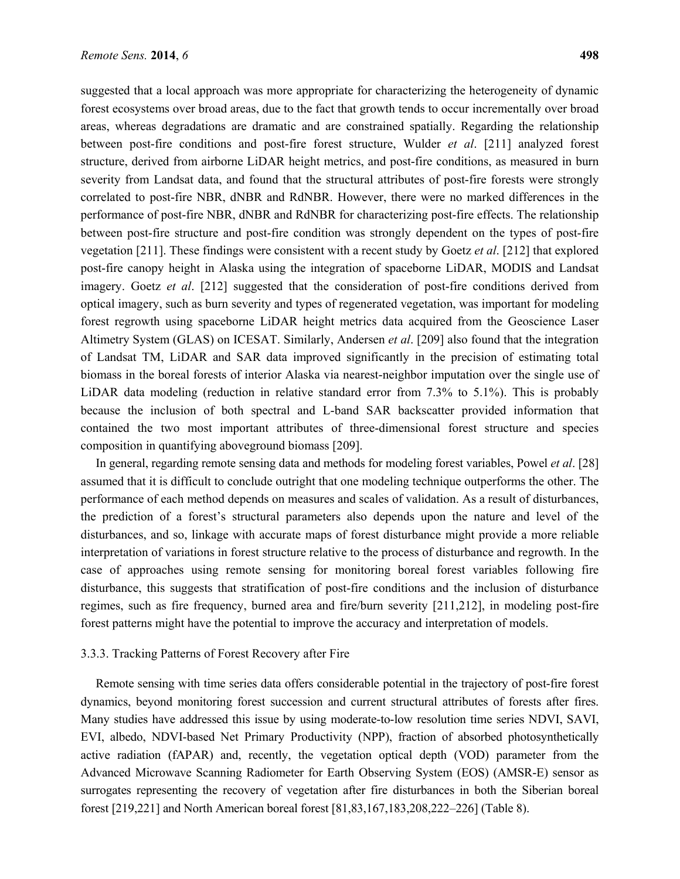suggested that a local approach was more appropriate for characterizing the heterogeneity of dynamic forest ecosystems over broad areas, due to the fact that growth tends to occur incrementally over broad areas, whereas degradations are dramatic and are constrained spatially. Regarding the relationship between post-fire conditions and post-fire forest structure, Wulder *et al*. [211] analyzed forest structure, derived from airborne LiDAR height metrics, and post-fire conditions, as measured in burn severity from Landsat data, and found that the structural attributes of post-fire forests were strongly correlated to post-fire NBR, dNBR and RdNBR. However, there were no marked differences in the performance of post-fire NBR, dNBR and RdNBR for characterizing post-fire effects. The relationship between post-fire structure and post-fire condition was strongly dependent on the types of post-fire vegetation [211]. These findings were consistent with a recent study by Goetz *et al*. [212] that explored post-fire canopy height in Alaska using the integration of spaceborne LiDAR, MODIS and Landsat imagery. Goetz *et al*. [212] suggested that the consideration of post-fire conditions derived from optical imagery, such as burn severity and types of regenerated vegetation, was important for modeling forest regrowth using spaceborne LiDAR height metrics data acquired from the Geoscience Laser Altimetry System (GLAS) on ICESAT. Similarly, Andersen *et al*. [209] also found that the integration of Landsat TM, LiDAR and SAR data improved significantly in the precision of estimating total biomass in the boreal forests of interior Alaska via nearest-neighbor imputation over the single use of LiDAR data modeling (reduction in relative standard error from 7.3% to 5.1%). This is probably because the inclusion of both spectral and L-band SAR backscatter provided information that contained the two most important attributes of three-dimensional forest structure and species composition in quantifying aboveground biomass [209].

In general, regarding remote sensing data and methods for modeling forest variables, Powel *et al*. [28] assumed that it is difficult to conclude outright that one modeling technique outperforms the other. The performance of each method depends on measures and scales of validation. As a result of disturbances, the prediction of a forest's structural parameters also depends upon the nature and level of the disturbances, and so, linkage with accurate maps of forest disturbance might provide a more reliable interpretation of variations in forest structure relative to the process of disturbance and regrowth. In the case of approaches using remote sensing for monitoring boreal forest variables following fire disturbance, this suggests that stratification of post-fire conditions and the inclusion of disturbance regimes, such as fire frequency, burned area and fire/burn severity [211,212], in modeling post-fire forest patterns might have the potential to improve the accuracy and interpretation of models.

#### 3.3.3. Tracking Patterns of Forest Recovery after Fire

Remote sensing with time series data offers considerable potential in the trajectory of post-fire forest dynamics, beyond monitoring forest succession and current structural attributes of forests after fires. Many studies have addressed this issue by using moderate-to-low resolution time series NDVI, SAVI, EVI, albedo, NDVI-based Net Primary Productivity (NPP), fraction of absorbed photosynthetically active radiation (fAPAR) and, recently, the vegetation optical depth (VOD) parameter from the Advanced Microwave Scanning Radiometer for Earth Observing System (EOS) (AMSR-E) sensor as surrogates representing the recovery of vegetation after fire disturbances in both the Siberian boreal forest [219,221] and North American boreal forest [81,83,167,183,208,222–226] (Table 8).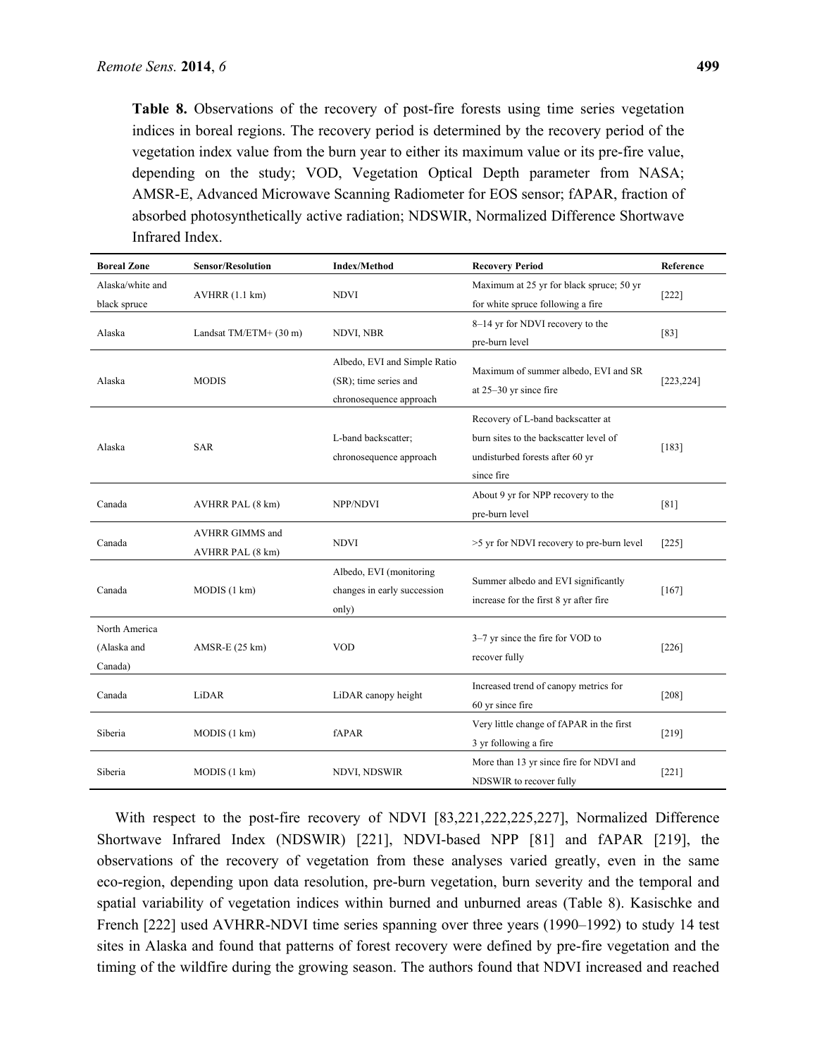**Table 8.** Observations of the recovery of post-fire forests using time series vegetation indices in boreal regions. The recovery period is determined by the recovery period of the vegetation index value from the burn year to either its maximum value or its pre-fire value, depending on the study; VOD, Vegetation Optical Depth parameter from NASA; AMSR-E, Advanced Microwave Scanning Radiometer for EOS sensor; fAPAR, fraction of absorbed photosynthetically active radiation; NDSWIR, Normalized Difference Shortwave Infrared Index.

| Boreal Zone | Sensor/Resolution | Index/Method | Recovery Period | Reference |
|---|---|---|---|---|
| Alaska/white and black spruce | AVHRR (1.1 km) | NDVI | Maximum at 25 yr for black spruce; 50 yr for white spruce following a fire | [222] |
| Alaska | Landsat TM/ETM+ (30 m) | NDVI, NBR | 8–14 yr for NDVI recovery to the pre-burn level | [83] |
| Alaska | MODIS | Albedo, EVI and Simple Ratio (SR); time series and chronosequence approach | Maximum of summer albedo, EVI and SR at 25–30 yr since fire | [223,224] |
| Alaska | SAR | L-band backscatter; chronosequence approach | Recovery of L-band backscatter at burn sites to the backscatter level of undisturbed forests after 60 yr since fire | [183] |
| Canada | AVHRR PAL (8 km) | NPP/NDVI | About 9 yr for NPP recovery to the pre-burn level | [81] |
| Canada | AVHRR GIMMS and AVHRR PAL (8 km) | NDVI | >5 yr for NDVI recovery to pre-burn level | [225] |
| Canada | MODIS (1 km) | Albedo, EVI (monitoring changes in early succession only) | Summer albedo and EVI significantly increase for the first 8 yr after fire | [167] |
| North America (Alaska and Canada) | AMSR-E (25 km) | VOD | 3–7 yr since the fire for VOD to recover fully | [226] |
| Canada | LiDAR | LiDAR canopy height | Increased trend of canopy metrics for 60 yr since fire | [208] |
| Siberia | MODIS (1 km) | fAPAR | Very little change of fAPAR in the first 3 yr following a fire | [219] |
| Siberia | MODIS (1 km) | NDVI, NDSWIR | More than 13 yr since fire for NDVI and NDSWIR to recover fully | [221] |

With respect to the post-fire recovery of NDVI [83,221,222,225,227], Normalized Difference Shortwave Infrared Index (NDSWIR) [221], NDVI-based NPP [81] and fAPAR [219], the observations of the recovery of vegetation from these analyses varied greatly, even in the same eco-region, depending upon data resolution, pre-burn vegetation, burn severity and the temporal and spatial variability of vegetation indices within burned and unburned areas (Table 8). Kasischke and French [222] used AVHRR-NDVI time series spanning over three years (1990–1992) to study 14 test sites in Alaska and found that patterns of forest recovery were defined by pre-fire vegetation and the timing of the wildfire during the growing season. The authors found that NDVI increased and reached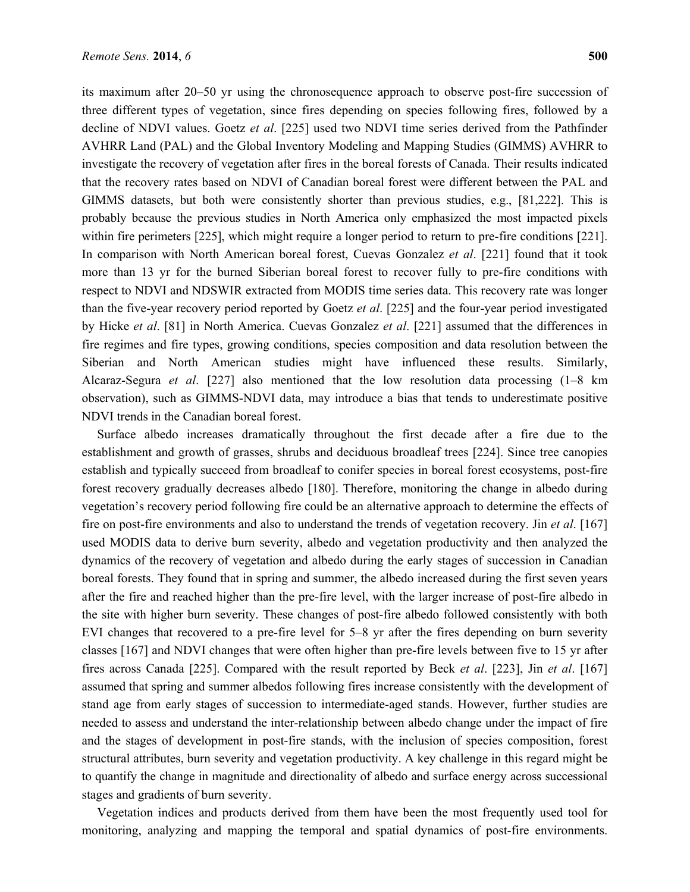its maximum after 20–50 yr using the chronosequence approach to observe post-fire succession of three different types of vegetation, since fires depending on species following fires, followed by a decline of NDVI values. Goetz *et al*. [225] used two NDVI time series derived from the Pathfinder AVHRR Land (PAL) and the Global Inventory Modeling and Mapping Studies (GIMMS) AVHRR to investigate the recovery of vegetation after fires in the boreal forests of Canada. Their results indicated that the recovery rates based on NDVI of Canadian boreal forest were different between the PAL and GIMMS datasets, but both were consistently shorter than previous studies, e.g., [81,222]. This is probably because the previous studies in North America only emphasized the most impacted pixels within fire perimeters [225], which might require a longer period to return to pre-fire conditions [221]. In comparison with North American boreal forest, Cuevas Gonzalez *et al*. [221] found that it took more than 13 yr for the burned Siberian boreal forest to recover fully to pre-fire conditions with respect to NDVI and NDSWIR extracted from MODIS time series data. This recovery rate was longer than the five-year recovery period reported by Goetz *et al*. [225] and the four-year period investigated by Hicke *et al*. [81] in North America. Cuevas Gonzalez *et al*. [221] assumed that the differences in fire regimes and fire types, growing conditions, species composition and data resolution between the Siberian and North American studies might have influenced these results. Similarly, Alcaraz-Segura *et al*. [227] also mentioned that the low resolution data processing (1–8 km observation), such as GIMMS-NDVI data, may introduce a bias that tends to underestimate positive NDVI trends in the Canadian boreal forest.

Surface albedo increases dramatically throughout the first decade after a fire due to the establishment and growth of grasses, shrubs and deciduous broadleaf trees [224]. Since tree canopies establish and typically succeed from broadleaf to conifer species in boreal forest ecosystems, post-fire forest recovery gradually decreases albedo [180]. Therefore, monitoring the change in albedo during vegetation's recovery period following fire could be an alternative approach to determine the effects of fire on post-fire environments and also to understand the trends of vegetation recovery. Jin *et al*. [167] used MODIS data to derive burn severity, albedo and vegetation productivity and then analyzed the dynamics of the recovery of vegetation and albedo during the early stages of succession in Canadian boreal forests. They found that in spring and summer, the albedo increased during the first seven years after the fire and reached higher than the pre-fire level, with the larger increase of post-fire albedo in the site with higher burn severity. These changes of post-fire albedo followed consistently with both EVI changes that recovered to a pre-fire level for 5–8 yr after the fires depending on burn severity classes [167] and NDVI changes that were often higher than pre-fire levels between five to 15 yr after fires across Canada [225]. Compared with the result reported by Beck *et al*. [223], Jin *et al*. [167] assumed that spring and summer albedos following fires increase consistently with the development of stand age from early stages of succession to intermediate-aged stands. However, further studies are needed to assess and understand the inter-relationship between albedo change under the impact of fire and the stages of development in post-fire stands, with the inclusion of species composition, forest structural attributes, burn severity and vegetation productivity. A key challenge in this regard might be to quantify the change in magnitude and directionality of albedo and surface energy across successional stages and gradients of burn severity.

Vegetation indices and products derived from them have been the most frequently used tool for monitoring, analyzing and mapping the temporal and spatial dynamics of post-fire environments.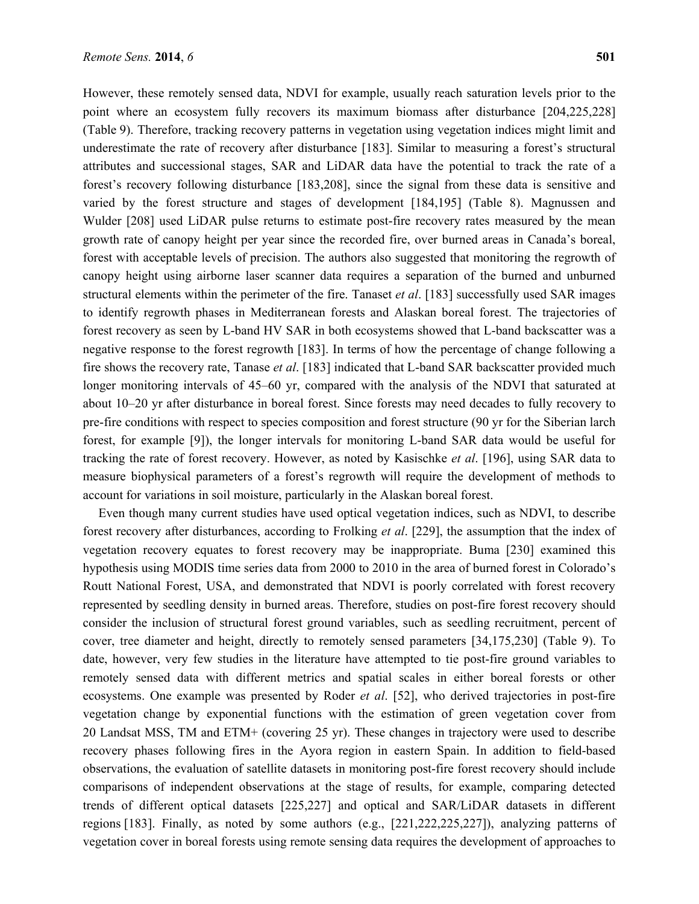However, these remotely sensed data, NDVI for example, usually reach saturation levels prior to the point where an ecosystem fully recovers its maximum biomass after disturbance [204,225,228] (Table 9). Therefore, tracking recovery patterns in vegetation using vegetation indices might limit and underestimate the rate of recovery after disturbance [183]. Similar to measuring a forest's structural attributes and successional stages, SAR and LiDAR data have the potential to track the rate of a forest's recovery following disturbance [183,208], since the signal from these data is sensitive and varied by the forest structure and stages of development [184,195] (Table 8). Magnussen and Wulder [208] used LiDAR pulse returns to estimate post-fire recovery rates measured by the mean growth rate of canopy height per year since the recorded fire, over burned areas in Canada's boreal, forest with acceptable levels of precision. The authors also suggested that monitoring the regrowth of canopy height using airborne laser scanner data requires a separation of the burned and unburned structural elements within the perimeter of the fire. Tanaset *et al*. [183] successfully used SAR images to identify regrowth phases in Mediterranean forests and Alaskan boreal forest. The trajectories of forest recovery as seen by L-band HV SAR in both ecosystems showed that L-band backscatter was a negative response to the forest regrowth [183]. In terms of how the percentage of change following a fire shows the recovery rate, Tanase *et al*. [183] indicated that L-band SAR backscatter provided much longer monitoring intervals of 45–60 yr, compared with the analysis of the NDVI that saturated at about 10–20 yr after disturbance in boreal forest. Since forests may need decades to fully recovery to pre-fire conditions with respect to species composition and forest structure (90 yr for the Siberian larch forest, for example [9]), the longer intervals for monitoring L-band SAR data would be useful for tracking the rate of forest recovery. However, as noted by Kasischke *et al*. [196], using SAR data to measure biophysical parameters of a forest's regrowth will require the development of methods to account for variations in soil moisture, particularly in the Alaskan boreal forest.

Even though many current studies have used optical vegetation indices, such as NDVI, to describe forest recovery after disturbances, according to Frolking *et al*. [229], the assumption that the index of vegetation recovery equates to forest recovery may be inappropriate. Buma [230] examined this hypothesis using MODIS time series data from 2000 to 2010 in the area of burned forest in Colorado's Routt National Forest, USA, and demonstrated that NDVI is poorly correlated with forest recovery represented by seedling density in burned areas. Therefore, studies on post-fire forest recovery should consider the inclusion of structural forest ground variables, such as seedling recruitment, percent of cover, tree diameter and height, directly to remotely sensed parameters [34,175,230] (Table 9). To date, however, very few studies in the literature have attempted to tie post-fire ground variables to remotely sensed data with different metrics and spatial scales in either boreal forests or other ecosystems. One example was presented by Roder *et al*. [52], who derived trajectories in post-fire vegetation change by exponential functions with the estimation of green vegetation cover from 20 Landsat MSS, TM and ETM+ (covering 25 yr). These changes in trajectory were used to describe recovery phases following fires in the Ayora region in eastern Spain. In addition to field-based observations, the evaluation of satellite datasets in monitoring post-fire forest recovery should include comparisons of independent observations at the stage of results, for example, comparing detected trends of different optical datasets [225,227] and optical and SAR/LiDAR datasets in different regions [183]. Finally, as noted by some authors (e.g., [221,222,225,227]), analyzing patterns of vegetation cover in boreal forests using remote sensing data requires the development of approaches to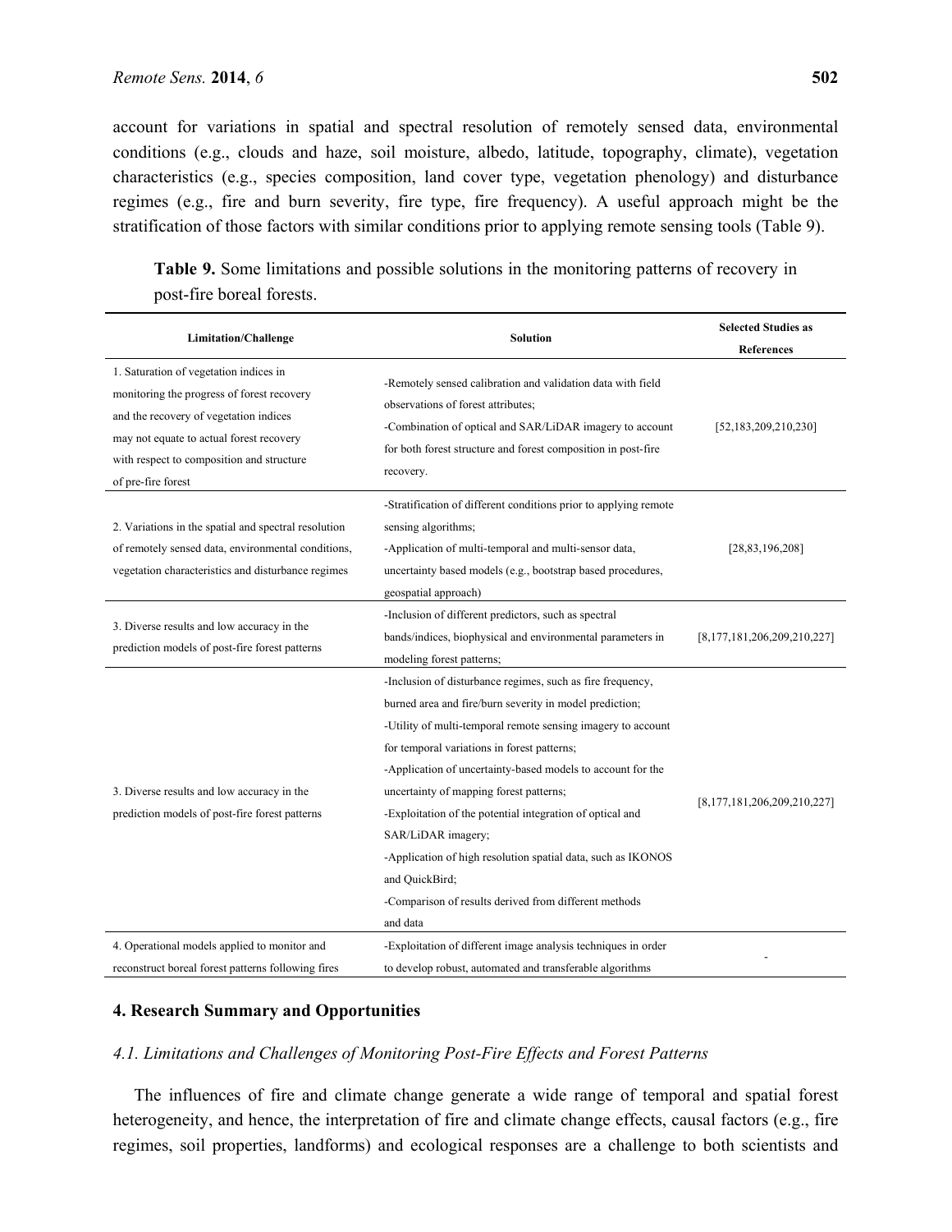account for variations in spatial and spectral resolution of remotely sensed data, environmental conditions (e.g., clouds and haze, soil moisture, albedo, latitude, topography, climate), vegetation characteristics (e.g., species composition, land cover type, vegetation phenology) and disturbance regimes (e.g., fire and burn severity, fire type, fire frequency). A useful approach might be the stratification of those factors with similar conditions prior to applying remote sensing tools (Table 9).

**Table 9.** Some limitations and possible solutions in the monitoring patterns of recovery in post-fire boreal forests.

| Limitation/Challenge | Solution | Selected Studies as References |
| --- | --- | --- |
| 1. Saturation of vegetation indices in monitoring the progress of forest recovery and the recovery of vegetation indices may not equate to actual forest recovery with respect to composition and structure of pre-fire forest | -Remotely sensed calibration and validation data with field observations of forest attributes; -Combination of optical and SAR/LiDAR imagery to account for both forest structure and forest composition in post-fire recovery. | [52,183,209,210,230] |
| 2. Variations in the spatial and spectral resolution of remotely sensed data, environmental conditions, vegetation characteristics and disturbance regimes | -Stratification of different conditions prior to applying remote sensing algorithms; -Application of multi-temporal and multi-sensor data, uncertainty based models (e.g., bootstrap based procedures, geospatial approach) | [28,83,196,208] |
| 3. Diverse results and low accuracy in the prediction models of post-fire forest patterns | -Inclusion of different predictors, such as spectral bands/indices, biophysical and environmental parameters in modeling forest patterns; | [8,177,181,206,209,210,227] |
| 3. Diverse results and low accuracy in the prediction models of post-fire forest patterns | -Inclusion of disturbance regimes, such as fire frequency, burned area and fire/burn severity in model prediction; -Utility of multi-temporal remote sensing imagery to account for temporal variations in forest patterns; -Application of uncertainty-based models to account for the uncertainty of mapping forest patterns; -Exploitation of the potential integration of optical and SAR/LiDAR imagery; -Application of high resolution spatial data, such as IKONOS and QuickBird; -Comparison of results derived from different methods and data | [8,177,181,206,209,210,227] |
| 4. Operational models applied to monitor and reconstruct boreal forest patterns following fires | -Exploitation of different image analysis techniques in order to develop robust, automated and transferable algorithms | - |

## 4. Research Summary and Opportunities

### *4.1. Limitations and Challenges of Monitoring Post-Fire Effects and Forest Patterns*

The influences of fire and climate change generate a wide range of temporal and spatial forest heterogeneity, and hence, the interpretation of fire and climate change effects, causal factors (e.g., fire regimes, soil properties, landforms) and ecological responses are a challenge to both scientists and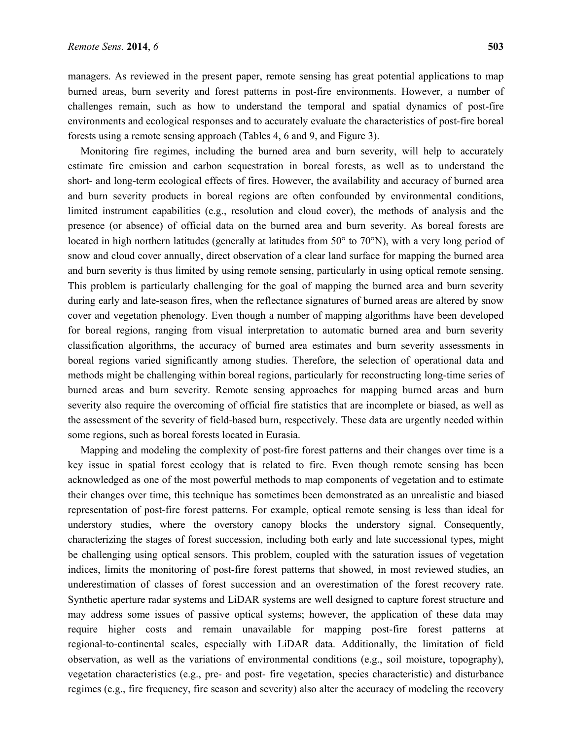managers. As reviewed in the present paper, remote sensing has great potential applications to map burned areas, burn severity and forest patterns in post-fire environments. However, a number of challenges remain, such as how to understand the temporal and spatial dynamics of post-fire environments and ecological responses and to accurately evaluate the characteristics of post-fire boreal forests using a remote sensing approach (Tables 4, 6 and 9, and Figure 3).

Monitoring fire regimes, including the burned area and burn severity, will help to accurately estimate fire emission and carbon sequestration in boreal forests, as well as to understand the short- and long-term ecological effects of fires. However, the availability and accuracy of burned area and burn severity products in boreal regions are often confounded by environmental conditions, limited instrument capabilities (e.g., resolution and cloud cover), the methods of analysis and the presence (or absence) of official data on the burned area and burn severity. As boreal forests are located in high northern latitudes (generally at latitudes from 50° to 70°N), with a very long period of snow and cloud cover annually, direct observation of a clear land surface for mapping the burned area and burn severity is thus limited by using remote sensing, particularly in using optical remote sensing. This problem is particularly challenging for the goal of mapping the burned area and burn severity during early and late-season fires, when the reflectance signatures of burned areas are altered by snow cover and vegetation phenology. Even though a number of mapping algorithms have been developed for boreal regions, ranging from visual interpretation to automatic burned area and burn severity classification algorithms, the accuracy of burned area estimates and burn severity assessments in boreal regions varied significantly among studies. Therefore, the selection of operational data and methods might be challenging within boreal regions, particularly for reconstructing long-time series of burned areas and burn severity. Remote sensing approaches for mapping burned areas and burn severity also require the overcoming of official fire statistics that are incomplete or biased, as well as the assessment of the severity of field-based burn, respectively. These data are urgently needed within some regions, such as boreal forests located in Eurasia.

Mapping and modeling the complexity of post-fire forest patterns and their changes over time is a key issue in spatial forest ecology that is related to fire. Even though remote sensing has been acknowledged as one of the most powerful methods to map components of vegetation and to estimate their changes over time, this technique has sometimes been demonstrated as an unrealistic and biased representation of post-fire forest patterns. For example, optical remote sensing is less than ideal for understory studies, where the overstory canopy blocks the understory signal. Consequently, characterizing the stages of forest succession, including both early and late successional types, might be challenging using optical sensors. This problem, coupled with the saturation issues of vegetation indices, limits the monitoring of post-fire forest patterns that showed, in most reviewed studies, an underestimation of classes of forest succession and an overestimation of the forest recovery rate. Synthetic aperture radar systems and LiDAR systems are well designed to capture forest structure and may address some issues of passive optical systems; however, the application of these data may require higher costs and remain unavailable for mapping post-fire forest patterns at regional-to-continental scales, especially with LiDAR data. Additionally, the limitation of field observation, as well as the variations of environmental conditions (e.g., soil moisture, topography), vegetation characteristics (e.g., pre- and post- fire vegetation, species characteristic) and disturbance regimes (e.g., fire frequency, fire season and severity) also alter the accuracy of modeling the recovery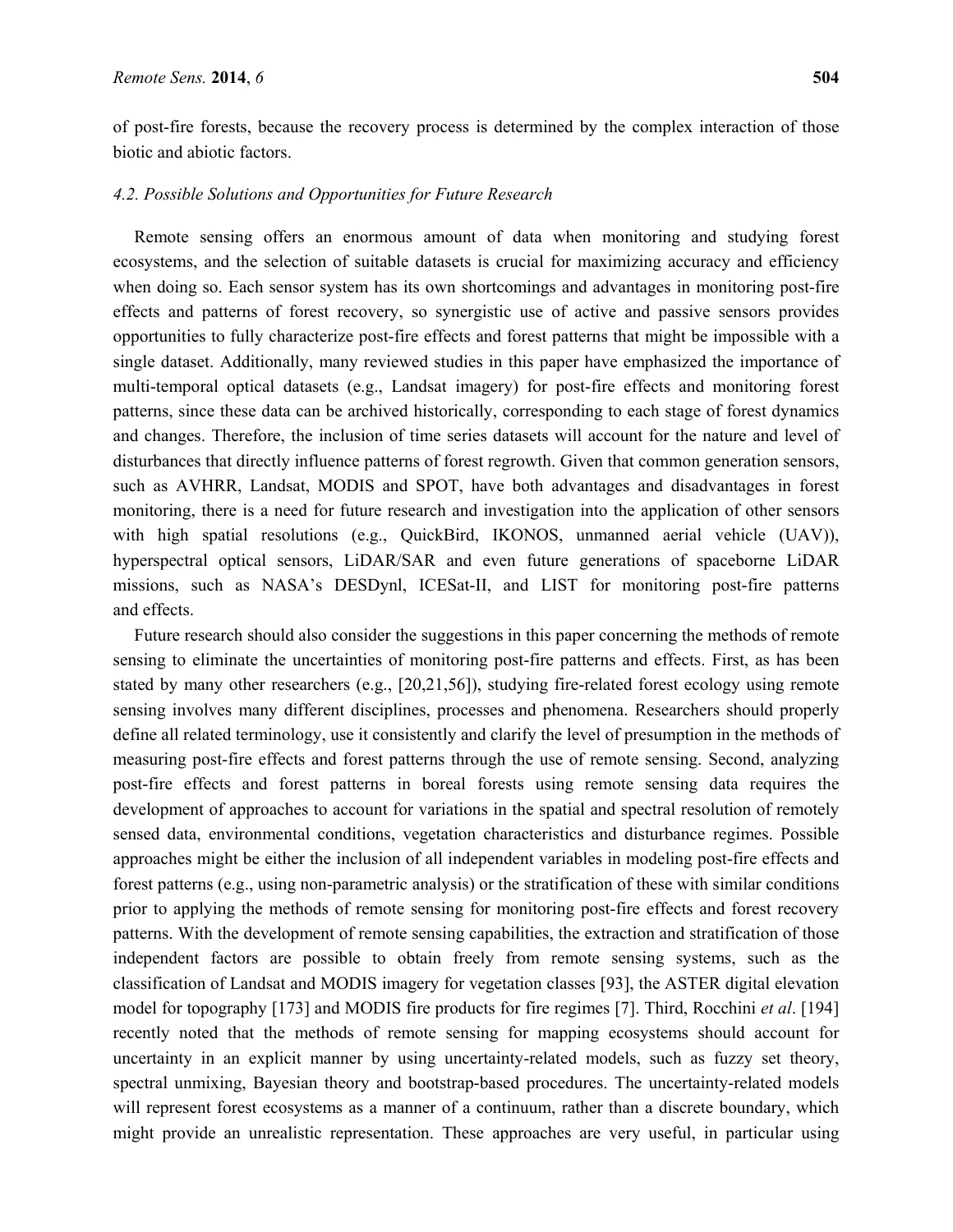of post-fire forests, because the recovery process is determined by the complex interaction of those biotic and abiotic factors.

### *4.2. Possible Solutions and Opportunities for Future Research*

Remote sensing offers an enormous amount of data when monitoring and studying forest ecosystems, and the selection of suitable datasets is crucial for maximizing accuracy and efficiency when doing so. Each sensor system has its own shortcomings and advantages in monitoring post-fire effects and patterns of forest recovery, so synergistic use of active and passive sensors provides opportunities to fully characterize post-fire effects and forest patterns that might be impossible with a single dataset. Additionally, many reviewed studies in this paper have emphasized the importance of multi-temporal optical datasets (e.g., Landsat imagery) for post-fire effects and monitoring forest patterns, since these data can be archived historically, corresponding to each stage of forest dynamics and changes. Therefore, the inclusion of time series datasets will account for the nature and level of disturbances that directly influence patterns of forest regrowth. Given that common generation sensors, such as AVHRR, Landsat, MODIS and SPOT, have both advantages and disadvantages in forest monitoring, there is a need for future research and investigation into the application of other sensors with high spatial resolutions (e.g., QuickBird, IKONOS, unmanned aerial vehicle (UAV)), hyperspectral optical sensors, LiDAR/SAR and even future generations of spaceborne LiDAR missions, such as NASA's DESDynl, ICESat-II, and LIST for monitoring post-fire patterns and effects.

Future research should also consider the suggestions in this paper concerning the methods of remote sensing to eliminate the uncertainties of monitoring post-fire patterns and effects. First, as has been stated by many other researchers (e.g., [20,21,56]), studying fire-related forest ecology using remote sensing involves many different disciplines, processes and phenomena. Researchers should properly define all related terminology, use it consistently and clarify the level of presumption in the methods of measuring post-fire effects and forest patterns through the use of remote sensing. Second, analyzing post-fire effects and forest patterns in boreal forests using remote sensing data requires the development of approaches to account for variations in the spatial and spectral resolution of remotely sensed data, environmental conditions, vegetation characteristics and disturbance regimes. Possible approaches might be either the inclusion of all independent variables in modeling post-fire effects and forest patterns (e.g., using non-parametric analysis) or the stratification of these with similar conditions prior to applying the methods of remote sensing for monitoring post-fire effects and forest recovery patterns. With the development of remote sensing capabilities, the extraction and stratification of those independent factors are possible to obtain freely from remote sensing systems, such as the classification of Landsat and MODIS imagery for vegetation classes [93], the ASTER digital elevation model for topography [173] and MODIS fire products for fire regimes [7]. Third, Rocchini *et al*. [194] recently noted that the methods of remote sensing for mapping ecosystems should account for uncertainty in an explicit manner by using uncertainty-related models, such as fuzzy set theory, spectral unmixing, Bayesian theory and bootstrap-based procedures. The uncertainty-related models will represent forest ecosystems as a manner of a continuum, rather than a discrete boundary, which might provide an unrealistic representation. These approaches are very useful, in particular using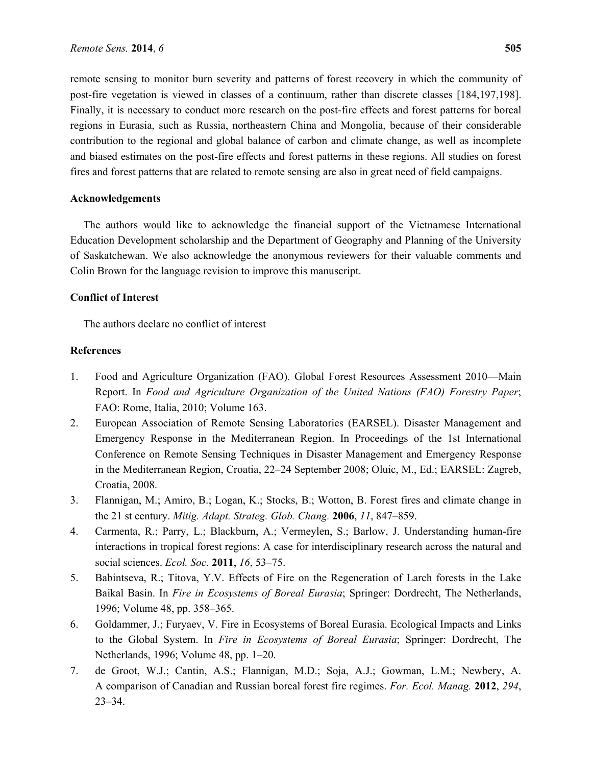remote sensing to monitor burn severity and patterns of forest recovery in which the community of post-fire vegetation is viewed in classes of a continuum, rather than discrete classes [184,197,198]. Finally, it is necessary to conduct more research on the post-fire effects and forest patterns for boreal regions in Eurasia, such as Russia, northeastern China and Mongolia, because of their considerable contribution to the regional and global balance of carbon and climate change, as well as incomplete and biased estimates on the post-fire effects and forest patterns in these regions. All studies on forest fires and forest patterns that are related to remote sensing are also in great need of field campaigns.

## Acknowledgements

The authors would like to acknowledge the financial support of the Vietnamese International Education Development scholarship and the Department of Geography and Planning of the University of Saskatchewan. We also acknowledge the anonymous reviewers for their valuable comments and Colin Brown for the language revision to improve this manuscript.

## Conflict of Interest

The authors declare no conflict of interest

## References

1. Food and Agriculture Organization (FAO). Global Forest Resources Assessment 2010—Main Report. In *Food and Agriculture Organization of the United Nations (FAO) Forestry Paper*; FAO: Rome, Italia, 2010; Volume 163.
2. European Association of Remote Sensing Laboratories (EARSEL). Disaster Management and Emergency Response in the Mediterranean Region. In Proceedings of the 1st International Conference on Remote Sensing Techniques in Disaster Management and Emergency Response in the Mediterranean Region, Croatia, 22–24 September 2008; Oluic, M., Ed.; EARSEL: Zagreb, Croatia, 2008.
3. Flannigan, M.; Amiro, B.; Logan, K.; Stocks, B.; Wotton, B. Forest fires and climate change in the 21 st century. *Mitig. Adapt. Strateg. Glob. Chang.* **2006**, *11*, 847–859.
4. Carmenta, R.; Parry, L.; Blackburn, A.; Vermeylen, S.; Barlow, J. Understanding human-fire interactions in tropical forest regions: A case for interdisciplinary research across the natural and social sciences. *Ecol. Soc.* **2011**, *16*, 53–75.
5. Babintseva, R.; Titova, Y.V. Effects of Fire on the Regeneration of Larch forests in the Lake Baikal Basin. In *Fire in Ecosystems of Boreal Eurasia*; Springer: Dordrecht, The Netherlands, 1996; Volume 48, pp. 358–365.
6. Goldammer, J.; Furyaev, V. Fire in Ecosystems of Boreal Eurasia. Ecological Impacts and Links to the Global System. In *Fire in Ecosystems of Boreal Eurasia*; Springer: Dordrecht, The Netherlands, 1996; Volume 48, pp. 1–20.
7. de Groot, W.J.; Cantin, A.S.; Flannigan, M.D.; Soja, A.J.; Gowman, L.M.; Newbery, A. A comparison of Canadian and Russian boreal forest fire regimes. *For. Ecol. Manag.* **2012**, *294*, 23–34.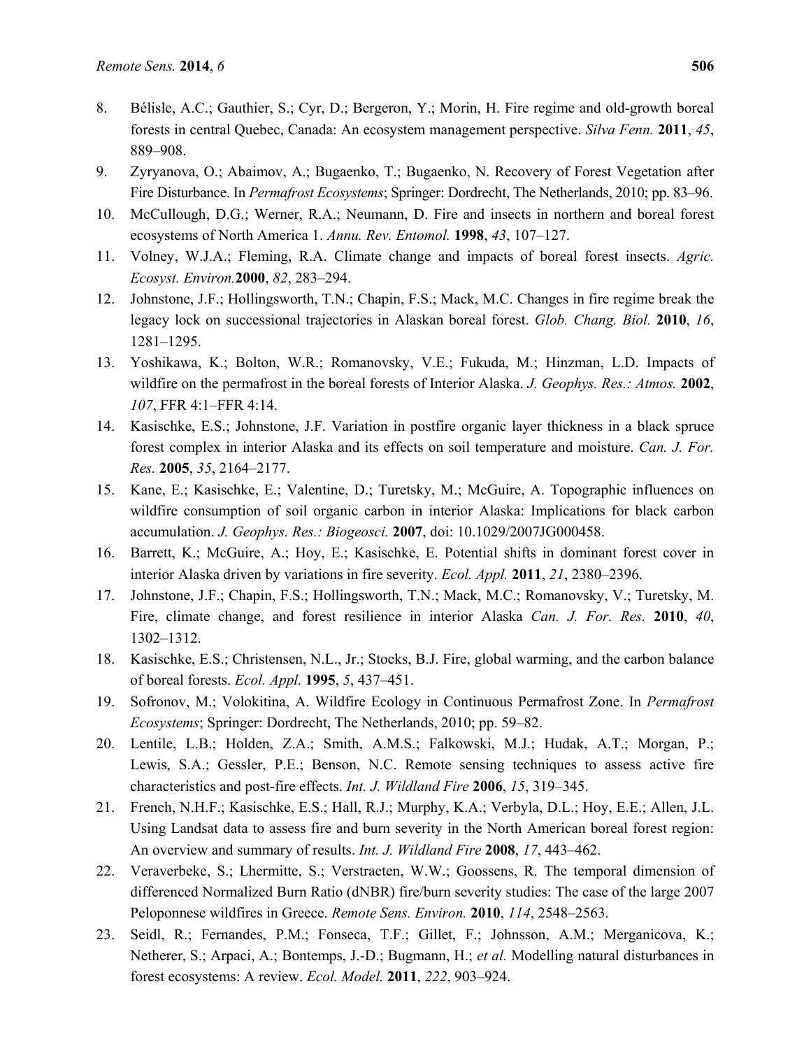8. Bélisle, A.C.; Gauthier, S.; Cyr, D.; Bergeron, Y.; Morin, H. Fire regime and old-growth boreal forests in central Quebec, Canada: An ecosystem management perspective. *Silva Fenn.* **2011**, *45*, 889–908.
9. Zyryanova, O.; Abaimov, A.; Bugaenko, T.; Bugaenko, N. Recovery of Forest Vegetation after Fire Disturbance. In *Permafrost Ecosystems*; Springer: Dordrecht, The Netherlands, 2010; pp. 83–96.
10. McCullough, D.G.; Werner, R.A.; Neumann, D. Fire and insects in northern and boreal forest ecosystems of North America 1. *Annu. Rev. Entomol.* **1998**, *43*, 107–127.
11. Volney, W.J.A.; Fleming, R.A. Climate change and impacts of boreal forest insects. *Agric. Ecosyst. Environ.* **2000**, *82*, 283–294.
12. Johnstone, J.F.; Hollingsworth, T.N.; Chapin, F.S.; Mack, M.C. Changes in fire regime break the legacy lock on successional trajectories in Alaskan boreal forest. *Glob. Chang. Biol.* **2010**, *16*, 1281–1295.
13. Yoshikawa, K.; Bolton, W.R.; Romanovsky, V.E.; Fukuda, M.; Hinzman, L.D. Impacts of wildfire on the permafrost in the boreal forests of Interior Alaska. *J. Geophys. Res.: Atmos.* **2002**, *107*, FFR 4:1–FFR 4:14.
14. Kasischke, E.S.; Johnstone, J.F. Variation in postfire organic layer thickness in a black spruce forest complex in interior Alaska and its effects on soil temperature and moisture. *Can. J. For. Res.* **2005**, *35*, 2164–2177.
15. Kane, E.; Kasischke, E.; Valentine, D.; Turetsky, M.; McGuire, A. Topographic influences on wildfire consumption of soil organic carbon in interior Alaska: Implications for black carbon accumulation. *J. Geophys. Res.: Biogeosci.* **2007**, doi: 10.1029/2007JG000458.
16. Barrett, K.; McGuire, A.; Hoy, E.; Kasischke, E. Potential shifts in dominant forest cover in interior Alaska driven by variations in fire severity. *Ecol. Appl.* **2011**, *21*, 2380–2396.
17. Johnstone, J.F.; Chapin, F.S.; Hollingsworth, T.N.; Mack, M.C.; Romanovsky, V.; Turetsky, M. Fire, climate change, and forest resilience in interior Alaska *Can. J. For. Res.* **2010**, *40*, 1302–1312.
18. Kasischke, E.S.; Christensen, N.L., Jr.; Stocks, B.J. Fire, global warming, and the carbon balance of boreal forests. *Ecol. Appl.* **1995**, *5*, 437–451.
19. Sofronov, M.; Volokitina, A. Wildfire Ecology in Continuous Permafrost Zone. In *Permafrost Ecosystems*; Springer: Dordrecht, The Netherlands, 2010; pp. 59–82.
20. Lentile, L.B.; Holden, Z.A.; Smith, A.M.S.; Falkowski, M.J.; Hudak, A.T.; Morgan, P.; Lewis, S.A.; Gessler, P.E.; Benson, N.C. Remote sensing techniques to assess active fire characteristics and post-fire effects. *Int. J. Wildland Fire* **2006**, *15*, 319–345.
21. French, N.H.F.; Kasischke, E.S.; Hall, R.J.; Murphy, K.A.; Verbyla, D.L.; Hoy, E.E.; Allen, J.L. Using Landsat data to assess fire and burn severity in the North American boreal forest region: An overview and summary of results. *Int. J. Wildland Fire* **2008**, *17*, 443–462.
22. Veraverbeke, S.; Lhermitte, S.; Verstraeten, W.W.; Goossens, R. The temporal dimension of differenced Normalized Burn Ratio (dNBR) fire/burn severity studies: The case of the large 2007 Peloponnese wildfires in Greece. *Remote Sens. Environ.* **2010**, *114*, 2548–2563.
23. Seidl, R.; Fernandes, P.M.; Fonseca, T.F.; Gillet, F.; Johnsson, A.M.; Merganicova, K.; Netherer, S.; Arpaci, A.; Bontemps, J.-D.; Bugmann, H.; *et al.* Modelling natural disturbances in forest ecosystems: A review. *Ecol. Model.* **2011**, *222*, 903–924.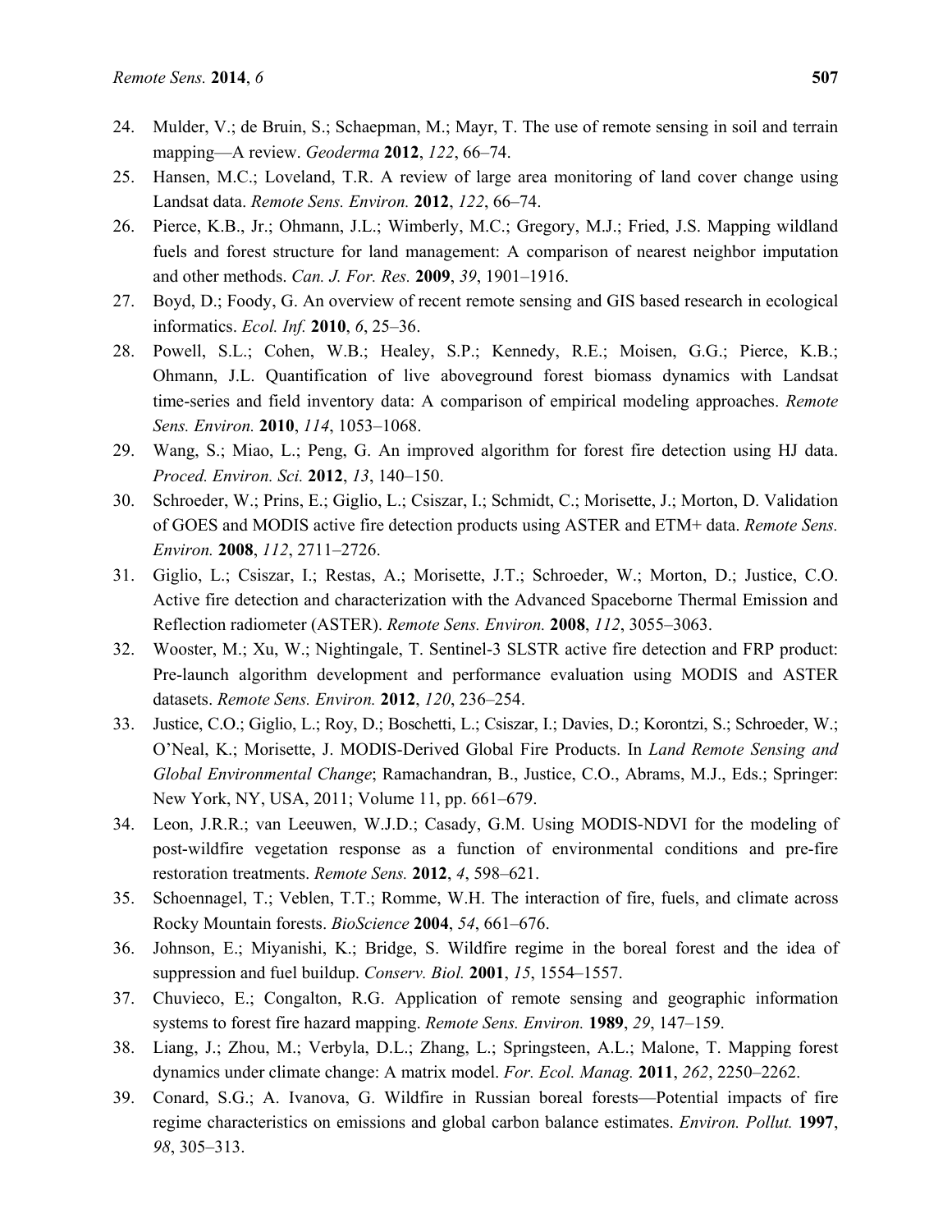24. Mulder, V.; de Bruin, S.; Schaepman, M.; Mayr, T. The use of remote sensing in soil and terrain mapping—A review. *Geoderma* **2012**, *122*, 66–74.
25. Hansen, M.C.; Loveland, T.R. A review of large area monitoring of land cover change using Landsat data. *Remote Sens. Environ.* **2012**, *122*, 66–74.
26. Pierce, K.B., Jr.; Ohmann, J.L.; Wimberly, M.C.; Gregory, M.J.; Fried, J.S. Mapping wildland fuels and forest structure for land management: A comparison of nearest neighbor imputation and other methods. *Can. J. For. Res.* **2009**, *39*, 1901–1916.
27. Boyd, D.; Foody, G. An overview of recent remote sensing and GIS based research in ecological informatics. *Ecol. Inf.* **2010**, *6*, 25–36.
28. Powell, S.L.; Cohen, W.B.; Healey, S.P.; Kennedy, R.E.; Moisen, G.G.; Pierce, K.B.; Ohmann, J.L. Quantification of live aboveground forest biomass dynamics with Landsat time-series and field inventory data: A comparison of empirical modeling approaches. *Remote Sens. Environ.* **2010**, *114*, 1053–1068.
29. Wang, S.; Miao, L.; Peng, G. An improved algorithm for forest fire detection using HJ data. *Proced. Environ. Sci.* **2012**, *13*, 140–150.
30. Schroeder, W.; Prins, E.; Giglio, L.; Csiszar, I.; Schmidt, C.; Morisette, J.; Morton, D. Validation of GOES and MODIS active fire detection products using ASTER and ETM+ data. *Remote Sens. Environ.* **2008**, *112*, 2711–2726.
31. Giglio, L.; Csiszar, I.; Restas, A.; Morisette, J.T.; Schroeder, W.; Morton, D.; Justice, C.O. Active fire detection and characterization with the Advanced Spaceborne Thermal Emission and Reflection radiometer (ASTER). *Remote Sens. Environ.* **2008**, *112*, 3055–3063.
32. Wooster, M.; Xu, W.; Nightingale, T. Sentinel-3 SLSTR active fire detection and FRP product: Pre-launch algorithm development and performance evaluation using MODIS and ASTER datasets. *Remote Sens. Environ.* **2012**, *120*, 236–254.
33. Justice, C.O.; Giglio, L.; Roy, D.; Boschetti, L.; Csiszar, I.; Davies, D.; Korontzi, S.; Schroeder, W.; O'Neal, K.; Morisette, J. MODIS-Derived Global Fire Products. In *Land Remote Sensing and Global Environmental Change*; Ramachandran, B., Justice, C.O., Abrams, M.J., Eds.; Springer: New York, NY, USA, 2011; Volume 11, pp. 661–679.
34. Leon, J.R.R.; van Leeuwen, W.J.D.; Casady, G.M. Using MODIS-NDVI for the modeling of post-wildfire vegetation response as a function of environmental conditions and pre-fire restoration treatments. *Remote Sens.* **2012**, *4*, 598–621.
35. Schoennagel, T.; Veblen, T.T.; Romme, W.H. The interaction of fire, fuels, and climate across Rocky Mountain forests. *BioScience* **2004**, *54*, 661–676.
36. Johnson, E.; Miyanishi, K.; Bridge, S. Wildfire regime in the boreal forest and the idea of suppression and fuel buildup. *Conserv. Biol.* **2001**, *15*, 1554–1557.
37. Chuvieco, E.; Congalton, R.G. Application of remote sensing and geographic information systems to forest fire hazard mapping. *Remote Sens. Environ.* **1989**, *29*, 147–159.
38. Liang, J.; Zhou, M.; Verbyla, D.L.; Zhang, L.; Springsteen, A.L.; Malone, T. Mapping forest dynamics under climate change: A matrix model. *For. Ecol. Manag.* **2011**, *262*, 2250–2262.
39. Conard, S.G.; A. Ivanova, G. Wildfire in Russian boreal forests—Potential impacts of fire regime characteristics on emissions and global carbon balance estimates. *Environ. Pollut.* **1997**, *98*, 305–313.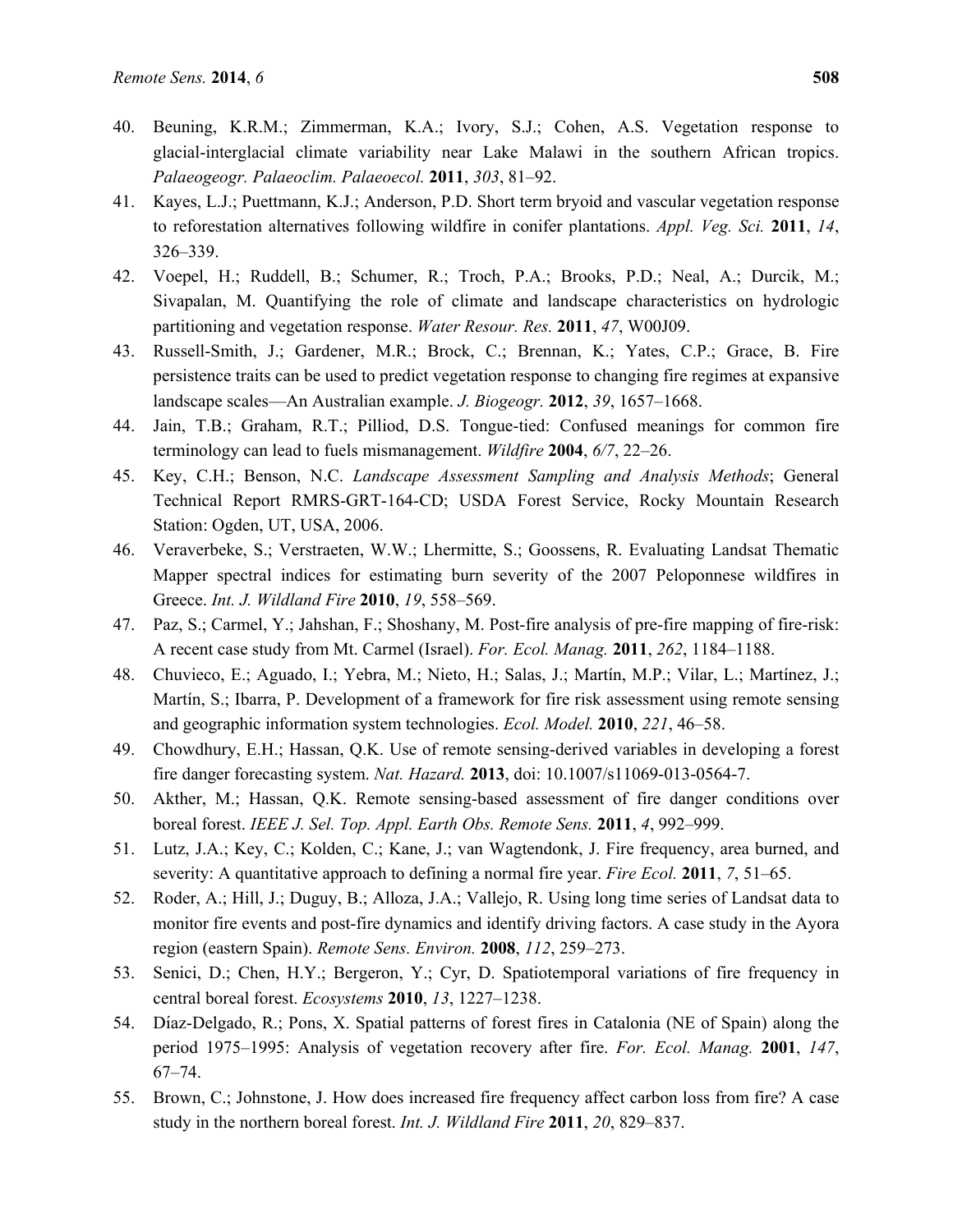40. Beuning, K.R.M.; Zimmerman, K.A.; Ivory, S.J.; Cohen, A.S. Vegetation response to glacial-interglacial climate variability near Lake Malawi in the southern African tropics. *Palaeogeogr. Palaeoclim. Palaeoecol.* **2011**, *303*, 81–92.
41. Kayes, L.J.; Puettmann, K.J.; Anderson, P.D. Short term bryoid and vascular vegetation response to reforestation alternatives following wildfire in conifer plantations. *Appl. Veg. Sci.* **2011**, *14*, 326–339.
42. Voepel, H.; Ruddell, B.; Schumer, R.; Troch, P.A.; Brooks, P.D.; Neal, A.; Durcik, M.; Sivapalan, M. Quantifying the role of climate and landscape characteristics on hydrologic partitioning and vegetation response. *Water Resour. Res.* **2011**, *47*, W00J09.
43. Russell-Smith, J.; Gardener, M.R.; Brock, C.; Brennan, K.; Yates, C.P.; Grace, B. Fire persistence traits can be used to predict vegetation response to changing fire regimes at expansive landscape scales—An Australian example. *J. Biogeogr.* **2012**, *39*, 1657–1668.
44. Jain, T.B.; Graham, R.T.; Pilliod, D.S. Tongue-tied: Confused meanings for common fire terminology can lead to fuels mismanagement. *Wildfire* **2004**, *6/7*, 22–26.
45. Key, C.H.; Benson, N.C. *Landscape Assessment Sampling and Analysis Methods*; General Technical Report RMRS-GRT-164-CD; USDA Forest Service, Rocky Mountain Research Station: Ogden, UT, USA, 2006.
46. Veraverbeke, S.; Verstraeten, W.W.; Lhermitte, S.; Goossens, R. Evaluating Landsat Thematic Mapper spectral indices for estimating burn severity of the 2007 Peloponnese wildfires in Greece. *Int. J. Wildland Fire* **2010**, *19*, 558–569.
47. Paz, S.; Carmel, Y.; Jahshan, F.; Shoshany, M. Post-fire analysis of pre-fire mapping of fire-risk: A recent case study from Mt. Carmel (Israel). *For. Ecol. Manag.* **2011**, *262*, 1184–1188.
48. Chuvieco, E.; Aguado, I.; Yebra, M.; Nieto, H.; Salas, J.; Martín, M.P.; Vilar, L.; Martínez, J.; Martín, S.; Ibarra, P. Development of a framework for fire risk assessment using remote sensing and geographic information system technologies. *Ecol. Model.* **2010**, *221*, 46–58.
49. Chowdhury, E.H.; Hassan, Q.K. Use of remote sensing-derived variables in developing a forest fire danger forecasting system. *Nat. Hazard.* **2013**, doi: 10.1007/s11069-013-0564-7.
50. Akther, M.; Hassan, Q.K. Remote sensing-based assessment of fire danger conditions over boreal forest. *IEEE J. Sel. Top. Appl. Earth Obs. Remote Sens.* **2011**, *4*, 992–999.
51. Lutz, J.A.; Key, C.; Kolden, C.; Kane, J.; van Wagtendonk, J. Fire frequency, area burned, and severity: A quantitative approach to defining a normal fire year. *Fire Ecol.* **2011**, *7*, 51–65.
52. Roder, A.; Hill, J.; Duguy, B.; Alloza, J.A.; Vallejo, R. Using long time series of Landsat data to monitor fire events and post-fire dynamics and identify driving factors. A case study in the Ayora region (eastern Spain). *Remote Sens. Environ.* **2008**, *112*, 259–273.
53. Senici, D.; Chen, H.Y.; Bergeron, Y.; Cyr, D. Spatiotemporal variations of fire frequency in central boreal forest. *Ecosystems* **2010**, *13*, 1227–1238.
54. Díaz-Delgado, R.; Pons, X. Spatial patterns of forest fires in Catalonia (NE of Spain) along the period 1975–1995: Analysis of vegetation recovery after fire. *For. Ecol. Manag.* **2001**, *147*, 67–74.
55. Brown, C.; Johnstone, J. How does increased fire frequency affect carbon loss from fire? A case study in the northern boreal forest. *Int. J. Wildland Fire* **2011**, *20*, 829–837.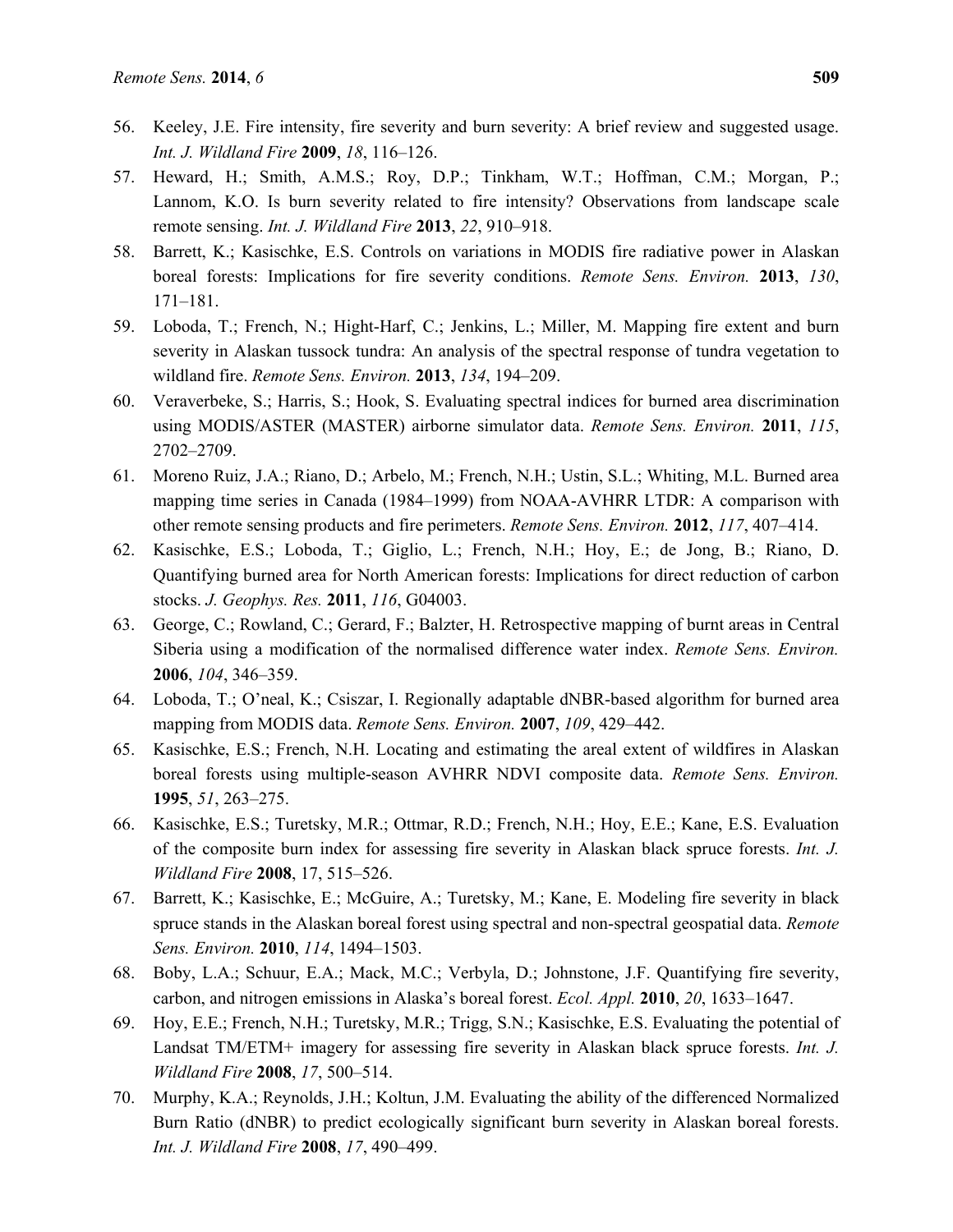56. Keeley, J.E. Fire intensity, fire severity and burn severity: A brief review and suggested usage. *Int. J. Wildland Fire* **2009**, *18*, 116–126.
57. Heward, H.; Smith, A.M.S.; Roy, D.P.; Tinkham, W.T.; Hoffman, C.M.; Morgan, P.; Lannom, K.O. Is burn severity related to fire intensity? Observations from landscape scale remote sensing. *Int. J. Wildland Fire* **2013**, *22*, 910–918.
58. Barrett, K.; Kasischke, E.S. Controls on variations in MODIS fire radiative power in Alaskan boreal forests: Implications for fire severity conditions. *Remote Sens. Environ.* **2013**, *130*, 171–181.
59. Loboda, T.; French, N.; Hight-Harf, C.; Jenkins, L.; Miller, M. Mapping fire extent and burn severity in Alaskan tussock tundra: An analysis of the spectral response of tundra vegetation to wildland fire. *Remote Sens. Environ.* **2013**, *134*, 194–209.
60. Veraverbeke, S.; Harris, S.; Hook, S. Evaluating spectral indices for burned area discrimination using MODIS/ASTER (MASTER) airborne simulator data. *Remote Sens. Environ.* **2011**, *115*, 2702–2709.
61. Moreno Ruiz, J.A.; Riano, D.; Arbelo, M.; French, N.H.; Ustin, S.L.; Whiting, M.L. Burned area mapping time series in Canada (1984–1999) from NOAA-AVHRR LTDR: A comparison with other remote sensing products and fire perimeters. *Remote Sens. Environ.* **2012**, *117*, 407–414.
62. Kasischke, E.S.; Loboda, T.; Giglio, L.; French, N.H.; Hoy, E.; de Jong, B.; Riano, D. Quantifying burned area for North American forests: Implications for direct reduction of carbon stocks. *J. Geophys. Res.* **2011**, *116*, G04003.
63. George, C.; Rowland, C.; Gerard, F.; Balzter, H. Retrospective mapping of burnt areas in Central Siberia using a modification of the normalised difference water index. *Remote Sens. Environ.* **2006**, *104*, 346–359.
64. Loboda, T.; O'neal, K.; Csiszar, I. Regionally adaptable dNBR-based algorithm for burned area mapping from MODIS data. *Remote Sens. Environ.* **2007**, *109*, 429–442.
65. Kasischke, E.S.; French, N.H. Locating and estimating the areal extent of wildfires in Alaskan boreal forests using multiple-season AVHRR NDVI composite data. *Remote Sens. Environ.* **1995**, *51*, 263–275.
66. Kasischke, E.S.; Turetsky, M.R.; Ottmar, R.D.; French, N.H.; Hoy, E.E.; Kane, E.S. Evaluation of the composite burn index for assessing fire severity in Alaskan black spruce forests. *Int. J. Wildland Fire* **2008**, 17, 515–526.
67. Barrett, K.; Kasischke, E.; McGuire, A.; Turetsky, M.; Kane, E. Modeling fire severity in black spruce stands in the Alaskan boreal forest using spectral and non-spectral geospatial data. *Remote Sens. Environ.* **2010**, *114*, 1494–1503.
68. Boby, L.A.; Schuur, E.A.; Mack, M.C.; Verbyla, D.; Johnstone, J.F. Quantifying fire severity, carbon, and nitrogen emissions in Alaska's boreal forest. *Ecol. Appl.* **2010**, *20*, 1633–1647.
69. Hoy, E.E.; French, N.H.; Turetsky, M.R.; Trigg, S.N.; Kasischke, E.S. Evaluating the potential of Landsat TM/ETM+ imagery for assessing fire severity in Alaskan black spruce forests. *Int. J. Wildland Fire* **2008**, *17*, 500–514.
70. Murphy, K.A.; Reynolds, J.H.; Koltun, J.M. Evaluating the ability of the differenced Normalized Burn Ratio (dNBR) to predict ecologically significant burn severity in Alaskan boreal forests. *Int. J. Wildland Fire* **2008**, *17*, 490–499.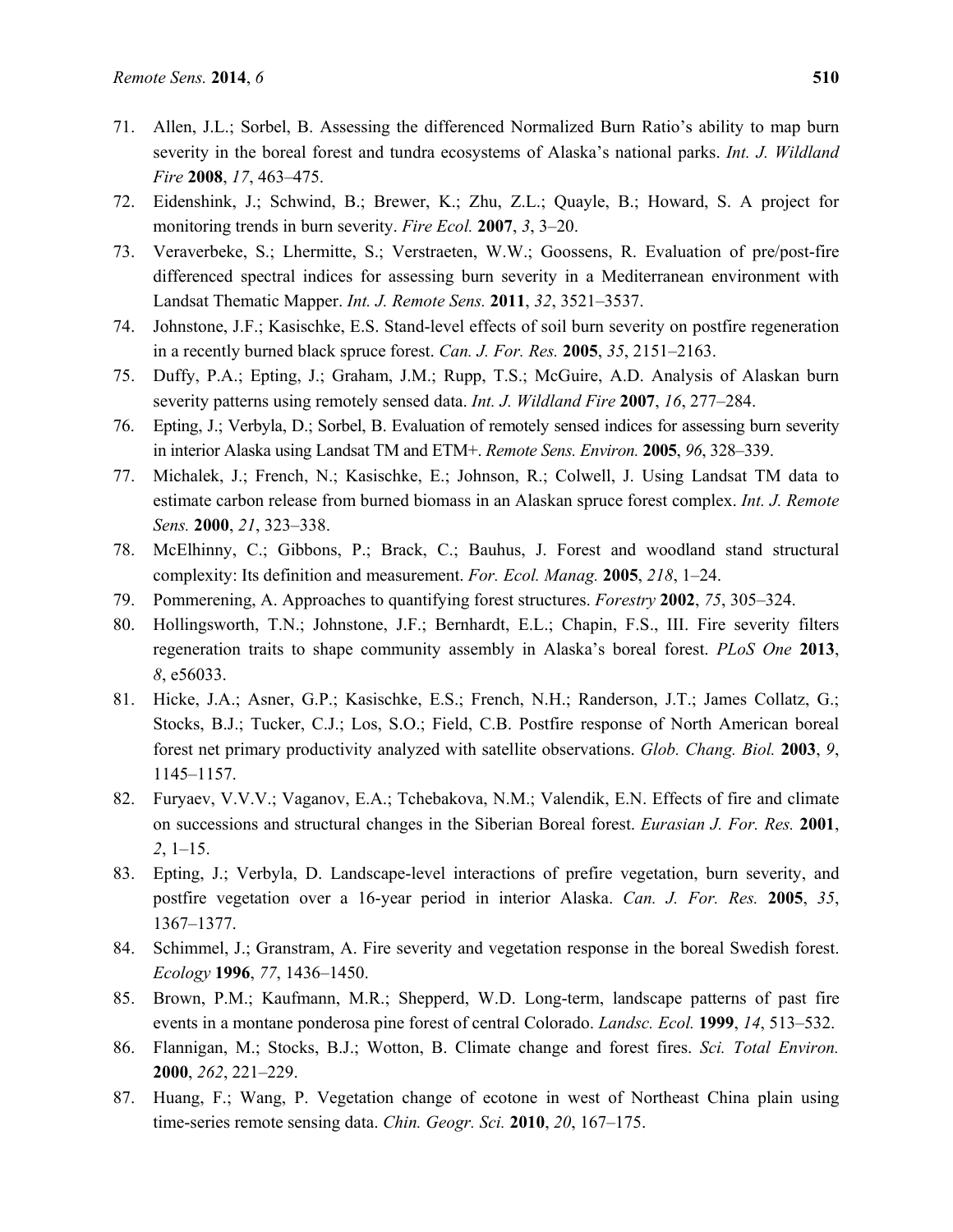71. Allen, J.L.; Sorbel, B. Assessing the differenced Normalized Burn Ratio's ability to map burn severity in the boreal forest and tundra ecosystems of Alaska's national parks. *Int. J. Wildland Fire* **2008**, *17*, 463–475.
72. Eidenshink, J.; Schwind, B.; Brewer, K.; Zhu, Z.L.; Quayle, B.; Howard, S. A project for monitoring trends in burn severity. *Fire Ecol.* **2007**, *3*, 3–20.
73. Veraverbeke, S.; Lhermitte, S.; Verstraeten, W.W.; Goossens, R. Evaluation of pre/post-fire differenced spectral indices for assessing burn severity in a Mediterranean environment with Landsat Thematic Mapper. *Int. J. Remote Sens.* **2011**, *32*, 3521–3537.
74. Johnstone, J.F.; Kasischke, E.S. Stand-level effects of soil burn severity on postfire regeneration in a recently burned black spruce forest. *Can. J. For. Res.* **2005**, *35*, 2151–2163.
75. Duffy, P.A.; Epting, J.; Graham, J.M.; Rupp, T.S.; McGuire, A.D. Analysis of Alaskan burn severity patterns using remotely sensed data. *Int. J. Wildland Fire* **2007**, *16*, 277–284.
76. Epting, J.; Verbyla, D.; Sorbel, B. Evaluation of remotely sensed indices for assessing burn severity in interior Alaska using Landsat TM and ETM+. *Remote Sens. Environ.* **2005**, *96*, 328–339.
77. Michalek, J.; French, N.; Kasischke, E.; Johnson, R.; Colwell, J. Using Landsat TM data to estimate carbon release from burned biomass in an Alaskan spruce forest complex. *Int. J. Remote Sens.* **2000**, *21*, 323–338.
78. McElhinny, C.; Gibbons, P.; Brack, C.; Bauhus, J. Forest and woodland stand structural complexity: Its definition and measurement. *For. Ecol. Manag.* **2005**, *218*, 1–24.
79. Pommerening, A. Approaches to quantifying forest structures. *Forestry* **2002**, *75*, 305–324.
80. Hollingsworth, T.N.; Johnstone, J.F.; Bernhardt, E.L.; Chapin, F.S., III. Fire severity filters regeneration traits to shape community assembly in Alaska's boreal forest. *PLoS One* **2013**, *8*, e56033.
81. Hicke, J.A.; Asner, G.P.; Kasischke, E.S.; French, N.H.; Randerson, J.T.; James Collatz, G.; Stocks, B.J.; Tucker, C.J.; Los, S.O.; Field, C.B. Postfire response of North American boreal forest net primary productivity analyzed with satellite observations. *Glob. Chang. Biol.* **2003**, *9*, 1145–1157.
82. Furyaev, V.V.; Vaganov, E.A.; Tchebakova, N.M.; Valendik, E.N. Effects of fire and climate on successions and structural changes in the Siberian Boreal forest. *Eurasian J. For. Res.* **2001**, *2*, 1–15.
83. Epting, J.; Verbyla, D. Landscape-level interactions of prefire vegetation, burn severity, and postfire vegetation over a 16-year period in interior Alaska. *Can. J. For. Res.* **2005**, *35*, 1367–1377.
84. Schimmel, J.; Granstram, A. Fire severity and vegetation response in the boreal Swedish forest. *Ecology* **1996**, *77*, 1436–1450.
85. Brown, P.M.; Kaufmann, M.R.; Shepperd, W.D. Long-term, landscape patterns of past fire events in a montane ponderosa pine forest of central Colorado. *Landsc. Ecol.* **1999**, *14*, 513–532.
86. Flannigan, M.; Stocks, B.J.; Wotton, B. Climate change and forest fires. *Sci. Total Environ.* **2000**, *262*, 221–229.
87. Huang, F.; Wang, P. Vegetation change of ecotone in west of Northeast China plain using time-series remote sensing data. *Chin. Geogr. Sci.* **2010**, *20*, 167–175.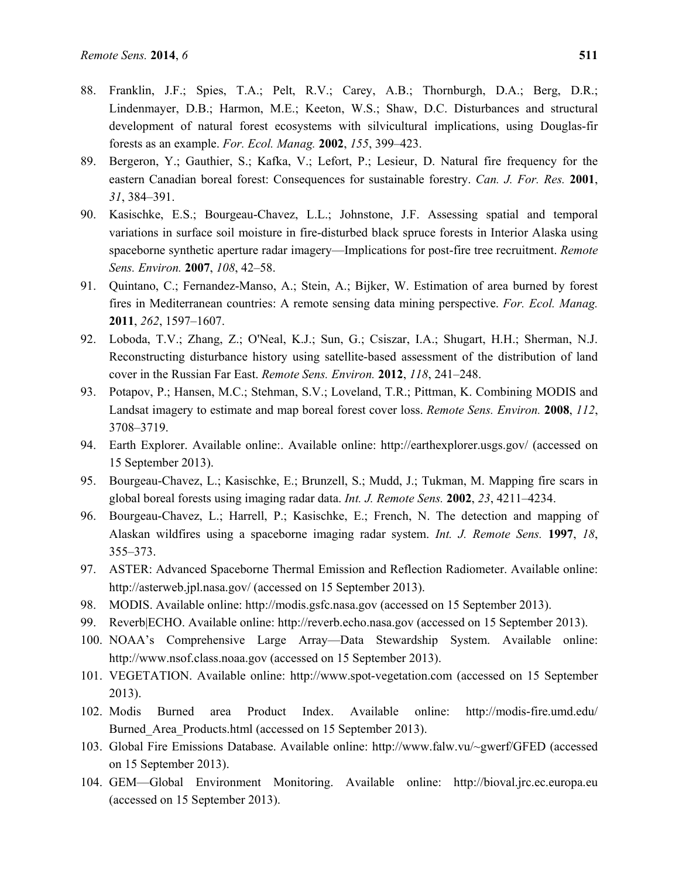88. Franklin, J.F.; Spies, T.A.; Pelt, R.V.; Carey, A.B.; Thornburgh, D.A.; Berg, D.R.; Lindenmayer, D.B.; Harmon, M.E.; Keeton, W.S.; Shaw, D.C. Disturbances and structural development of natural forest ecosystems with silvicultural implications, using Douglas-fir forests as an example. *For. Ecol. Manag.* **2002**, *155*, 399–423.
89. Bergeron, Y.; Gauthier, S.; Kafka, V.; Lefort, P.; Lesieur, D. Natural fire frequency for the eastern Canadian boreal forest: Consequences for sustainable forestry. *Can. J. For. Res.* **2001**, *31*, 384–391.
90. Kasischke, E.S.; Bourgeau-Chavez, L.L.; Johnstone, J.F. Assessing spatial and temporal variations in surface soil moisture in fire-disturbed black spruce forests in Interior Alaska using spaceborne synthetic aperture radar imagery—Implications for post-fire tree recruitment. *Remote Sens. Environ.* **2007**, *108*, 42–58.
91. Quintano, C.; Fernandez-Manso, A.; Stein, A.; Bijker, W. Estimation of area burned by forest fires in Mediterranean countries: A remote sensing data mining perspective. *For. Ecol. Manag.* **2011**, *262*, 1597–1607.
92. Loboda, T.V.; Zhang, Z.; O'Neal, K.J.; Sun, G.; Csiszar, I.A.; Shugart, H.H.; Sherman, N.J. Reconstructing disturbance history using satellite-based assessment of the distribution of land cover in the Russian Far East. *Remote Sens. Environ.* **2012**, *118*, 241–248.
93. Potapov, P.; Hansen, M.C.; Stehman, S.V.; Loveland, T.R.; Pittman, K. Combining MODIS and Landsat imagery to estimate and map boreal forest cover loss. *Remote Sens. Environ.* **2008**, *112*, 3708–3719.
94. Earth Explorer. Available online:. Available online: http://earthexplorer.usgs.gov/ (accessed on 15 September 2013).
95. Bourgeau-Chavez, L.; Kasischke, E.; Brunzell, S.; Mudd, J.; Tukman, M. Mapping fire scars in global boreal forests using imaging radar data. *Int. J. Remote Sens.* **2002**, *23*, 4211–4234.
96. Bourgeau-Chavez, L.; Harrell, P.; Kasischke, E.; French, N. The detection and mapping of Alaskan wildfires using a spaceborne imaging radar system. *Int. J. Remote Sens.* **1997**, *18*, 355–373.
97. ASTER: Advanced Spaceborne Thermal Emission and Reflection Radiometer. Available online: http://asterweb.jpl.nasa.gov/ (accessed on 15 September 2013).
98. MODIS. Available online: http://modis.gsfc.nasa.gov (accessed on 15 September 2013).
99. Reverb|ECHO. Available online: http://reverb.echo.nasa.gov (accessed on 15 September 2013).
100. NOAA's Comprehensive Large Array—Data Stewardship System. Available online: http://www.nsof.class.noaa.gov (accessed on 15 September 2013).
101. VEGETATION. Available online: http://www.spot-vegetation.com (accessed on 15 September 2013).
102. Modis Burned area Product Index. Available online: http://modis-fire.umd.edu/Burned_Area_Products.html (accessed on 15 September 2013).
103. Global Fire Emissions Database. Available online: http://www.falw.vu/~gwerf/GFED (accessed on 15 September 2013).
104. GEM—Global Environment Monitoring. Available online: http://bioval.jrc.ec.europa.eu (accessed on 15 September 2013).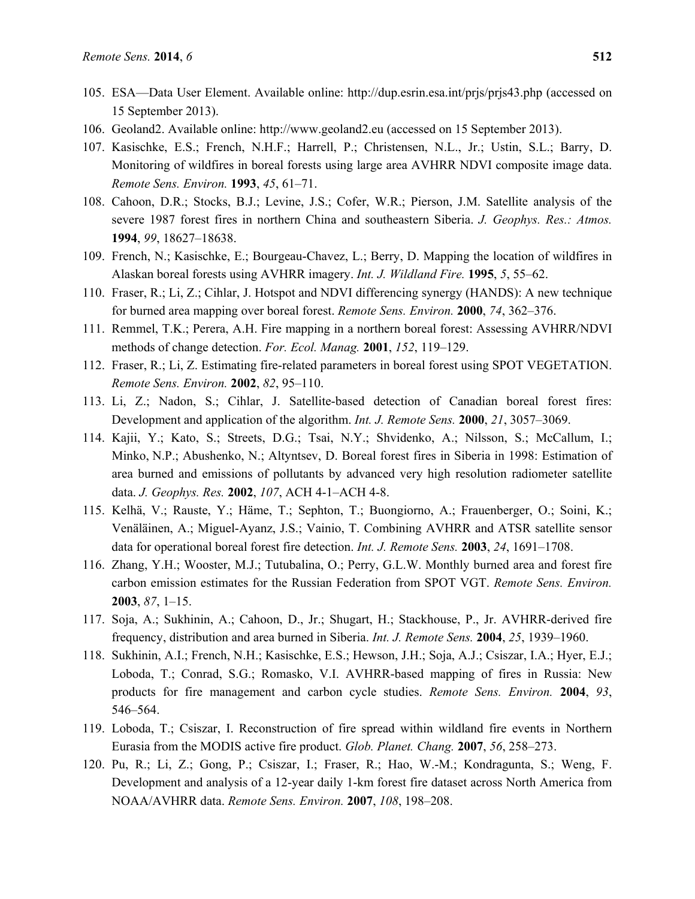105. ESA—Data User Element. Available online: http://dup.esrin.esa.int/prjs/prjs43.php (accessed on 15 September 2013).
106. Geoland2. Available online: http://www.geoland2.eu (accessed on 15 September 2013).
107. Kasischke, E.S.; French, N.H.F.; Harrell, P.; Christensen, N.L., Jr.; Ustin, S.L.; Barry, D. Monitoring of wildfires in boreal forests using large area AVHRR NDVI composite image data. *Remote Sens. Environ.* **1993**, *45*, 61–71.
108. Cahoon, D.R.; Stocks, B.J.; Levine, J.S.; Cofer, W.R.; Pierson, J.M. Satellite analysis of the severe 1987 forest fires in northern China and southeastern Siberia. *J. Geophys. Res.: Atmos.* **1994**, *99*, 18627–18638.
109. French, N.; Kasischke, E.; Bourgeau-Chavez, L.; Berry, D. Mapping the location of wildfires in Alaskan boreal forests using AVHRR imagery. *Int. J. Wildland Fire.* **1995**, *5*, 55–62.
110. Fraser, R.; Li, Z.; Cihlar, J. Hotspot and NDVI differencing synergy (HANDS): A new technique for burned area mapping over boreal forest. *Remote Sens. Environ.* **2000**, *74*, 362–376.
111. Remmel, T.K.; Perera, A.H. Fire mapping in a northern boreal forest: Assessing AVHRR/NDVI methods of change detection. *For. Ecol. Manag.* **2001**, *152*, 119–129.
112. Fraser, R.; Li, Z. Estimating fire-related parameters in boreal forest using SPOT VEGETATION. *Remote Sens. Environ.* **2002**, *82*, 95–110.
113. Li, Z.; Nadon, S.; Cihlar, J. Satellite-based detection of Canadian boreal forest fires: Development and application of the algorithm. *Int. J. Remote Sens.* **2000**, *21*, 3057–3069.
114. Kajii, Y.; Kato, S.; Streets, D.G.; Tsai, N.Y.; Shvidenko, A.; Nilsson, S.; McCallum, I.; Minko, N.P.; Abushenko, N.; Altyntsev, D. Boreal forest fires in Siberia in 1998: Estimation of area burned and emissions of pollutants by advanced very high resolution radiometer satellite data. *J. Geophys. Res.* **2002**, *107*, ACH 4-1–ACH 4-8.
115. Kelhä, V.; Rauste, Y.; Häme, T.; Sephton, T.; Buongiorno, A.; Frauenberger, O.; Soini, K.; Venäläinen, A.; Miguel-Ayanz, J.S.; Vainio, T. Combining AVHRR and ATSR satellite sensor data for operational boreal forest fire detection. *Int. J. Remote Sens.* **2003**, *24*, 1691–1708.
116. Zhang, Y.H.; Wooster, M.J.; Tutubalina, O.; Perry, G.L.W. Monthly burned area and forest fire carbon emission estimates for the Russian Federation from SPOT VGT. *Remote Sens. Environ.* **2003**, *87*, 1–15.
117. Soja, A.; Sukhinin, A.; Cahoon, D., Jr.; Shugart, H.; Stackhouse, P., Jr. AVHRR-derived fire frequency, distribution and area burned in Siberia. *Int. J. Remote Sens.* **2004**, *25*, 1939–1960.
118. Sukhinin, A.I.; French, N.H.; Kasischke, E.S.; Hewson, J.H.; Soja, A.J.; Csiszar, I.A.; Hyer, E.J.; Loboda, T.; Conrad, S.G.; Romasko, V.I. AVHRR-based mapping of fires in Russia: New products for fire management and carbon cycle studies. *Remote Sens. Environ.* **2004**, *93*, 546–564.
119. Loboda, T.; Csiszar, I. Reconstruction of fire spread within wildland fire events in Northern Eurasia from the MODIS active fire product. *Glob. Planet. Chang.* **2007**, *56*, 258–273.
120. Pu, R.; Li, Z.; Gong, P.; Csiszar, I.; Fraser, R.; Hao, W.-M.; Kondragunta, S.; Weng, F. Development and analysis of a 12-year daily 1-km forest fire dataset across North America from NOAA/AVHRR data. *Remote Sens. Environ.* **2007**, *108*, 198–208.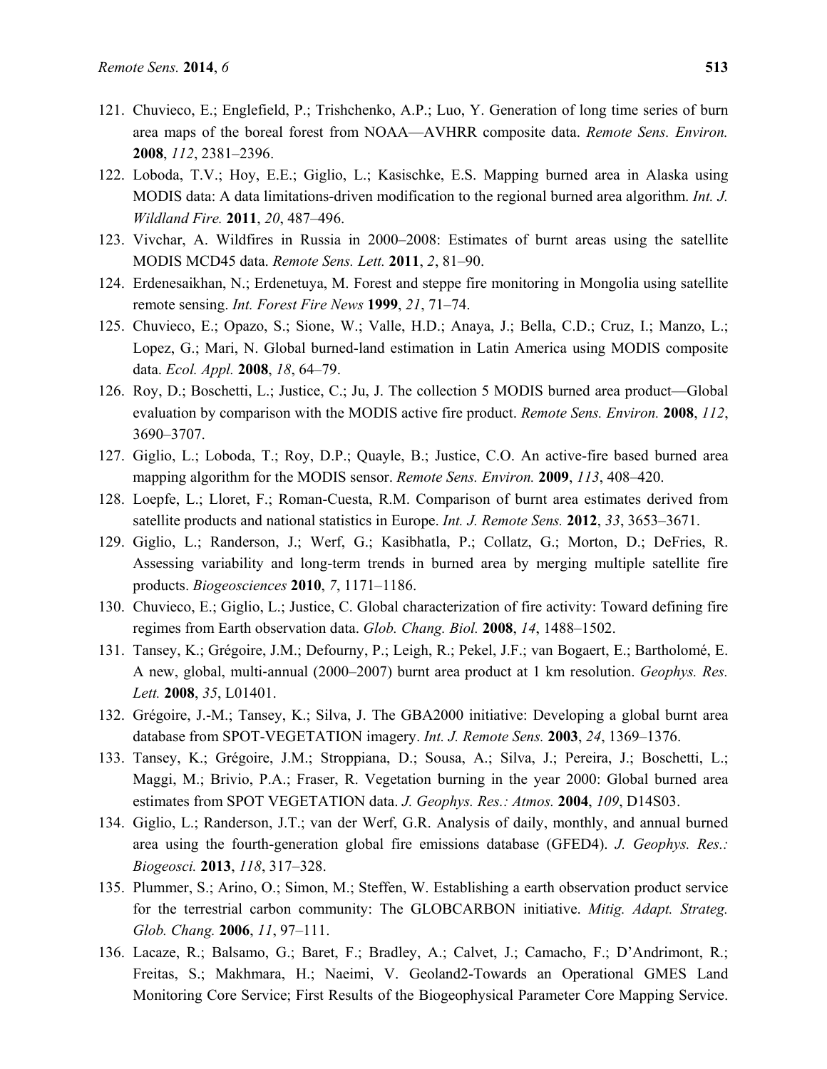121. Chuvieco, E.; Englefield, P.; Trishchenko, A.P.; Luo, Y. Generation of long time series of burn area maps of the boreal forest from NOAA—AVHRR composite data. *Remote Sens. Environ.* **2008**, *112*, 2381–2396.
122. Loboda, T.V.; Hoy, E.E.; Giglio, L.; Kasischke, E.S. Mapping burned area in Alaska using MODIS data: A data limitations-driven modification to the regional burned area algorithm. *Int. J. Wildland Fire.* **2011**, *20*, 487–496.
123. Vivchar, A. Wildfires in Russia in 2000–2008: Estimates of burnt areas using the satellite MODIS MCD45 data. *Remote Sens. Lett.* **2011**, *2*, 81–90.
124. Erdenesaikhan, N.; Erdenetuya, M. Forest and steppe fire monitoring in Mongolia using satellite remote sensing. *Int. Forest Fire News* **1999**, *21*, 71–74.
125. Chuvieco, E.; Opazo, S.; Sione, W.; Valle, H.D.; Anaya, J.; Bella, C.D.; Cruz, I.; Manzo, L.; Lopez, G.; Mari, N. Global burned-land estimation in Latin America using MODIS composite data. *Ecol. Appl.* **2008**, *18*, 64–79.
126. Roy, D.; Boschetti, L.; Justice, C.; Ju, J. The collection 5 MODIS burned area product—Global evaluation by comparison with the MODIS active fire product. *Remote Sens. Environ.* **2008**, *112*, 3690–3707.
127. Giglio, L.; Loboda, T.; Roy, D.P.; Quayle, B.; Justice, C.O. An active-fire based burned area mapping algorithm for the MODIS sensor. *Remote Sens. Environ.* **2009**, *113*, 408–420.
128. Loepfe, L.; Lloret, F.; Roman-Cuesta, R.M. Comparison of burnt area estimates derived from satellite products and national statistics in Europe. *Int. J. Remote Sens.* **2012**, *33*, 3653–3671.
129. Giglio, L.; Randerson, J.; Werf, G.; Kasibhatla, P.; Collatz, G.; Morton, D.; DeFries, R. Assessing variability and long-term trends in burned area by merging multiple satellite fire products. *Biogeosciences* **2010**, *7*, 1171–1186.
130. Chuvieco, E.; Giglio, L.; Justice, C. Global characterization of fire activity: Toward defining fire regimes from Earth observation data. *Glob. Chang. Biol.* **2008**, *14*, 1488–1502.
131. Tansey, K.; Grégoire, J.M.; Defourny, P.; Leigh, R.; Pekel, J.F.; van Bogaert, E.; Bartholomé, E. A new, global, multi-annual (2000–2007) burnt area product at 1 km resolution. *Geophys. Res. Lett.* **2008**, *35*, L01401.
132. Grégoire, J.-M.; Tansey, K.; Silva, J. The GBA2000 initiative: Developing a global burnt area database from SPOT-VEGETATION imagery. *Int. J. Remote Sens.* **2003**, *24*, 1369–1376.
133. Tansey, K.; Grégoire, J.M.; Stroppiana, D.; Sousa, A.; Silva, J.; Pereira, J.; Boschetti, L.; Maggi, M.; Brivio, P.A.; Fraser, R. Vegetation burning in the year 2000: Global burned area estimates from SPOT VEGETATION data. *J. Geophys. Res.: Atmos.* **2004**, *109*, D14S03.
134. Giglio, L.; Randerson, J.T.; van der Werf, G.R. Analysis of daily, monthly, and annual burned area using the fourth-generation global fire emissions database (GFED4). *J. Geophys. Res.: Biogeosci.* **2013**, *118*, 317–328.
135. Plummer, S.; Arino, O.; Simon, M.; Steffen, W. Establishing a earth observation product service for the terrestrial carbon community: The GLOBCARBON initiative. *Mitig. Adapt. Strateg. Glob. Chang.* **2006**, *11*, 97–111.
136. Lacaze, R.; Balsamo, G.; Baret, F.; Bradley, A.; Calvet, J.; Camacho, F.; D'Andrimont, R.; Freitas, S.; Makhmara, H.; Naeimi, V. Geoland2-Towards an Operational GMES Land Monitoring Core Service; First Results of the Biogeophysical Parameter Core Mapping Service.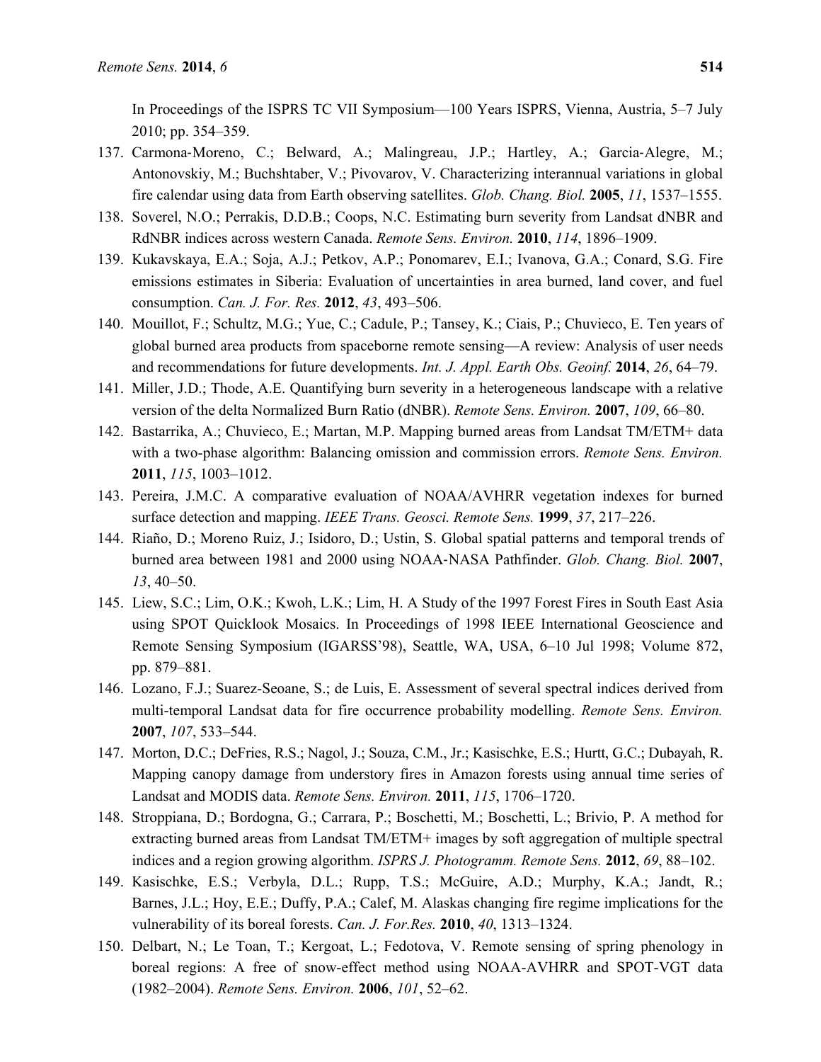In Proceedings of the ISPRS TC VII Symposium—100 Years ISPRS, Vienna, Austria, 5–7 July 2010; pp. 354–359.

137. Carmona-Moreno, C.; Belward, A.; Malingreau, J.P.; Hartley, A.; Garcia-Alegre, M.; Antonovskiy, M.; Buchshtaber, V.; Pivovarov, V. Characterizing interannual variations in global fire calendar using data from Earth observing satellites. *Glob. Chang. Biol.* **2005**, *11*, 1537–1555.
138. Soverel, N.O.; Perrakis, D.D.B.; Coops, N.C. Estimating burn severity from Landsat dNBR and RdNBR indices across western Canada. *Remote Sens. Environ.* **2010**, *114*, 1896–1909.
139. Kukavskaya, E.A.; Soja, A.J.; Petkov, A.P.; Ponomarev, E.I.; Ivanova, G.A.; Conard, S.G. Fire emissions estimates in Siberia: Evaluation of uncertainties in area burned, land cover, and fuel consumption. *Can. J. For. Res.* **2012**, *43*, 493–506.
140. Mouillot, F.; Schultz, M.G.; Yue, C.; Cadule, P.; Tansey, K.; Ciais, P.; Chuvieco, E. Ten years of global burned area products from spaceborne remote sensing—A review: Analysis of user needs and recommendations for future developments. *Int. J. Appl. Earth Obs. Geoinf.* **2014**, *26*, 64–79.
141. Miller, J.D.; Thode, A.E. Quantifying burn severity in a heterogeneous landscape with a relative version of the delta Normalized Burn Ratio (dNBR). *Remote Sens. Environ.* **2007**, *109*, 66–80.
142. Bastarrika, A.; Chuvieco, E.; Martan, M.P. Mapping burned areas from Landsat TM/ETM+ data with a two-phase algorithm: Balancing omission and commission errors. *Remote Sens. Environ.* **2011**, *115*, 1003–1012.
143. Pereira, J.M.C. A comparative evaluation of NOAA/AVHRR vegetation indexes for burned surface detection and mapping. *IEEE Trans. Geosci. Remote Sens.* **1999**, *37*, 217–226.
144. Riaño, D.; Moreno Ruiz, J.; Isidoro, D.; Ustin, S. Global spatial patterns and temporal trends of burned area between 1981 and 2000 using NOAA-NASA Pathfinder. *Glob. Chang. Biol.* **2007**, *13*, 40–50.
145. Liew, S.C.; Lim, O.K.; Kwoh, L.K.; Lim, H. A Study of the 1997 Forest Fires in South East Asia using SPOT Quicklook Mosaics. In Proceedings of 1998 IEEE International Geoscience and Remote Sensing Symposium (IGARSS'98), Seattle, WA, USA, 6–10 Jul 1998; Volume 872, pp. 879–881.
146. Lozano, F.J.; Suarez-Seoane, S.; de Luis, E. Assessment of several spectral indices derived from multi-temporal Landsat data for fire occurrence probability modelling. *Remote Sens. Environ.* **2007**, *107*, 533–544.
147. Morton, D.C.; DeFries, R.S.; Nagol, J.; Souza, C.M., Jr.; Kasischke, E.S.; Hurtt, G.C.; Dubayah, R. Mapping canopy damage from understory fires in Amazon forests using annual time series of Landsat and MODIS data. *Remote Sens. Environ.* **2011**, *115*, 1706–1720.
148. Stroppiana, D.; Bordogna, G.; Carrara, P.; Boschetti, M.; Boschetti, L.; Brivio, P. A method for extracting burned areas from Landsat TM/ETM+ images by soft aggregation of multiple spectral indices and a region growing algorithm. *ISPRS J. Photogramm. Remote Sens.* **2012**, *69*, 88–102.
149. Kasischke, E.S.; Verbyla, D.L.; Rupp, T.S.; McGuire, A.D.; Murphy, K.A.; Jandt, R.; Barnes, J.L.; Hoy, E.E.; Duffy, P.A.; Calef, M. Alaskas changing fire regime implications for the vulnerability of its boreal forests. *Can. J. For.Res.* **2010**, *40*, 1313–1324.
150. Delbart, N.; Le Toan, T.; Kergoat, L.; Fedotova, V. Remote sensing of spring phenology in boreal regions: A free of snow-effect method using NOAA-AVHRR and SPOT-VGT data (1982–2004). *Remote Sens. Environ.* **2006**, *101*, 52–62.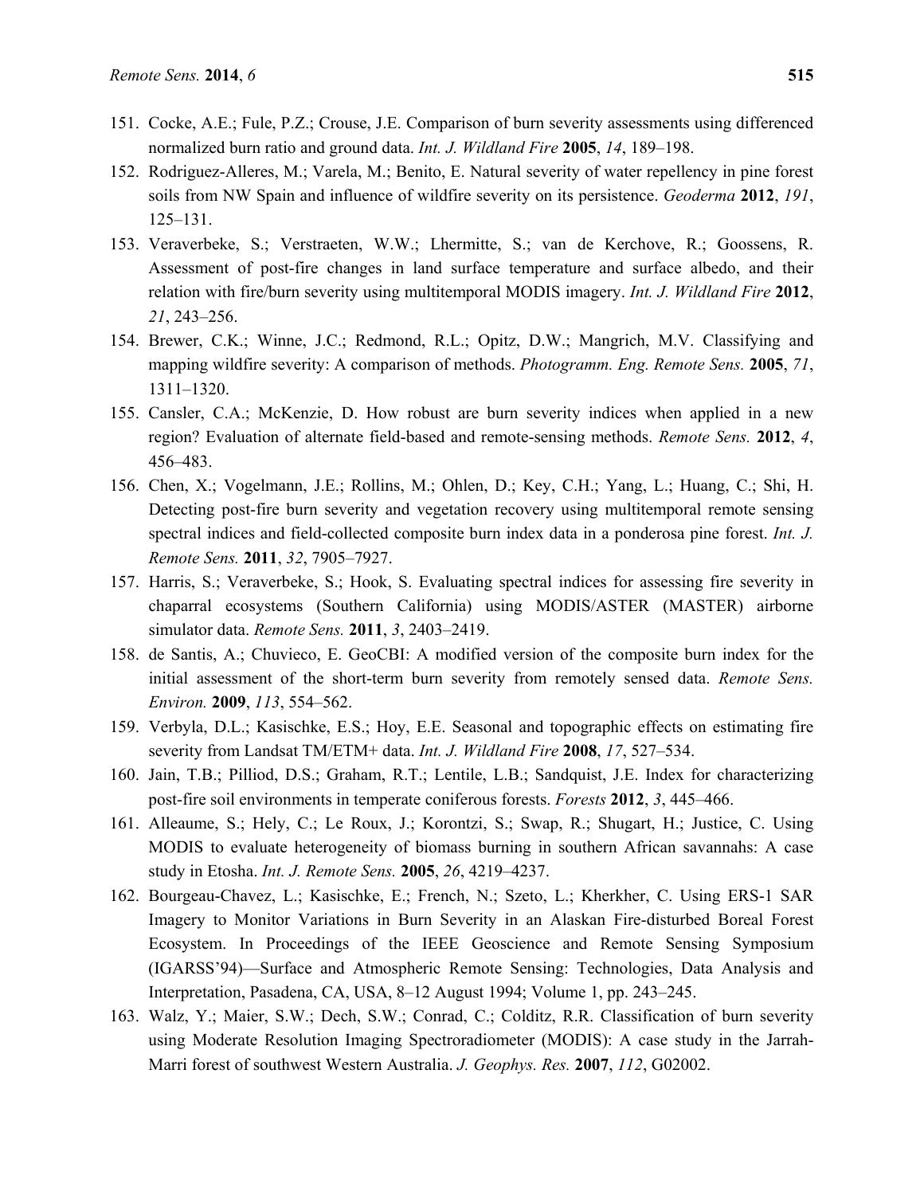151. Cocke, A.E.; Fule, P.Z.; Crouse, J.E. Comparison of burn severity assessments using differenced normalized burn ratio and ground data. *Int. J. Wildland Fire* **2005**, *14*, 189–198.
152. Rodriguez-Alleres, M.; Varela, M.; Benito, E. Natural severity of water repellency in pine forest soils from NW Spain and influence of wildfire severity on its persistence. *Geoderma* **2012**, *191*, 125–131.
153. Veraverbeke, S.; Verstraeten, W.W.; Lhermitte, S.; van de Kerchove, R.; Goossens, R. Assessment of post-fire changes in land surface temperature and surface albedo, and their relation with fire/burn severity using multitemporal MODIS imagery. *Int. J. Wildland Fire* **2012**, *21*, 243–256.
154. Brewer, C.K.; Winne, J.C.; Redmond, R.L.; Opitz, D.W.; Mangrich, M.V. Classifying and mapping wildfire severity: A comparison of methods. *Photogramm. Eng. Remote Sens.* **2005**, *71*, 1311–1320.
155. Cansler, C.A.; McKenzie, D. How robust are burn severity indices when applied in a new region? Evaluation of alternate field-based and remote-sensing methods. *Remote Sens.* **2012**, *4*, 456–483.
156. Chen, X.; Vogelmann, J.E.; Rollins, M.; Ohlen, D.; Key, C.H.; Yang, L.; Huang, C.; Shi, H. Detecting post-fire burn severity and vegetation recovery using multitemporal remote sensing spectral indices and field-collected composite burn index data in a ponderosa pine forest. *Int. J. Remote Sens.* **2011**, *32*, 7905–7927.
157. Harris, S.; Veraverbeke, S.; Hook, S. Evaluating spectral indices for assessing fire severity in chaparral ecosystems (Southern California) using MODIS/ASTER (MASTER) airborne simulator data. *Remote Sens.* **2011**, *3*, 2403–2419.
158. de Santis, A.; Chuvieco, E. GeoCBI: A modified version of the composite burn index for the initial assessment of the short-term burn severity from remotely sensed data. *Remote Sens. Environ.* **2009**, *113*, 554–562.
159. Verbyla, D.L.; Kasischke, E.S.; Hoy, E.E. Seasonal and topographic effects on estimating fire severity from Landsat TM/ETM+ data. *Int. J. Wildland Fire* **2008**, *17*, 527–534.
160. Jain, T.B.; Pilliod, D.S.; Graham, R.T.; Lentile, L.B.; Sandquist, J.E. Index for characterizing post-fire soil environments in temperate coniferous forests. *Forests* **2012**, *3*, 445–466.
161. Alleaume, S.; Hely, C.; Le Roux, J.; Korontzi, S.; Swap, R.; Shugart, H.; Justice, C. Using MODIS to evaluate heterogeneity of biomass burning in southern African savannahs: A case study in Etosha. *Int. J. Remote Sens.* **2005**, *26*, 4219–4237.
162. Bourgeau-Chavez, L.; Kasischke, E.; French, N.; Szeto, L.; Kherkher, C. Using ERS-1 SAR Imagery to Monitor Variations in Burn Severity in an Alaskan Fire-disturbed Boreal Forest Ecosystem. In Proceedings of the IEEE Geoscience and Remote Sensing Symposium (IGARSS'94)—Surface and Atmospheric Remote Sensing: Technologies, Data Analysis and Interpretation, Pasadena, CA, USA, 8–12 August 1994; Volume 1, pp. 243–245.
163. Walz, Y.; Maier, S.W.; Dech, S.W.; Conrad, C.; Colditz, R.R. Classification of burn severity using Moderate Resolution Imaging Spectroradiometer (MODIS): A case study in the Jarrah-Marri forest of southwest Western Australia. *J. Geophys. Res.* **2007**, *112*, G02002.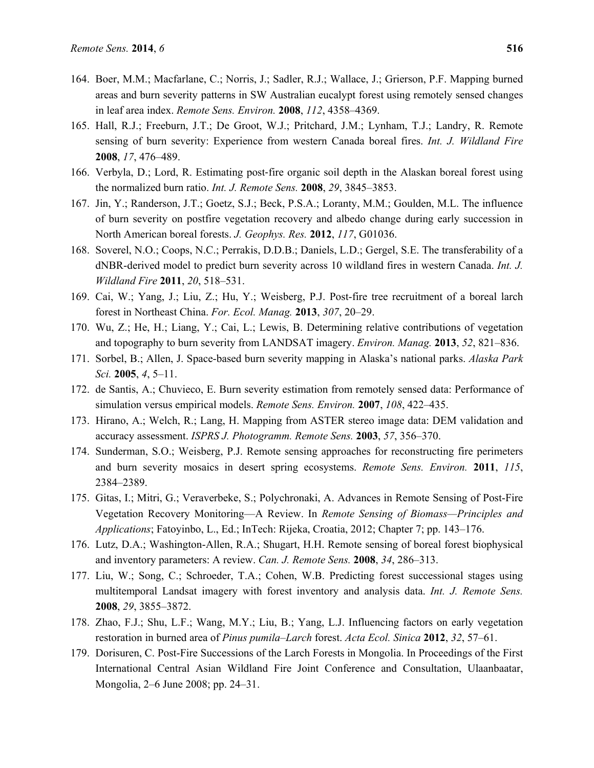164. Boer, M.M.; Macfarlane, C.; Norris, J.; Sadler, R.J.; Wallace, J.; Grierson, P.F. Mapping burned areas and burn severity patterns in SW Australian eucalypt forest using remotely sensed changes in leaf area index. *Remote Sens. Environ.* **2008**, *112*, 4358–4369.
165. Hall, R.J.; Freeburn, J.T.; De Groot, W.J.; Pritchard, J.M.; Lynham, T.J.; Landry, R. Remote sensing of burn severity: Experience from western Canada boreal fires. *Int. J. Wildland Fire* **2008**, *17*, 476–489.
166. Verbyla, D.; Lord, R. Estimating post-fire organic soil depth in the Alaskan boreal forest using the normalized burn ratio. *Int. J. Remote Sens.* **2008**, *29*, 3845–3853.
167. Jin, Y.; Randerson, J.T.; Goetz, S.J.; Beck, P.S.A.; Loranty, M.M.; Goulden, M.L. The influence of burn severity on postfire vegetation recovery and albedo change during early succession in North American boreal forests. *J. Geophys. Res.* **2012**, *117*, G01036.
168. Soverel, N.O.; Coops, N.C.; Perrakis, D.D.B.; Daniels, L.D.; Gergel, S.E. The transferability of a dNBR-derived model to predict burn severity across 10 wildland fires in western Canada. *Int. J. Wildland Fire* **2011**, *20*, 518–531.
169. Cai, W.; Yang, J.; Liu, Z.; Hu, Y.; Weisberg, P.J. Post-fire tree recruitment of a boreal larch forest in Northeast China. *For. Ecol. Manag.* **2013**, *307*, 20–29.
170. Wu, Z.; He, H.; Liang, Y.; Cai, L.; Lewis, B. Determining relative contributions of vegetation and topography to burn severity from LANDSAT imagery. *Environ. Manag.* **2013**, *52*, 821–836.
171. Sorbel, B.; Allen, J. Space-based burn severity mapping in Alaska's national parks. *Alaska Park Sci.* **2005**, *4*, 5–11.
172. de Santis, A.; Chuvieco, E. Burn severity estimation from remotely sensed data: Performance of simulation versus empirical models. *Remote Sens. Environ.* **2007**, *108*, 422–435.
173. Hirano, A.; Welch, R.; Lang, H. Mapping from ASTER stereo image data: DEM validation and accuracy assessment. *ISPRS J. Photogramm. Remote Sens.* **2003**, *57*, 356–370.
174. Sunderman, S.O.; Weisberg, P.J. Remote sensing approaches for reconstructing fire perimeters and burn severity mosaics in desert spring ecosystems. *Remote Sens. Environ.* **2011**, *115*, 2384–2389.
175. Gitas, I.; Mitri, G.; Veraverbeke, S.; Polychronaki, A. Advances in Remote Sensing of Post-Fire Vegetation Recovery Monitoring—A Review. In *Remote Sensing of Biomass—Principles and Applications*; Fatoyinbo, L., Ed.; InTech: Rijeka, Croatia, 2012; Chapter 7; pp. 143–176.
176. Lutz, D.A.; Washington-Allen, R.A.; Shugart, H.H. Remote sensing of boreal forest biophysical and inventory parameters: A review. *Can. J. Remote Sens.* **2008**, *34*, 286–313.
177. Liu, W.; Song, C.; Schroeder, T.A.; Cohen, W.B. Predicting forest successional stages using multitemporal Landsat imagery with forest inventory and analysis data. *Int. J. Remote Sens.* **2008**, *29*, 3855–3872.
178. Zhao, F.J.; Shu, L.F.; Wang, M.Y.; Liu, B.; Yang, L.J. Influencing factors on early vegetation restoration in burned area of *Pinus pumila–Larch* forest. *Acta Ecol. Sinica* **2012**, *32*, 57–61.
179. Dorisuren, C. Post-Fire Successions of the Larch Forests in Mongolia. In Proceedings of the First International Central Asian Wildland Fire Joint Conference and Consultation, Ulaanbaatar, Mongolia, 2–6 June 2008; pp. 24–31.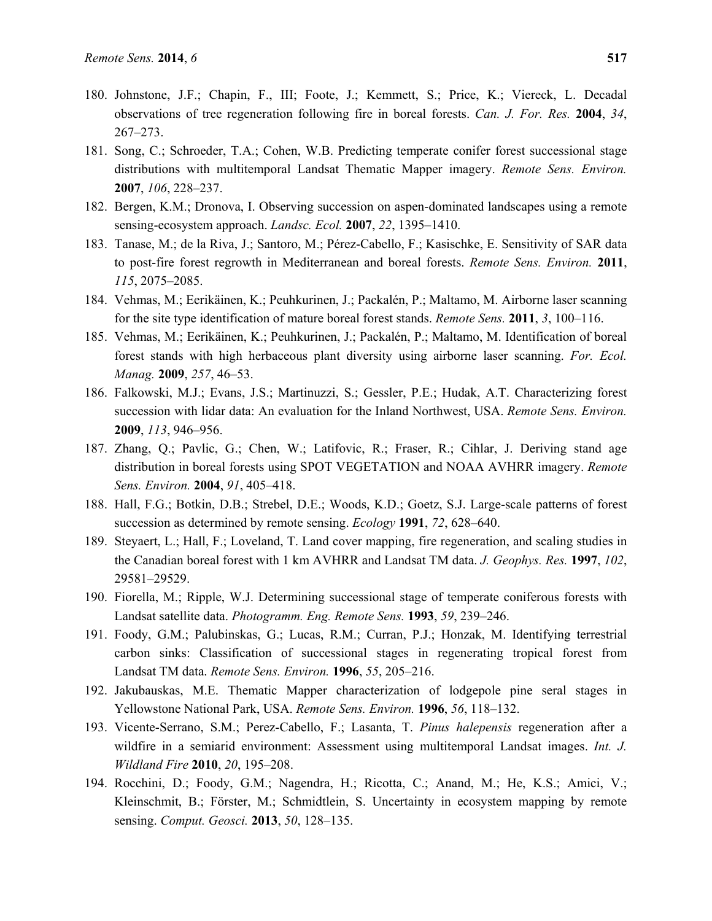180. Johnstone, J.F.; Chapin, F., III; Foote, J.; Kemmett, S.; Price, K.; Viereck, L. Decadal observations of tree regeneration following fire in boreal forests. *Can. J. For. Res.* **2004**, *34*, 267–273.
181. Song, C.; Schroeder, T.A.; Cohen, W.B. Predicting temperate conifer forest successional stage distributions with multitemporal Landsat Thematic Mapper imagery. *Remote Sens. Environ.* **2007**, *106*, 228–237.
182. Bergen, K.M.; Dronova, I. Observing succession on aspen-dominated landscapes using a remote sensing-ecosystem approach. *Landsc. Ecol.* **2007**, *22*, 1395–1410.
183. Tanase, M.; de la Riva, J.; Santoro, M.; Pérez-Cabello, F.; Kasischke, E. Sensitivity of SAR data to post-fire forest regrowth in Mediterranean and boreal forests. *Remote Sens. Environ.* **2011**, *115*, 2075–2085.
184. Vehmas, M.; Eerikäinen, K.; Peuhkurinen, J.; Packalén, P.; Maltamo, M. Airborne laser scanning for the site type identification of mature boreal forest stands. *Remote Sens.* **2011**, *3*, 100–116.
185. Vehmas, M.; Eerikäinen, K.; Peuhkurinen, J.; Packalén, P.; Maltamo, M. Identification of boreal forest stands with high herbaceous plant diversity using airborne laser scanning. *For. Ecol. Manag.* **2009**, *257*, 46–53.
186. Falkowski, M.J.; Evans, J.S.; Martinuzzi, S.; Gessler, P.E.; Hudak, A.T. Characterizing forest succession with lidar data: An evaluation for the Inland Northwest, USA. *Remote Sens. Environ.* **2009**, *113*, 946–956.
187. Zhang, Q.; Pavlic, G.; Chen, W.; Latifovic, R.; Fraser, R.; Cihlar, J. Deriving stand age distribution in boreal forests using SPOT VEGETATION and NOAA AVHRR imagery. *Remote Sens. Environ.* **2004**, *91*, 405–418.
188. Hall, F.G.; Botkin, D.B.; Strebel, D.E.; Woods, K.D.; Goetz, S.J. Large-scale patterns of forest succession as determined by remote sensing. *Ecology* **1991**, *72*, 628–640.
189. Steyaert, L.; Hall, F.; Loveland, T. Land cover mapping, fire regeneration, and scaling studies in the Canadian boreal forest with 1 km AVHRR and Landsat TM data. *J. Geophys. Res.* **1997**, *102*, 29581–29529.
190. Fiorella, M.; Ripple, W.J. Determining successional stage of temperate coniferous forests with Landsat satellite data. *Photogramm. Eng. Remote Sens.* **1993**, *59*, 239–246.
191. Foody, G.M.; Palubinskas, G.; Lucas, R.M.; Curran, P.J.; Honzak, M. Identifying terrestrial carbon sinks: Classification of successional stages in regenerating tropical forest from Landsat TM data. *Remote Sens. Environ.* **1996**, *55*, 205–216.
192. Jakubauskas, M.E. Thematic Mapper characterization of lodgepole pine seral stages in Yellowstone National Park, USA. *Remote Sens. Environ.* **1996**, *56*, 118–132.
193. Vicente-Serrano, S.M.; Perez-Cabello, F.; Lasanta, T. *Pinus halepensis* regeneration after a wildfire in a semiarid environment: Assessment using multitemporal Landsat images. *Int. J. Wildland Fire* **2010**, *20*, 195–208.
194. Rocchini, D.; Foody, G.M.; Nagendra, H.; Ricotta, C.; Anand, M.; He, K.S.; Amici, V.; Kleinschmit, B.; Förster, M.; Schmidtlein, S. Uncertainty in ecosystem mapping by remote sensing. *Comput. Geosci.* **2013**, *50*, 128–135.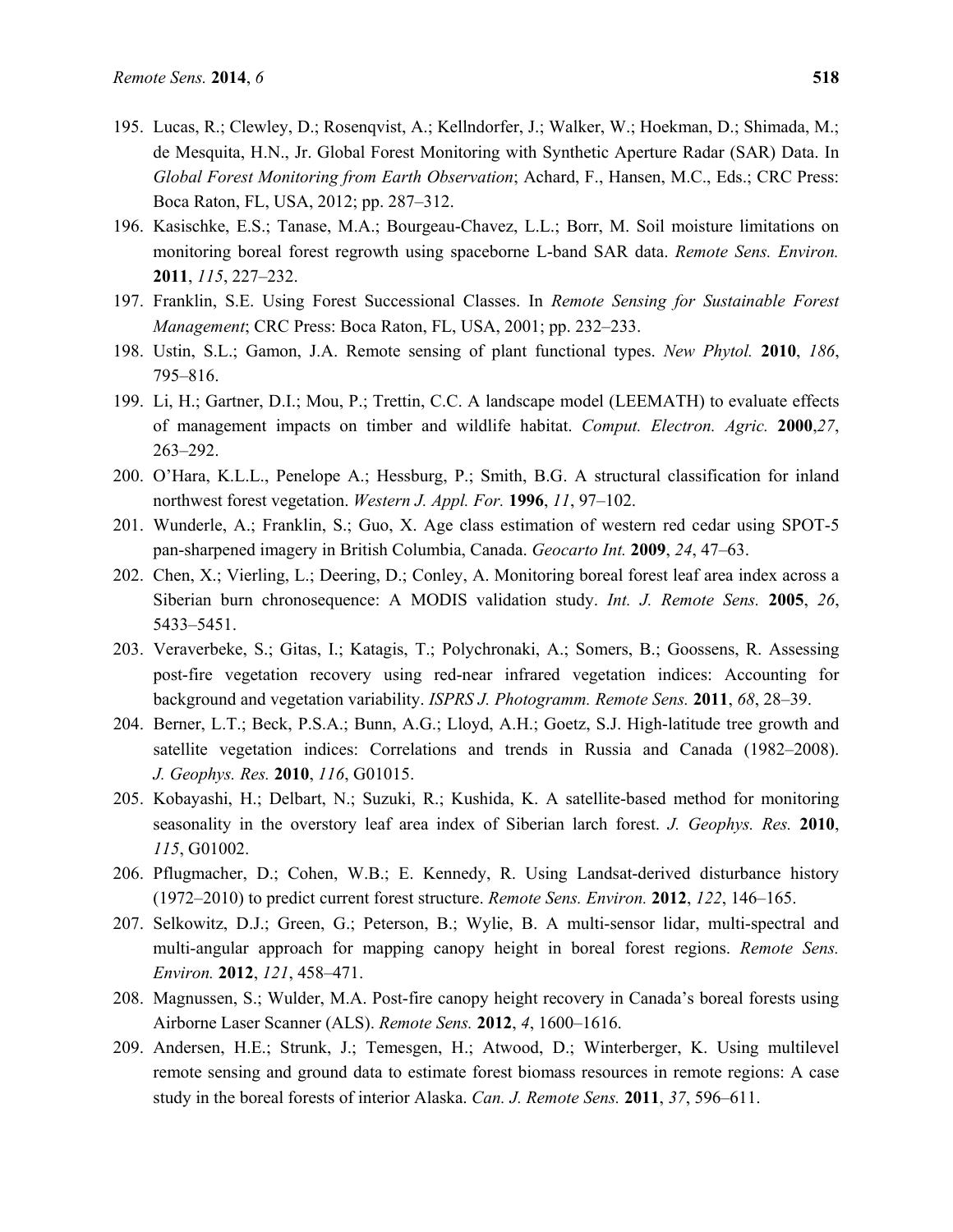195. Lucas, R.; Clewley, D.; Rosenqvist, A.; Kellndorfer, J.; Walker, W.; Hoekman, D.; Shimada, M.; de Mesquita, H.N., Jr. Global Forest Monitoring with Synthetic Aperture Radar (SAR) Data. In *Global Forest Monitoring from Earth Observation*; Achard, F., Hansen, M.C., Eds.; CRC Press: Boca Raton, FL, USA, 2012; pp. 287–312.
196. Kasischke, E.S.; Tanase, M.A.; Bourgeau-Chavez, L.L.; Borr, M. Soil moisture limitations on monitoring boreal forest regrowth using spaceborne L-band SAR data. *Remote Sens. Environ.* **2011**, *115*, 227–232.
197. Franklin, S.E. Using Forest Successional Classes. In *Remote Sensing for Sustainable Forest Management*; CRC Press: Boca Raton, FL, USA, 2001; pp. 232–233.
198. Ustin, S.L.; Gamon, J.A. Remote sensing of plant functional types. *New Phytol.* **2010**, *186*, 795–816.
199. Li, H.; Gartner, D.I.; Mou, P.; Trettin, C.C. A landscape model (LEEMATH) to evaluate effects of management impacts on timber and wildlife habitat. *Comput. Electron. Agric.* **2000**,*27*, 263–292.
200. O'Hara, K.L.L., Penelope A.; Hessburg, P.; Smith, B.G. A structural classification for inland northwest forest vegetation. *Western J. Appl. For.* **1996**, *11*, 97–102.
201. Wunderle, A.; Franklin, S.; Guo, X. Age class estimation of western red cedar using SPOT-5 pan-sharpened imagery in British Columbia, Canada. *Geocarto Int.* **2009**, *24*, 47–63.
202. Chen, X.; Vierling, L.; Deering, D.; Conley, A. Monitoring boreal forest leaf area index across a Siberian burn chronosequence: A MODIS validation study. *Int. J. Remote Sens.* **2005**, *26*, 5433–5451.
203. Veraverbeke, S.; Gitas, I.; Katagis, T.; Polychronaki, A.; Somers, B.; Goossens, R. Assessing post-fire vegetation recovery using red-near infrared vegetation indices: Accounting for background and vegetation variability. *ISPRS J. Photogramm. Remote Sens.* **2011**, *68*, 28–39.
204. Berner, L.T.; Beck, P.S.A.; Bunn, A.G.; Lloyd, A.H.; Goetz, S.J. High-latitude tree growth and satellite vegetation indices: Correlations and trends in Russia and Canada (1982–2008). *J. Geophys. Res.* **2010**, *116*, G01015.
205. Kobayashi, H.; Delbart, N.; Suzuki, R.; Kushida, K. A satellite-based method for monitoring seasonality in the overstory leaf area index of Siberian larch forest. *J. Geophys. Res.* **2010**, *115*, G01002.
206. Pflugmacher, D.; Cohen, W.B.; E. Kennedy, R. Using Landsat-derived disturbance history (1972–2010) to predict current forest structure. *Remote Sens. Environ.* **2012**, *122*, 146–165.
207. Selkowitz, D.J.; Green, G.; Peterson, B.; Wylie, B. A multi-sensor lidar, multi-spectral and multi-angular approach for mapping canopy height in boreal forest regions. *Remote Sens. Environ.* **2012**, *121*, 458–471.
208. Magnussen, S.; Wulder, M.A. Post-fire canopy height recovery in Canada's boreal forests using Airborne Laser Scanner (ALS). *Remote Sens.* **2012**, *4*, 1600–1616.
209. Andersen, H.E.; Strunk, J.; Temesgen, H.; Atwood, D.; Winterberger, K. Using multilevel remote sensing and ground data to estimate forest biomass resources in remote regions: A case study in the boreal forests of interior Alaska. *Can. J. Remote Sens.* **2011**, *37*, 596–611.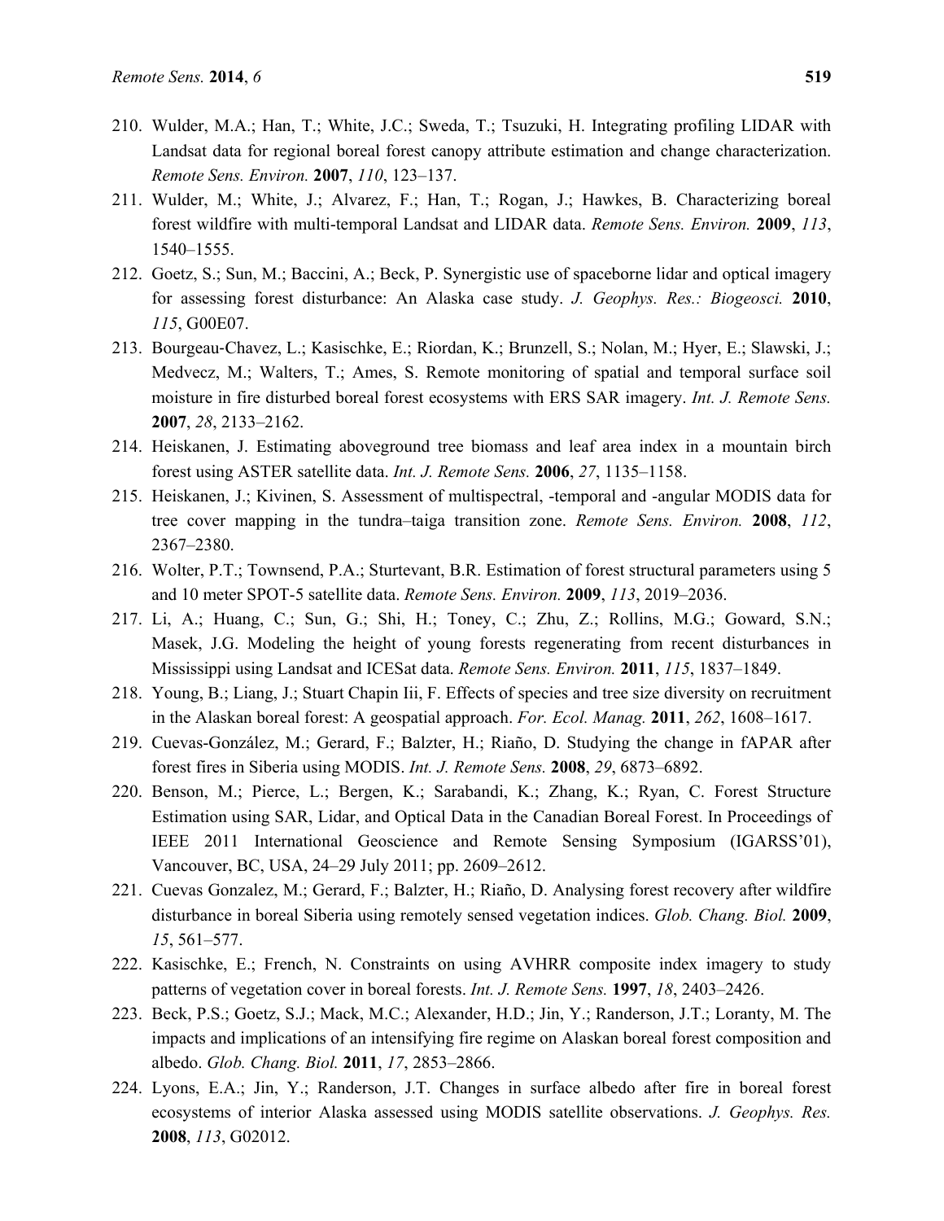210. Wulder, M.A.; Han, T.; White, J.C.; Sweda, T.; Tsuzuki, H. Integrating profiling LIDAR with Landsat data for regional boreal forest canopy attribute estimation and change characterization. *Remote Sens. Environ.* **2007**, *110*, 123–137.
211. Wulder, M.; White, J.; Alvarez, F.; Han, T.; Rogan, J.; Hawkes, B. Characterizing boreal forest wildfire with multi-temporal Landsat and LIDAR data. *Remote Sens. Environ.* **2009**, *113*, 1540–1555.
212. Goetz, S.; Sun, M.; Baccini, A.; Beck, P. Synergistic use of spaceborne lidar and optical imagery for assessing forest disturbance: An Alaska case study. *J. Geophys. Res.: Biogeosci.* **2010**, *115*, G00E07.
213. Bourgeau-Chavez, L.; Kasischke, E.; Riordan, K.; Brunzell, S.; Nolan, M.; Hyer, E.; Slawski, J.; Medvecz, M.; Walters, T.; Ames, S. Remote monitoring of spatial and temporal surface soil moisture in fire disturbed boreal forest ecosystems with ERS SAR imagery. *Int. J. Remote Sens.* **2007**, *28*, 2133–2162.
214. Heiskanen, J. Estimating aboveground tree biomass and leaf area index in a mountain birch forest using ASTER satellite data. *Int. J. Remote Sens.* **2006**, *27*, 1135–1158.
215. Heiskanen, J.; Kivinen, S. Assessment of multispectral, -temporal and -angular MODIS data for tree cover mapping in the tundra–taiga transition zone. *Remote Sens. Environ.* **2008**, *112*, 2367–2380.
216. Wolter, P.T.; Townsend, P.A.; Sturtevant, B.R. Estimation of forest structural parameters using 5 and 10 meter SPOT-5 satellite data. *Remote Sens. Environ.* **2009**, *113*, 2019–2036.
217. Li, A.; Huang, C.; Sun, G.; Shi, H.; Toney, C.; Zhu, Z.; Rollins, M.G.; Goward, S.N.; Masek, J.G. Modeling the height of young forests regenerating from recent disturbances in Mississippi using Landsat and ICESat data. *Remote Sens. Environ.* **2011**, *115*, 1837–1849.
218. Young, B.; Liang, J.; Stuart Chapin Iii, F. Effects of species and tree size diversity on recruitment in the Alaskan boreal forest: A geospatial approach. *For. Ecol. Manag.* **2011**, *262*, 1608–1617.
219. Cuevas-González, M.; Gerard, F.; Balzter, H.; Riaño, D. Studying the change in fAPAR after forest fires in Siberia using MODIS. *Int. J. Remote Sens.* **2008**, *29*, 6873–6892.
220. Benson, M.; Pierce, L.; Bergen, K.; Sarabandi, K.; Zhang, K.; Ryan, C. Forest Structure Estimation using SAR, Lidar, and Optical Data in the Canadian Boreal Forest. In Proceedings of IEEE 2011 International Geoscience and Remote Sensing Symposium (IGARSS'01), Vancouver, BC, USA, 24–29 July 2011; pp. 2609–2612.
221. Cuevas Gonzalez, M.; Gerard, F.; Balzter, H.; Riaño, D. Analysing forest recovery after wildfire disturbance in boreal Siberia using remotely sensed vegetation indices. *Glob. Chang. Biol.* **2009**, *15*, 561–577.
222. Kasischke, E.; French, N. Constraints on using AVHRR composite index imagery to study patterns of vegetation cover in boreal forests. *Int. J. Remote Sens.* **1997**, *18*, 2403–2426.
223. Beck, P.S.; Goetz, S.J.; Mack, M.C.; Alexander, H.D.; Jin, Y.; Randerson, J.T.; Loranty, M. The impacts and implications of an intensifying fire regime on Alaskan boreal forest composition and albedo. *Glob. Chang. Biol.* **2011**, *17*, 2853–2866.
224. Lyons, E.A.; Jin, Y.; Randerson, J.T. Changes in surface albedo after fire in boreal forest ecosystems of interior Alaska assessed using MODIS satellite observations. *J. Geophys. Res.* **2008**, *113*, G02012.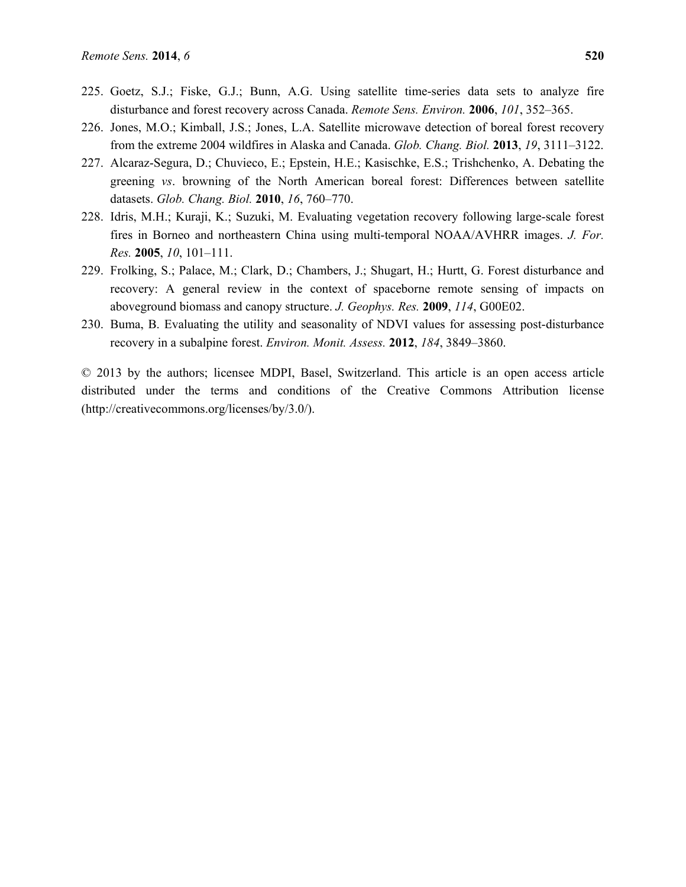225. Goetz, S.J.; Fiske, G.J.; Bunn, A.G. Using satellite time-series data sets to analyze fire disturbance and forest recovery across Canada. *Remote Sens. Environ.* **2006**, *101*, 352–365.
226. Jones, M.O.; Kimball, J.S.; Jones, L.A. Satellite microwave detection of boreal forest recovery from the extreme 2004 wildfires in Alaska and Canada. *Glob. Chang. Biol.* **2013**, *19*, 3111–3122.
227. Alcaraz-Segura, D.; Chuvieco, E.; Epstein, H.E.; Kasischke, E.S.; Trishchenko, A. Debating the greening *vs*. browning of the North American boreal forest: Differences between satellite datasets. *Glob. Chang. Biol.* **2010**, *16*, 760–770.
228. Idris, M.H.; Kuraji, K.; Suzuki, M. Evaluating vegetation recovery following large-scale forest fires in Borneo and northeastern China using multi-temporal NOAA/AVHRR images. *J. For. Res.* **2005**, *10*, 101–111.
229. Frolking, S.; Palace, M.; Clark, D.; Chambers, J.; Shugart, H.; Hurtt, G. Forest disturbance and recovery: A general review in the context of spaceborne remote sensing of impacts on aboveground biomass and canopy structure. *J. Geophys. Res.* **2009**, *114*, G00E02.
230. Buma, B. Evaluating the utility and seasonality of NDVI values for assessing post-disturbance recovery in a subalpine forest. *Environ. Monit. Assess.* **2012**, *184*, 3849–3860.

© 2013 by the authors; licensee MDPI, Basel, Switzerland. This article is an open access article distributed under the terms and conditions of the Creative Commons Attribution license (http://creativecommons.org/licenses/by/3.0/).